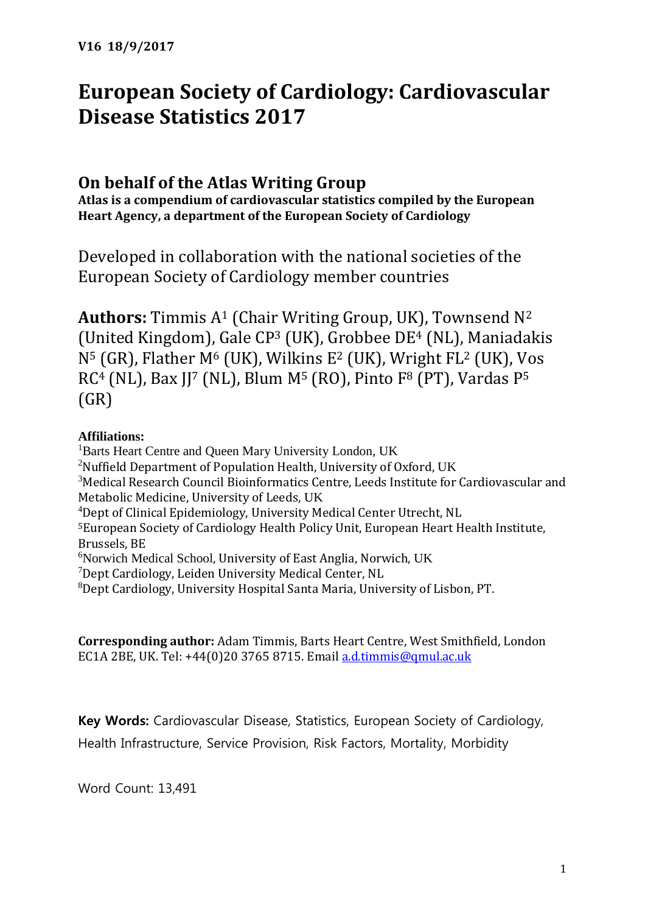**V16 18/9/2017**

# European Society of Cardiology: Cardiovascular Disease Statistics 2017

## On behalf of the Atlas Writing Group

**Atlas is a compendium of cardiovascular statistics compiled by the European Heart Agency, a department of the European Society of Cardiology**

Developed in collaboration with the national societies of the European Society of Cardiology member countries

**Authors:** Timmis A[1] (Chair Writing Group, UK), Townsend N[2] (United Kingdom), Gale CP[3] (UK), Grobbee DE[4] (NL), Maniadakis N[5] (GR), Flather M[6] (UK), Wilkins E[2] (UK), Wright FL[2] (UK), Vos RC[4] (NL), Bax JJ[7] (NL), Blum M[5] (RO), Pinto F[8] (PT), Vardas P[5] (GR)

**Affiliations:**

[1]Barts Heart Centre and Queen Mary University London, UK
[2]Nuffield Department of Population Health, University of Oxford, UK
[3]Medical Research Council Bioinformatics Centre, Leeds Institute for Cardiovascular and Metabolic Medicine, University of Leeds, UK
[4]Dept of Clinical Epidemiology, University Medical Center Utrecht, NL
[5]European Society of Cardiology Health Policy Unit, European Heart Health Institute, Brussels, BE
[6]Norwich Medical School, University of East Anglia, Norwich, UK
[7]Dept Cardiology, Leiden University Medical Center, NL
[8]Dept Cardiology, University Hospital Santa Maria, University of Lisbon, PT.

**Corresponding author:** Adam Timmis, Barts Heart Centre, West Smithfield, London EC1A 2BE, UK. Tel: +44(0)20 3765 8715. Email a.d.timmis@qmul.ac.uk

**Key Words:** Cardiovascular Disease, Statistics, European Society of Cardiology, Health Infrastructure, Service Provision, Risk Factors, Mortality, Morbidity

Word Count: 13,491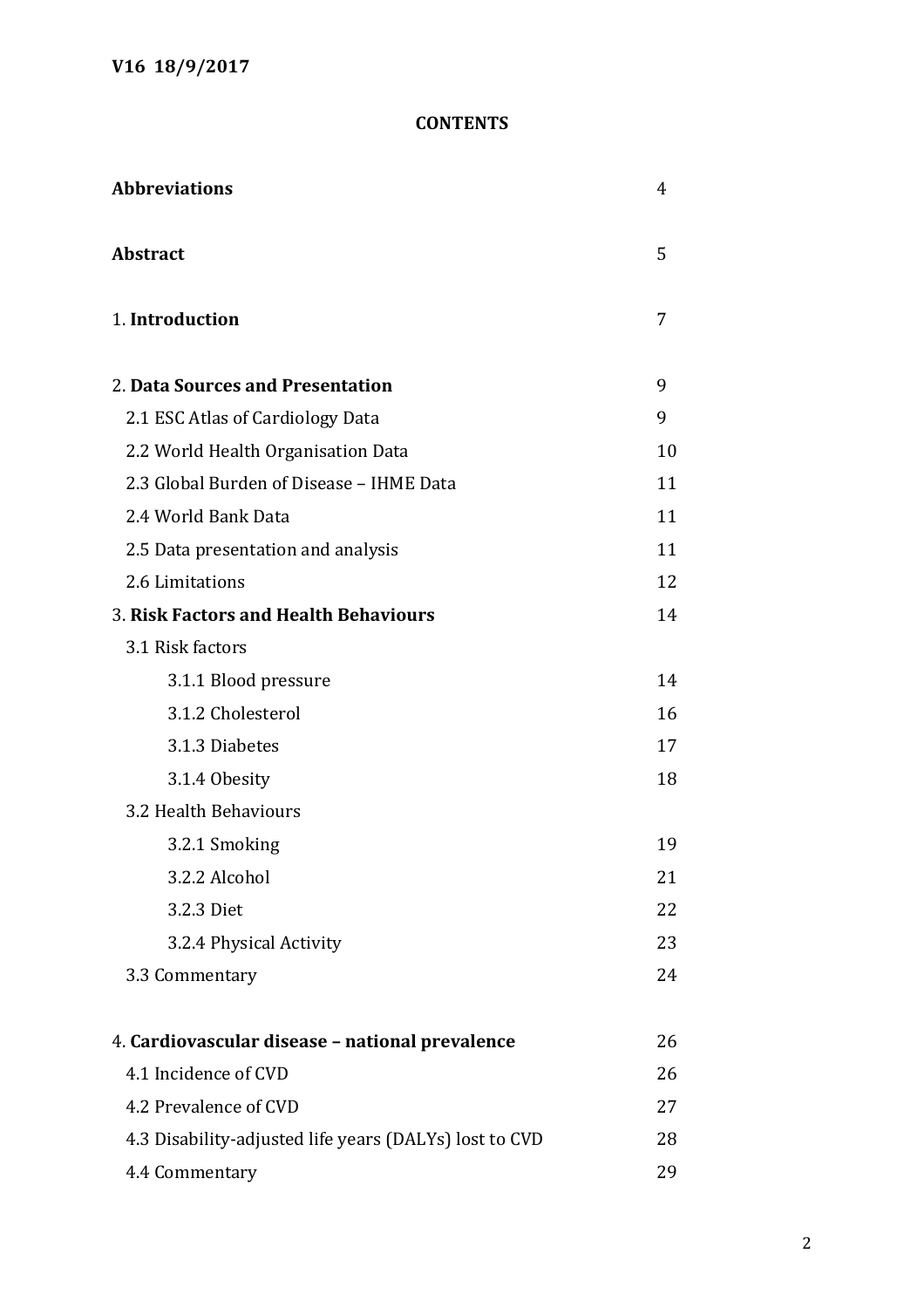**V16 18/9/2017**

## CONTENTS

| | |
|---|---|
| **Abbreviations** | 4 |
| **Abstract** | 5 |
| 1. **Introduction** | 7 |
| 2. **Data Sources and Presentation** | 9 |
| 2.1 ESC Atlas of Cardiology Data | 9 |
| 2.2 World Health Organisation Data | 10 |
| 2.3 Global Burden of Disease – IHME Data | 11 |
| 2.4 World Bank Data | 11 |
| 2.5 Data presentation and analysis | 11 |
| 2.6 Limitations | 12 |
| 3. **Risk Factors and Health Behaviours** | 14 |
| 3.1 Risk factors | |
| 3.1.1 Blood pressure | 14 |
| 3.1.2 Cholesterol | 16 |
| 3.1.3 Diabetes | 17 |
| 3.1.4 Obesity | 18 |
| 3.2 Health Behaviours | |
| 3.2.1 Smoking | 19 |
| 3.2.2 Alcohol | 21 |
| 3.2.3 Diet | 22 |
| 3.2.4 Physical Activity | 23 |
| 3.3 Commentary | 24 |
| 4. **Cardiovascular disease – national prevalence** | 26 |
| 4.1 Incidence of CVD | 26 |
| 4.2 Prevalence of CVD | 27 |
| 4.3 Disability-adjusted life years (DALYs) lost to CVD | 28 |
| 4.4 Commentary | 29 |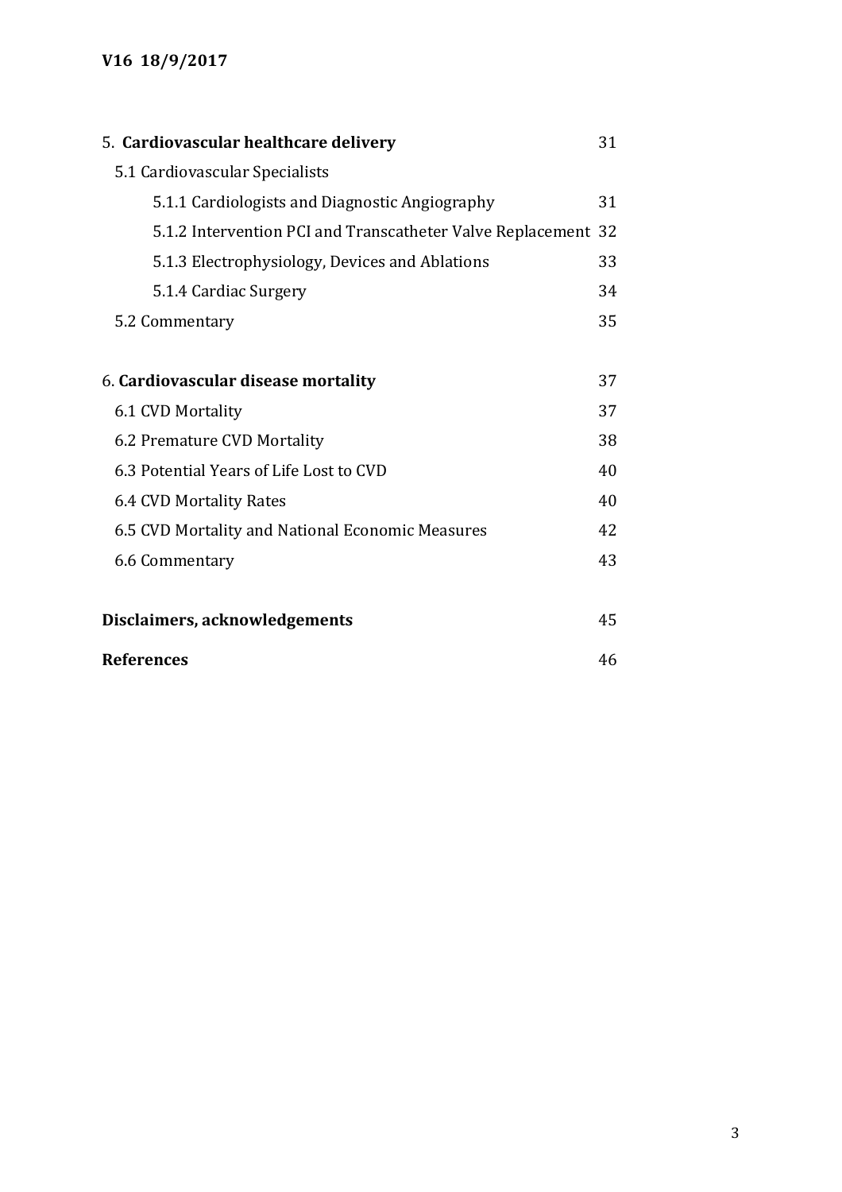5. **Cardiovascular healthcare delivery** 31

5.1 Cardiovascular Specialists

5.1.1 Cardiologists and Diagnostic Angiography 31

5.1.2 Intervention PCI and Transcatheter Valve Replacement 32

5.1.3 Electrophysiology, Devices and Ablations 33

5.1.4 Cardiac Surgery 34

5.2 Commentary 35

6. **Cardiovascular disease mortality** 37

6.1 CVD Mortality 37

6.2 Premature CVD Mortality 38

6.3 Potential Years of Life Lost to CVD 40

6.4 CVD Mortality Rates 40

6.5 CVD Mortality and National Economic Measures 42

6.6 Commentary 43

**Disclaimers, acknowledgements** 45

**References** 46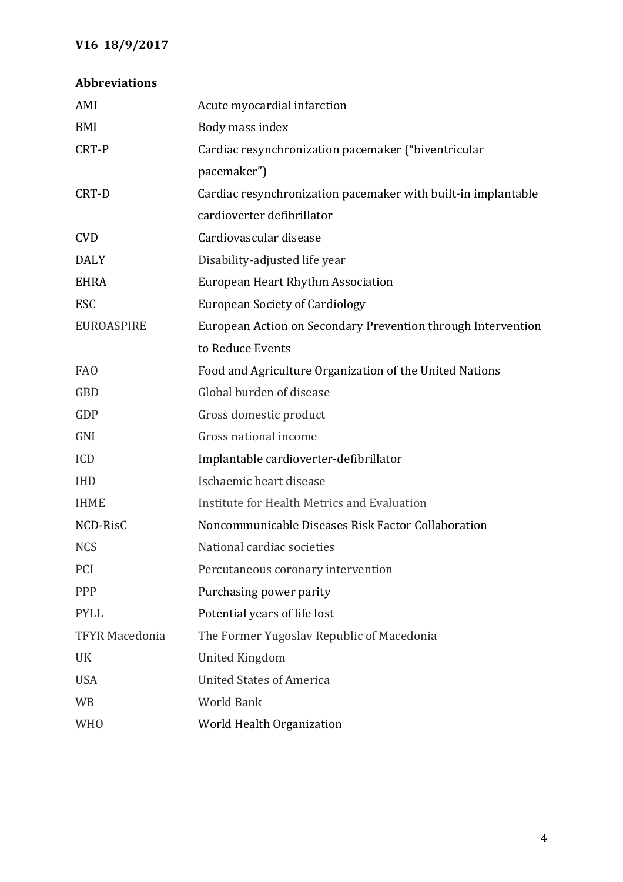**Abbreviations**

| | |
|---|---|
| AMI | Acute myocardial infarction |
| BMI | Body mass index |
| CRT-P | Cardiac resynchronization pacemaker ("biventricular pacemaker") |
| CRT-D | Cardiac resynchronization pacemaker with built-in implantable cardioverter defibrillator |
| CVD | Cardiovascular disease |
| DALY | Disability-adjusted life year |
| EHRA | European Heart Rhythm Association |
| ESC | European Society of Cardiology |
| EUROASPIRE | European Action on Secondary Prevention through Intervention to Reduce Events |
| FAO | Food and Agriculture Organization of the United Nations |
| GBD | Global burden of disease |
| GDP | Gross domestic product |
| GNI | Gross national income |
| ICD | Implantable cardioverter-defibrillator |
| IHD | Ischaemic heart disease |
| IHME | Institute for Health Metrics and Evaluation |
| NCD-RisC | Noncommunicable Diseases Risk Factor Collaboration |
| NCS | National cardiac societies |
| PCI | Percutaneous coronary intervention |
| PPP | Purchasing power parity |
| PYLL | Potential years of life lost |
| TFYR Macedonia | The Former Yugoslav Republic of Macedonia |
| UK | United Kingdom |
| USA | United States of America |
| WB | World Bank |
| WHO | World Health Organization |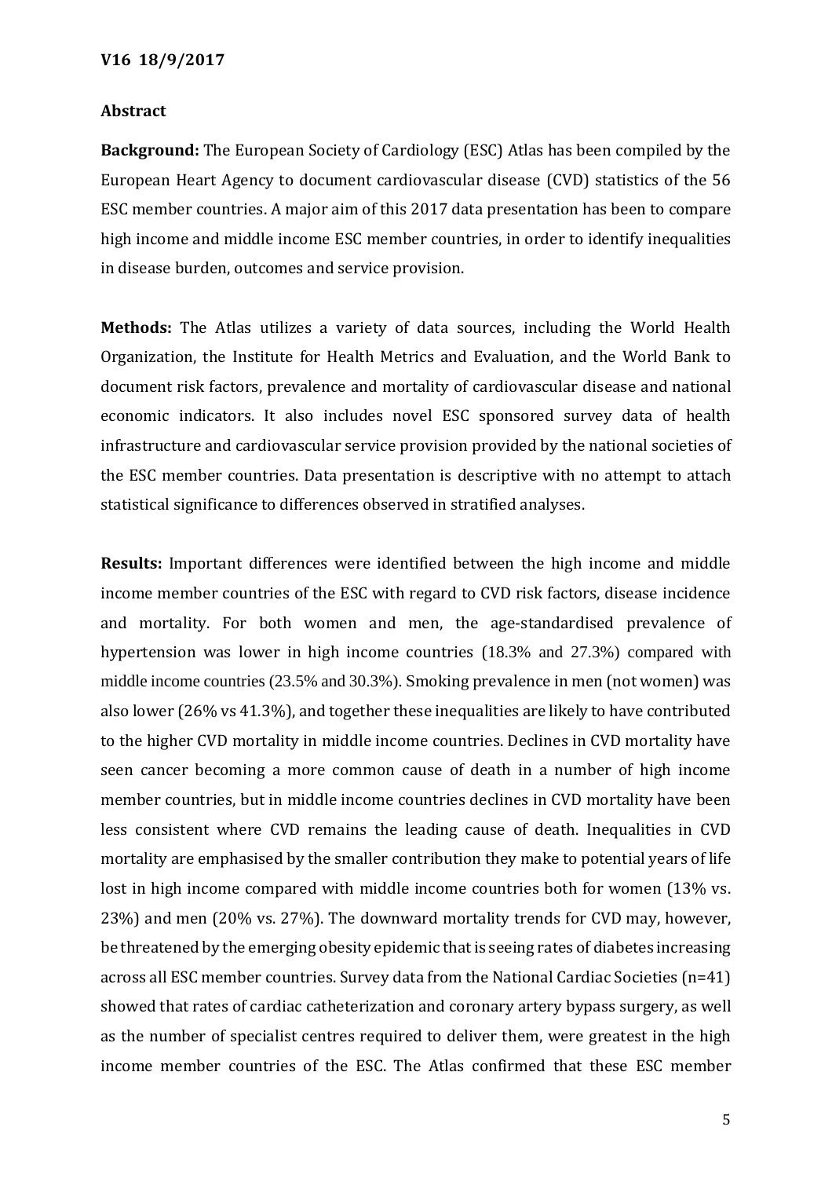V16 18/9/2017

## Abstract

**Background:** The European Society of Cardiology (ESC) Atlas has been compiled by the European Heart Agency to document cardiovascular disease (CVD) statistics of the 56 ESC member countries. A major aim of this 2017 data presentation has been to compare high income and middle income ESC member countries, in order to identify inequalities in disease burden, outcomes and service provision.

**Methods:** The Atlas utilizes a variety of data sources, including the World Health Organization, the Institute for Health Metrics and Evaluation, and the World Bank to document risk factors, prevalence and mortality of cardiovascular disease and national economic indicators. It also includes novel ESC sponsored survey data of health infrastructure and cardiovascular service provision provided by the national societies of the ESC member countries. Data presentation is descriptive with no attempt to attach statistical significance to differences observed in stratified analyses.

**Results:** Important differences were identified between the high income and middle income member countries of the ESC with regard to CVD risk factors, disease incidence and mortality. For both women and men, the age-standardised prevalence of hypertension was lower in high income countries (18.3% and 27.3%) compared with middle income countries (23.5% and 30.3%). Smoking prevalence in men (not women) was also lower (26% vs 41.3%), and together these inequalities are likely to have contributed to the higher CVD mortality in middle income countries. Declines in CVD mortality have seen cancer becoming a more common cause of death in a number of high income member countries, but in middle income countries declines in CVD mortality have been less consistent where CVD remains the leading cause of death. Inequalities in CVD mortality are emphasised by the smaller contribution they make to potential years of life lost in high income compared with middle income countries both for women (13% vs. 23%) and men (20% vs. 27%). The downward mortality trends for CVD may, however, be threatened by the emerging obesity epidemic that is seeing rates of diabetes increasing across all ESC member countries. Survey data from the National Cardiac Societies (n=41) showed that rates of cardiac catheterization and coronary artery bypass surgery, as well as the number of specialist centres required to deliver them, were greatest in the high income member countries of the ESC. The Atlas confirmed that these ESC member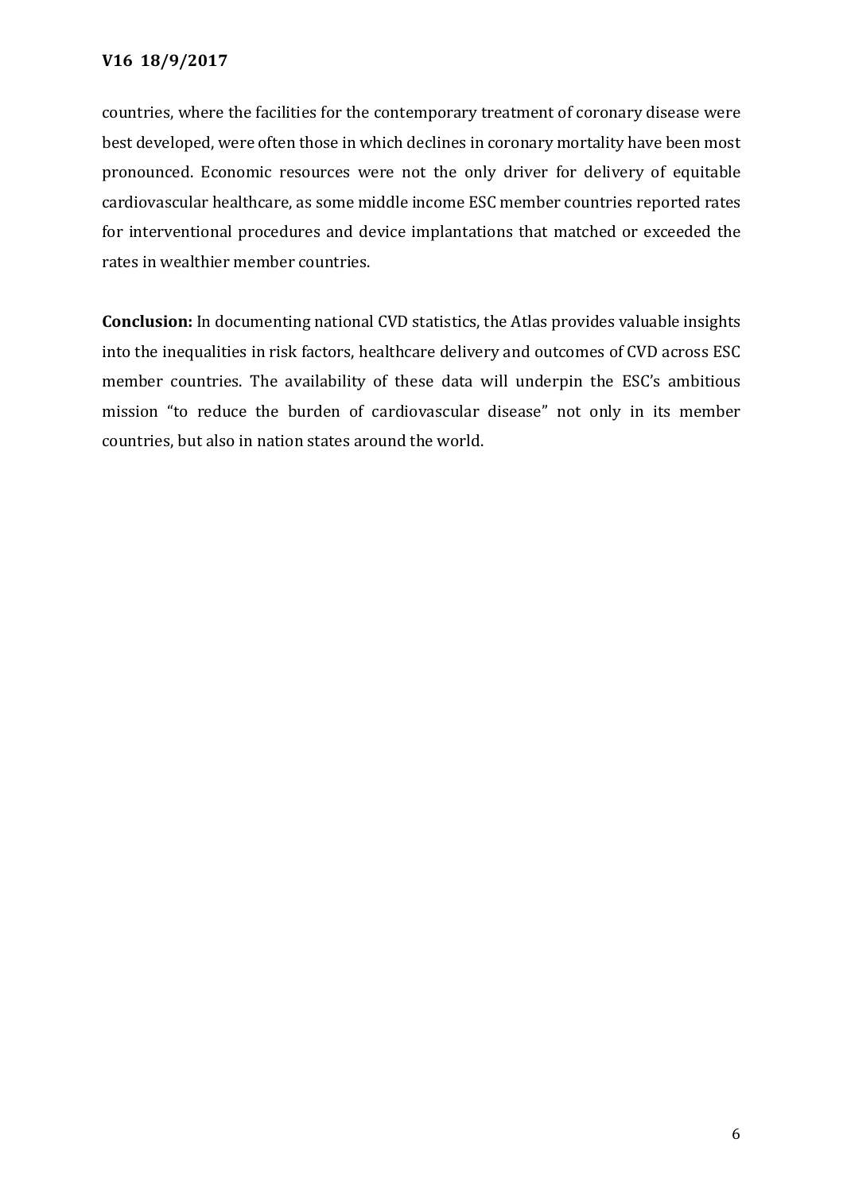countries, where the facilities for the contemporary treatment of coronary disease were best developed, were often those in which declines in coronary mortality have been most pronounced. Economic resources were not the only driver for delivery of equitable cardiovascular healthcare, as some middle income ESC member countries reported rates for interventional procedures and device implantations that matched or exceeded the rates in wealthier member countries.

**Conclusion:** In documenting national CVD statistics, the Atlas provides valuable insights into the inequalities in risk factors, healthcare delivery and outcomes of CVD across ESC member countries. The availability of these data will underpin the ESC's ambitious mission "to reduce the burden of cardiovascular disease" not only in its member countries, but also in nation states around the world.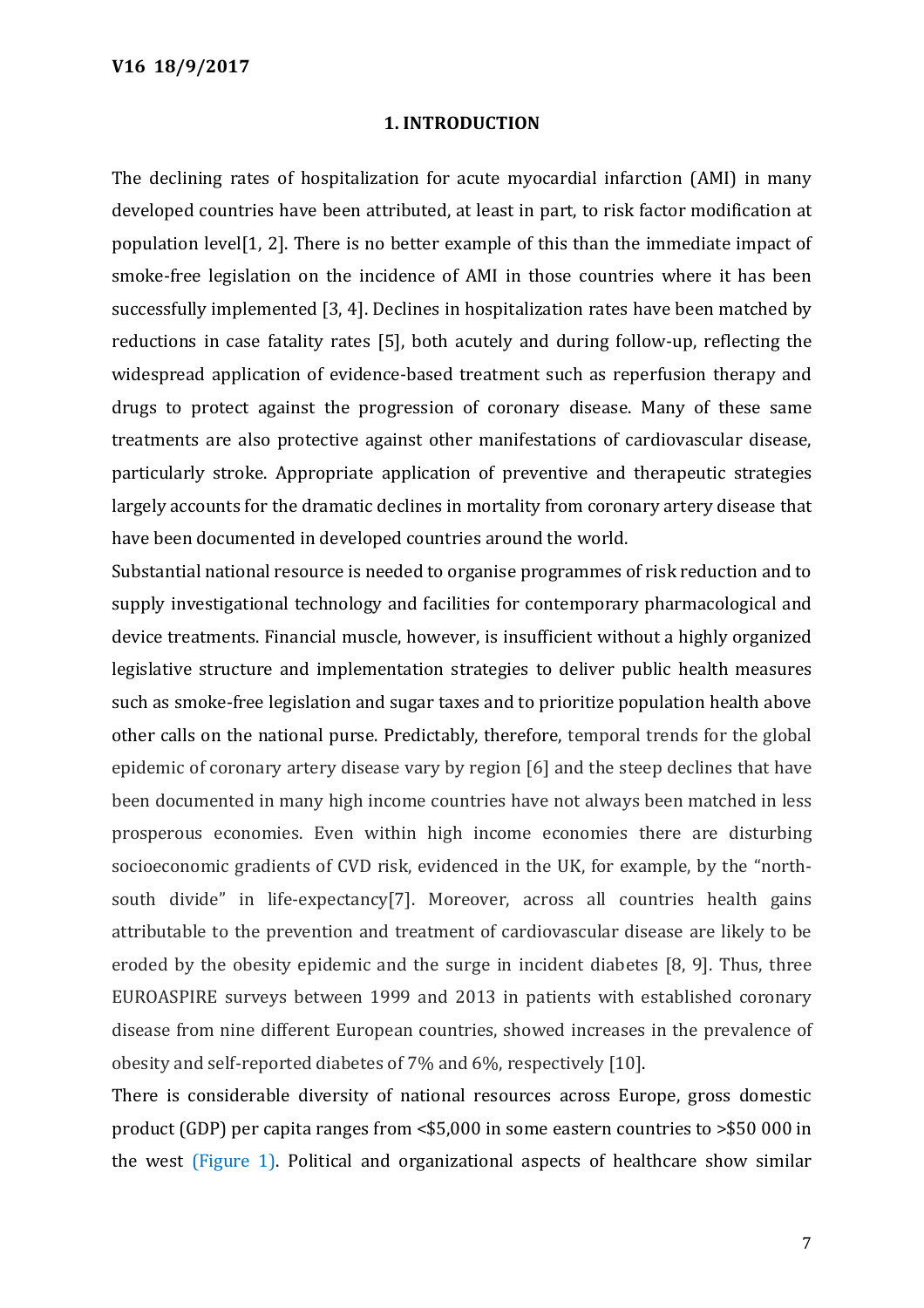## 1. INTRODUCTION

The declining rates of hospitalization for acute myocardial infarction (AMI) in many developed countries have been attributed, at least in part, to risk factor modification at population level[1, 2]. There is no better example of this than the immediate impact of smoke-free legislation on the incidence of AMI in those countries where it has been successfully implemented [3, 4]. Declines in hospitalization rates have been matched by reductions in case fatality rates [5], both acutely and during follow-up, reflecting the widespread application of evidence-based treatment such as reperfusion therapy and drugs to protect against the progression of coronary disease. Many of these same treatments are also protective against other manifestations of cardiovascular disease, particularly stroke. Appropriate application of preventive and therapeutic strategies largely accounts for the dramatic declines in mortality from coronary artery disease that have been documented in developed countries around the world.

Substantial national resource is needed to organise programmes of risk reduction and to supply investigational technology and facilities for contemporary pharmacological and device treatments. Financial muscle, however, is insufficient without a highly organized legislative structure and implementation strategies to deliver public health measures such as smoke-free legislation and sugar taxes and to prioritize population health above other calls on the national purse. Predictably, therefore, temporal trends for the global epidemic of coronary artery disease vary by region [6] and the steep declines that have been documented in many high income countries have not always been matched in less prosperous economies. Even within high income economies there are disturbing socioeconomic gradients of CVD risk, evidenced in the UK, for example, by the "north-south divide" in life-expectancy[7]. Moreover, across all countries health gains attributable to the prevention and treatment of cardiovascular disease are likely to be eroded by the obesity epidemic and the surge in incident diabetes [8, 9]. Thus, three EUROASPIRE surveys between 1999 and 2013 in patients with established coronary disease from nine different European countries, showed increases in the prevalence of obesity and self-reported diabetes of 7% and 6%, respectively [10].

There is considerable diversity of national resources across Europe, gross domestic product (GDP) per capita ranges from <$5,000 in some eastern countries to >$50 000 in the west (Figure 1). Political and organizational aspects of healthcare show similar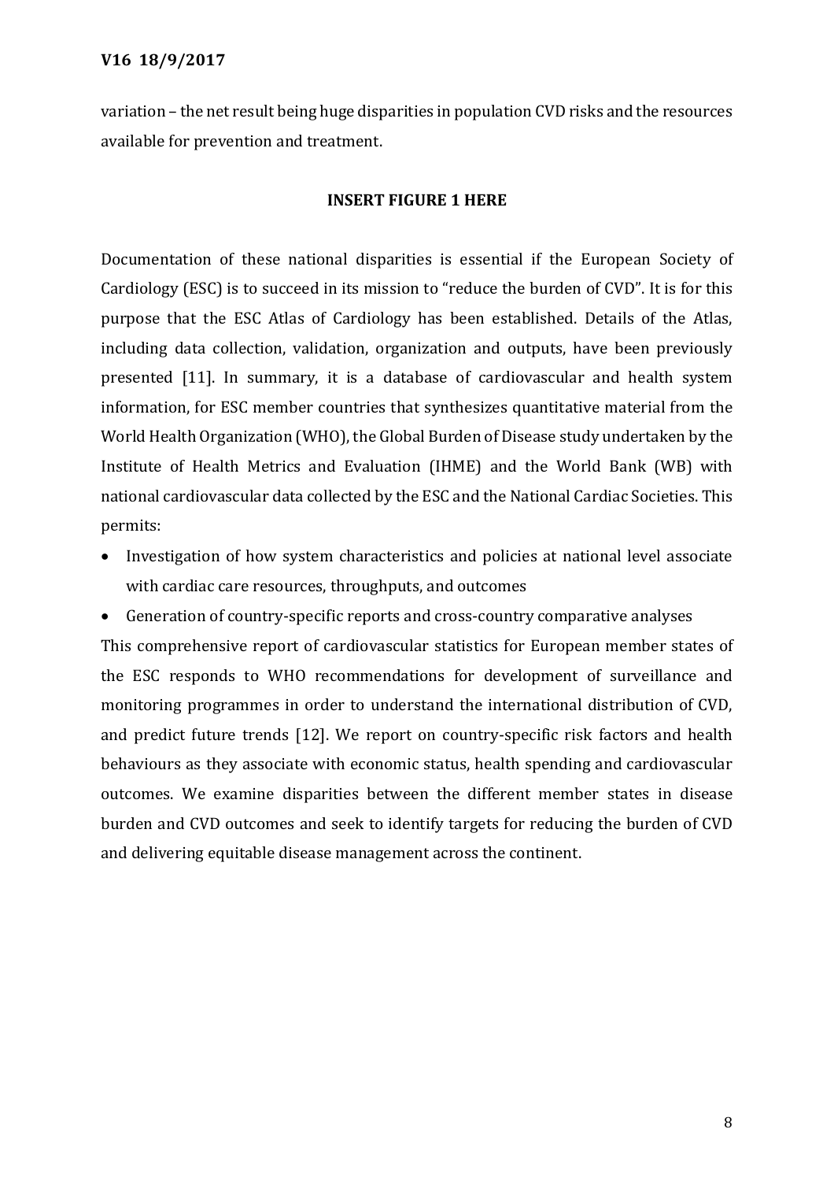variation – the net result being huge disparities in population CVD risks and the resources available for prevention and treatment.

**INSERT FIGURE 1 HERE**

Documentation of these national disparities is essential if the European Society of Cardiology (ESC) is to succeed in its mission to "reduce the burden of CVD". It is for this purpose that the ESC Atlas of Cardiology has been established. Details of the Atlas, including data collection, validation, organization and outputs, have been previously presented [11]. In summary, it is a database of cardiovascular and health system information, for ESC member countries that synthesizes quantitative material from the World Health Organization (WHO), the Global Burden of Disease study undertaken by the Institute of Health Metrics and Evaluation (IHME) and the World Bank (WB) with national cardiovascular data collected by the ESC and the National Cardiac Societies. This permits:

- Investigation of how system characteristics and policies at national level associate with cardiac care resources, throughputs, and outcomes
- Generation of country-specific reports and cross-country comparative analyses

This comprehensive report of cardiovascular statistics for European member states of the ESC responds to WHO recommendations for development of surveillance and monitoring programmes in order to understand the international distribution of CVD, and predict future trends [12]. We report on country-specific risk factors and health behaviours as they associate with economic status, health spending and cardiovascular outcomes. We examine disparities between the different member states in disease burden and CVD outcomes and seek to identify targets for reducing the burden of CVD and delivering equitable disease management across the continent.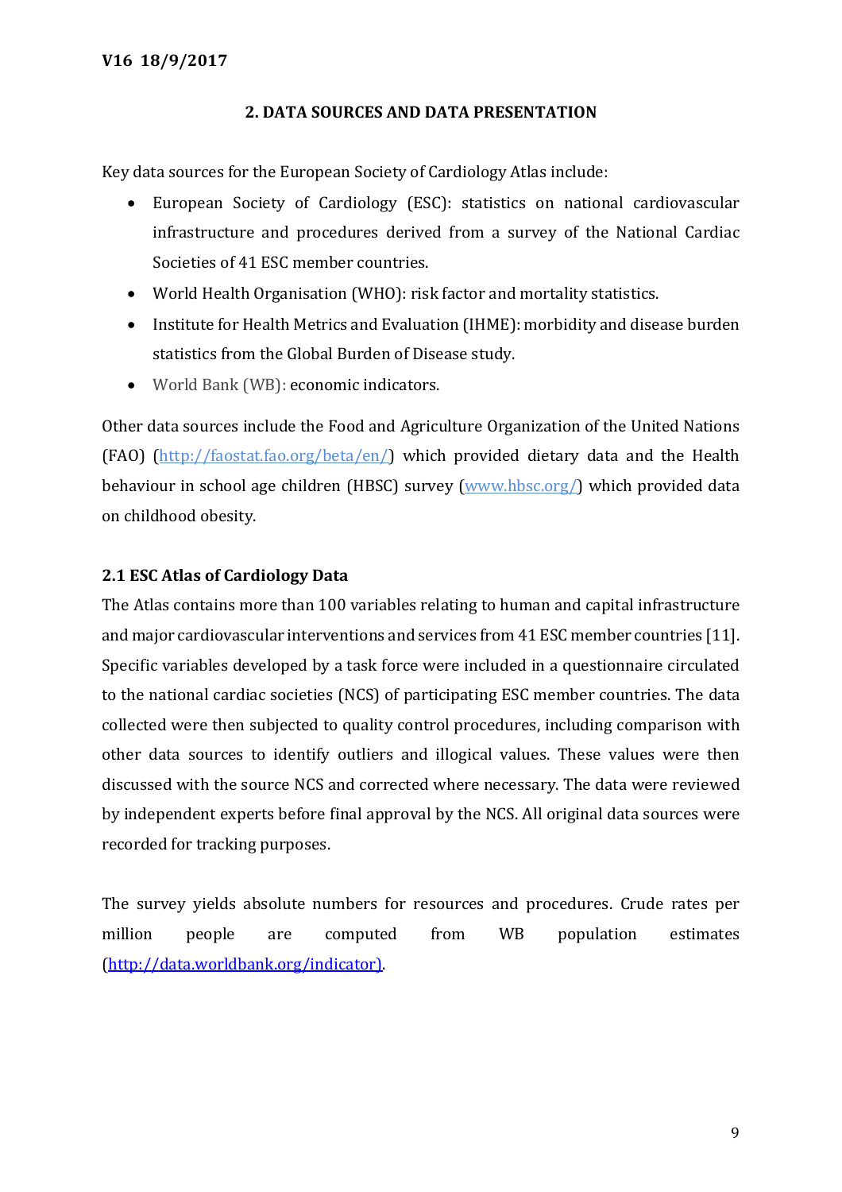## 2. DATA SOURCES AND DATA PRESENTATION

Key data sources for the European Society of Cardiology Atlas include:

- European Society of Cardiology (ESC): statistics on national cardiovascular infrastructure and procedures derived from a survey of the National Cardiac Societies of 41 ESC member countries.
- World Health Organisation (WHO): risk factor and mortality statistics.
- Institute for Health Metrics and Evaluation (IHME): morbidity and disease burden statistics from the Global Burden of Disease study.
- World Bank (WB): economic indicators.

Other data sources include the Food and Agriculture Organization of the United Nations (FAO) (http://faostat.fao.org/beta/en/) which provided dietary data and the Health behaviour in school age children (HBSC) survey (www.hbsc.org/) which provided data on childhood obesity.

### 2.1 ESC Atlas of Cardiology Data

The Atlas contains more than 100 variables relating to human and capital infrastructure and major cardiovascular interventions and services from 41 ESC member countries [11]. Specific variables developed by a task force were included in a questionnaire circulated to the national cardiac societies (NCS) of participating ESC member countries. The data collected were then subjected to quality control procedures, including comparison with other data sources to identify outliers and illogical values. These values were then discussed with the source NCS and corrected where necessary. The data were reviewed by independent experts before final approval by the NCS. All original data sources were recorded for tracking purposes.

The survey yields absolute numbers for resources and procedures. Crude rates per million people are computed from WB population estimates (http://data.worldbank.org/indicator).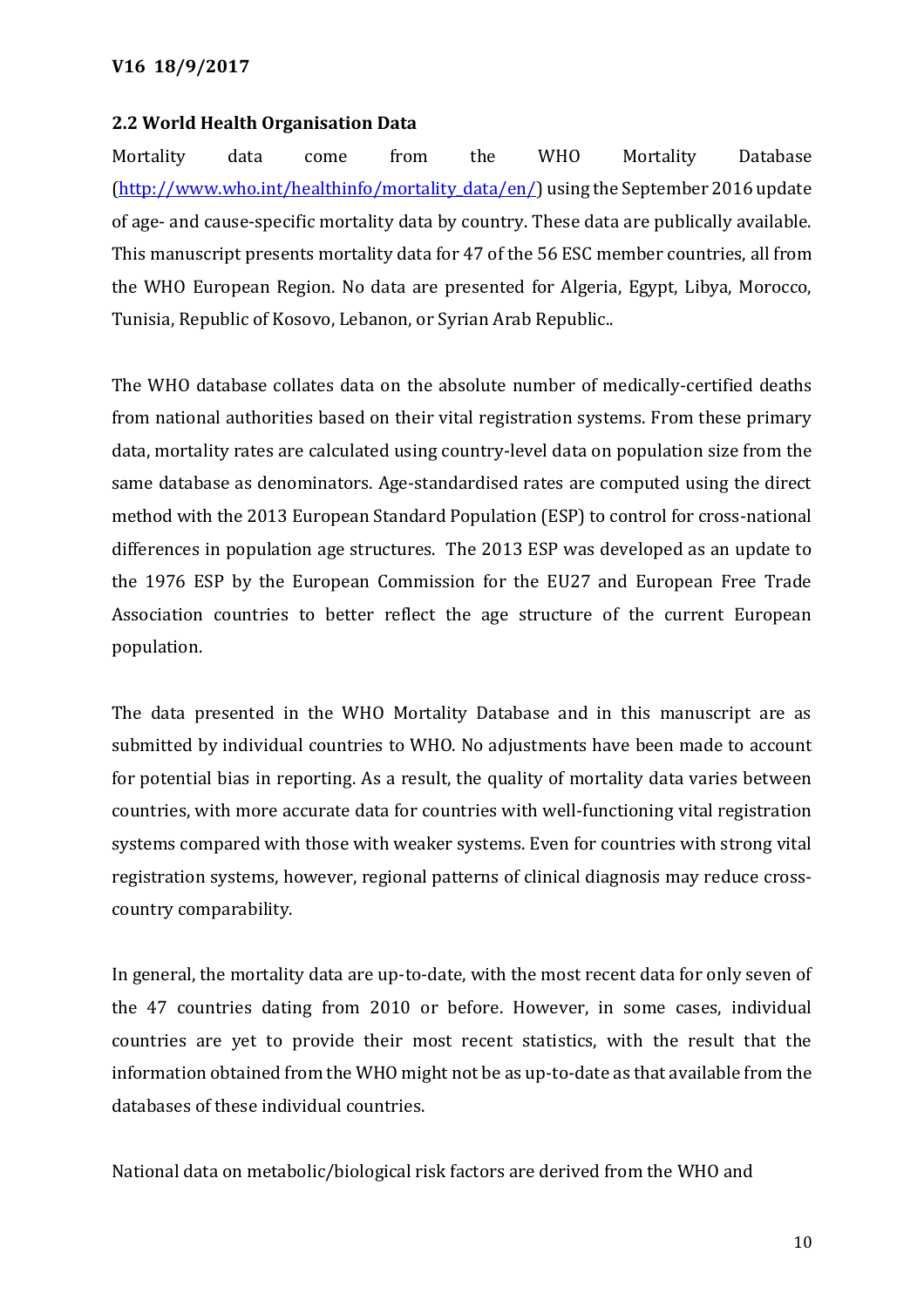## 2.2 World Health Organisation Data

Mortality data come from the WHO Mortality Database (http://www.who.int/healthinfo/mortality_data/en/) using the September 2016 update of age- and cause-specific mortality data by country. These data are publically available. This manuscript presents mortality data for 47 of the 56 ESC member countries, all from the WHO European Region. No data are presented for Algeria, Egypt, Libya, Morocco, Tunisia, Republic of Kosovo, Lebanon, or Syrian Arab Republic..

The WHO database collates data on the absolute number of medically-certified deaths from national authorities based on their vital registration systems. From these primary data, mortality rates are calculated using country-level data on population size from the same database as denominators. Age-standardised rates are computed using the direct method with the 2013 European Standard Population (ESP) to control for cross-national differences in population age structures. The 2013 ESP was developed as an update to the 1976 ESP by the European Commission for the EU27 and European Free Trade Association countries to better reflect the age structure of the current European population.

The data presented in the WHO Mortality Database and in this manuscript are as submitted by individual countries to WHO. No adjustments have been made to account for potential bias in reporting. As a result, the quality of mortality data varies between countries, with more accurate data for countries with well-functioning vital registration systems compared with those with weaker systems. Even for countries with strong vital registration systems, however, regional patterns of clinical diagnosis may reduce cross-country comparability.

In general, the mortality data are up-to-date, with the most recent data for only seven of the 47 countries dating from 2010 or before. However, in some cases, individual countries are yet to provide their most recent statistics, with the result that the information obtained from the WHO might not be as up-to-date as that available from the databases of these individual countries.

National data on metabolic/biological risk factors are derived from the WHO and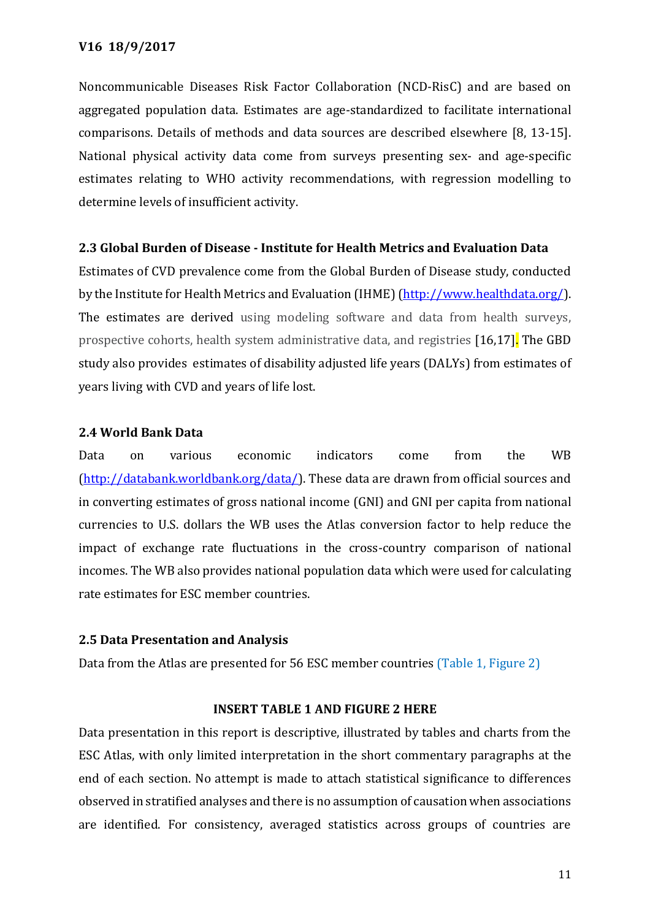Noncommunicable Diseases Risk Factor Collaboration (NCD-RisC) and are based on aggregated population data. Estimates are age-standardized to facilitate international comparisons. Details of methods and data sources are described elsewhere [8, 13-15]. National physical activity data come from surveys presenting sex- and age-specific estimates relating to WHO activity recommendations, with regression modelling to determine levels of insufficient activity.

### 2.3 Global Burden of Disease - Institute for Health Metrics and Evaluation Data

Estimates of CVD prevalence come from the Global Burden of Disease study, conducted by the Institute for Health Metrics and Evaluation (IHME) (http://www.healthdata.org/). The estimates are derived using modeling software and data from health surveys, prospective cohorts, health system administrative data, and registries [16,17]. The GBD study also provides estimates of disability adjusted life years (DALYs) from estimates of years living with CVD and years of life lost.

### 2.4 World Bank Data

Data on various economic indicators come from the WB (http://databank.worldbank.org/data/). These data are drawn from official sources and in converting estimates of gross national income (GNI) and GNI per capita from national currencies to U.S. dollars the WB uses the Atlas conversion factor to help reduce the impact of exchange rate fluctuations in the cross-country comparison of national incomes. The WB also provides national population data which were used for calculating rate estimates for ESC member countries.

### 2.5 Data Presentation and Analysis

Data from the Atlas are presented for 56 ESC member countries (Table 1, Figure 2)

**INSERT TABLE 1 AND FIGURE 2 HERE**

Data presentation in this report is descriptive, illustrated by tables and charts from the ESC Atlas, with only limited interpretation in the short commentary paragraphs at the end of each section. No attempt is made to attach statistical significance to differences observed in stratified analyses and there is no assumption of causation when associations are identified. For consistency, averaged statistics across groups of countries are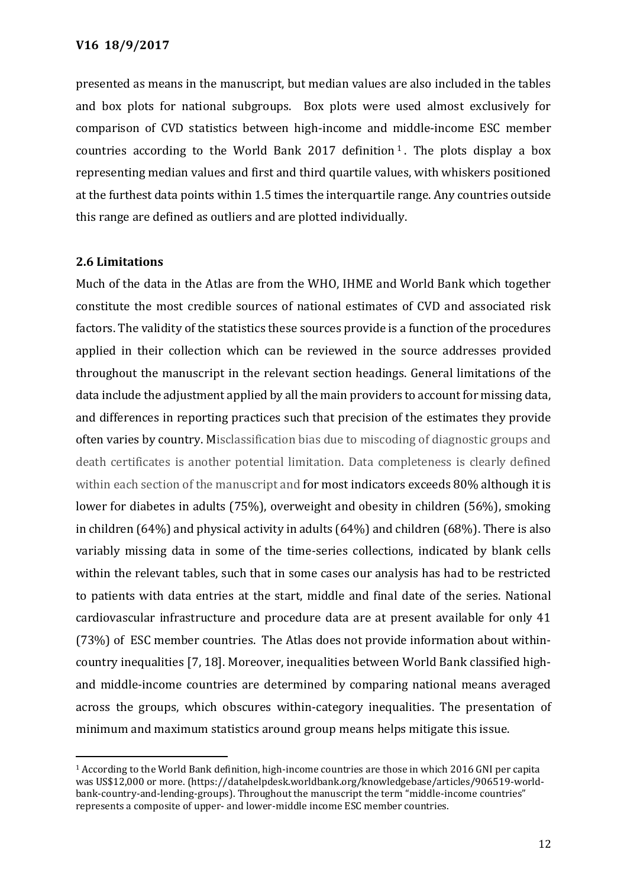presented as means in the manuscript, but median values are also included in the tables and box plots for national subgroups. Box plots were used almost exclusively for comparison of CVD statistics between high-income and middle-income ESC member countries according to the World Bank 2017 definition [1]. The plots display a box representing median values and first and third quartile values, with whiskers positioned at the furthest data points within 1.5 times the interquartile range. Any countries outside this range are defined as outliers and are plotted individually.

### 2.6 Limitations

Much of the data in the Atlas are from the WHO, IHME and World Bank which together constitute the most credible sources of national estimates of CVD and associated risk factors. The validity of the statistics these sources provide is a function of the procedures applied in their collection which can be reviewed in the source addresses provided throughout the manuscript in the relevant section headings. General limitations of the data include the adjustment applied by all the main providers to account for missing data, and differences in reporting practices such that precision of the estimates they provide often varies by country. Misclassification bias due to miscoding of diagnostic groups and death certificates is another potential limitation. Data completeness is clearly defined within each section of the manuscript and for most indicators exceeds 80% although it is lower for diabetes in adults (75%), overweight and obesity in children (56%), smoking in children (64%) and physical activity in adults (64%) and children (68%). There is also variably missing data in some of the time-series collections, indicated by blank cells within the relevant tables, such that in some cases our analysis has had to be restricted to patients with data entries at the start, middle and final date of the series. National cardiovascular infrastructure and procedure data are at present available for only 41 (73%) of ESC member countries. The Atlas does not provide information about within-country inequalities [7, 18]. Moreover, inequalities between World Bank classified high- and middle-income countries are determined by comparing national means averaged across the groups, which obscures within-category inequalities. The presentation of minimum and maximum statistics around group means helps mitigate this issue.

---

[1] According to the World Bank definition, high-income countries are those in which 2016 GNI per capita was US$12,000 or more. (https://datahelpdesk.worldbank.org/knowledgebase/articles/906519-world-bank-country-and-lending-groups). Throughout the manuscript the term "middle-income countries" represents a composite of upper- and lower-middle income ESC member countries.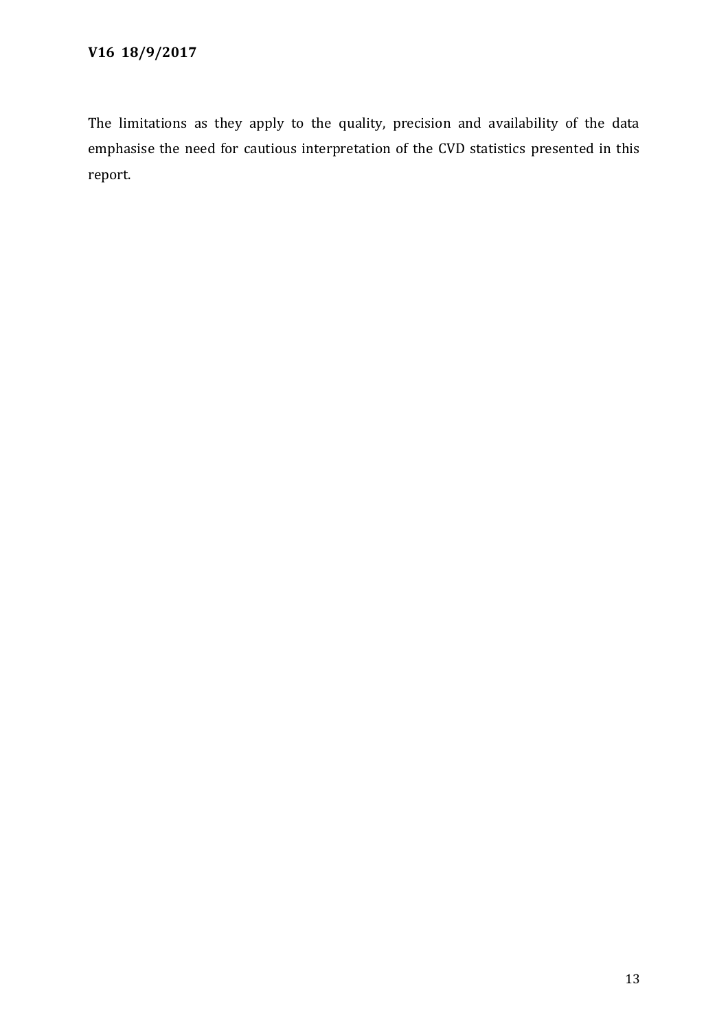The limitations as they apply to the quality, precision and availability of the data emphasise the need for cautious interpretation of the CVD statistics presented in this report.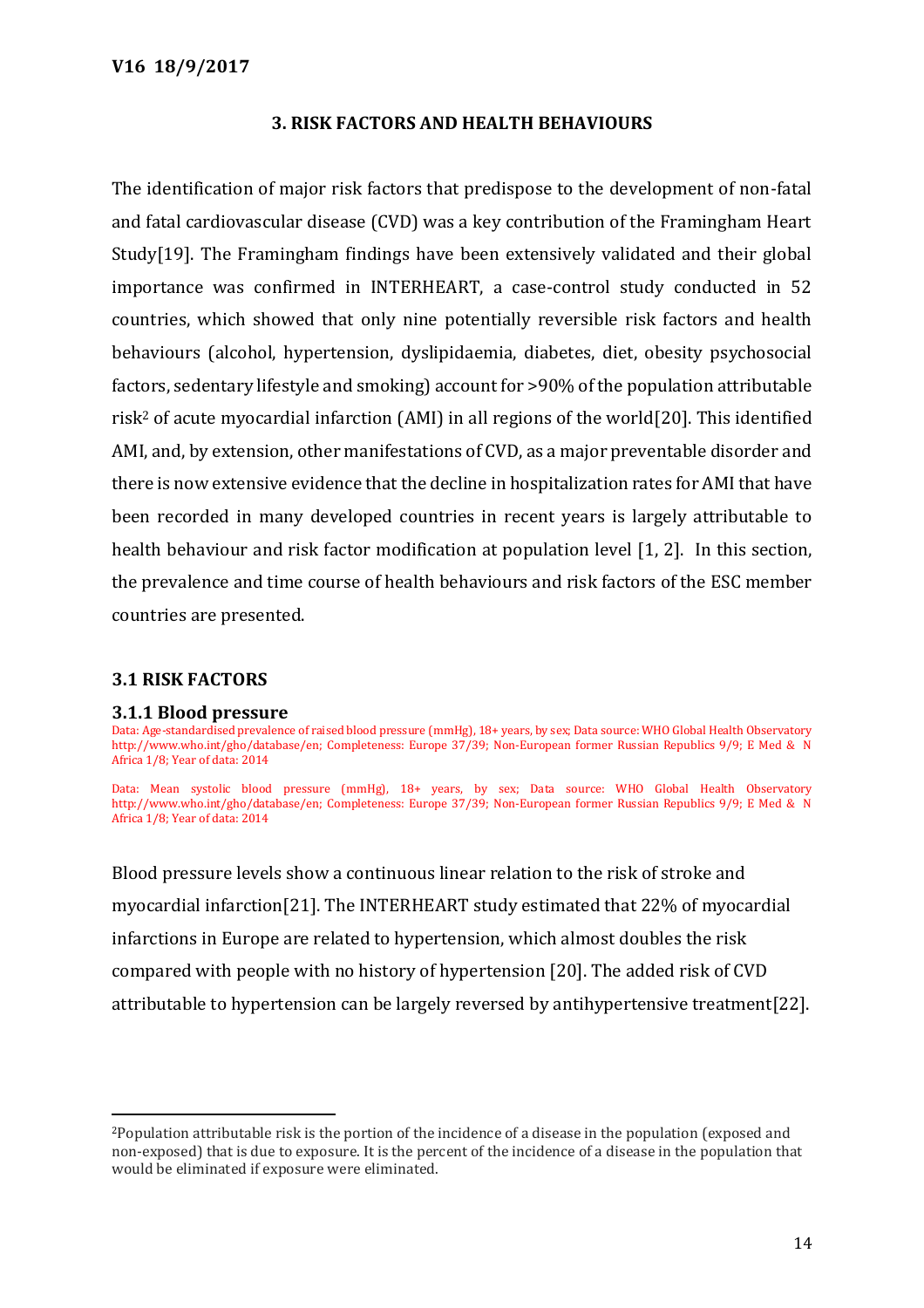# 3. RISK FACTORS AND HEALTH BEHAVIOURS

The identification of major risk factors that predispose to the development of non-fatal and fatal cardiovascular disease (CVD) was a key contribution of the Framingham Heart Study[19]. The Framingham findings have been extensively validated and their global importance was confirmed in INTERHEART, a case-control study conducted in 52 countries, which showed that only nine potentially reversible risk factors and health behaviours (alcohol, hypertension, dyslipidaemia, diabetes, diet, obesity psychosocial factors, sedentary lifestyle and smoking) account for >90% of the population attributable risk[2] of acute myocardial infarction (AMI) in all regions of the world[20]. This identified AMI, and, by extension, other manifestations of CVD, as a major preventable disorder and there is now extensive evidence that the decline in hospitalization rates for AMI that have been recorded in many developed countries in recent years is largely attributable to health behaviour and risk factor modification at population level [1, 2]. In this section, the prevalence and time course of health behaviours and risk factors of the ESC member countries are presented.

## 3.1 RISK FACTORS

### 3.1.1 Blood pressure

Data: Age-standardised prevalence of raised blood pressure (mmHg), 18+ years, by sex; Data source: WHO Global Health Observatory http://www.who.int/gho/database/en; Completeness: Europe 37/39; Non-European former Russian Republics 9/9; E Med & N Africa 1/8; Year of data: 2014

Data: Mean systolic blood pressure (mmHg), 18+ years, by sex; Data source: WHO Global Health Observatory http://www.who.int/gho/database/en; Completeness: Europe 37/39; Non-European former Russian Republics 9/9; E Med & N Africa 1/8; Year of data: 2014

Blood pressure levels show a continuous linear relation to the risk of stroke and myocardial infarction[21]. The INTERHEART study estimated that 22% of myocardial infarctions in Europe are related to hypertension, which almost doubles the risk compared with people with no history of hypertension [20]. The added risk of CVD attributable to hypertension can be largely reversed by antihypertensive treatment[22].

[2] Population attributable risk is the portion of the incidence of a disease in the population (exposed and non-exposed) that is due to exposure. It is the percent of the incidence of a disease in the population that would be eliminated if exposure were eliminated.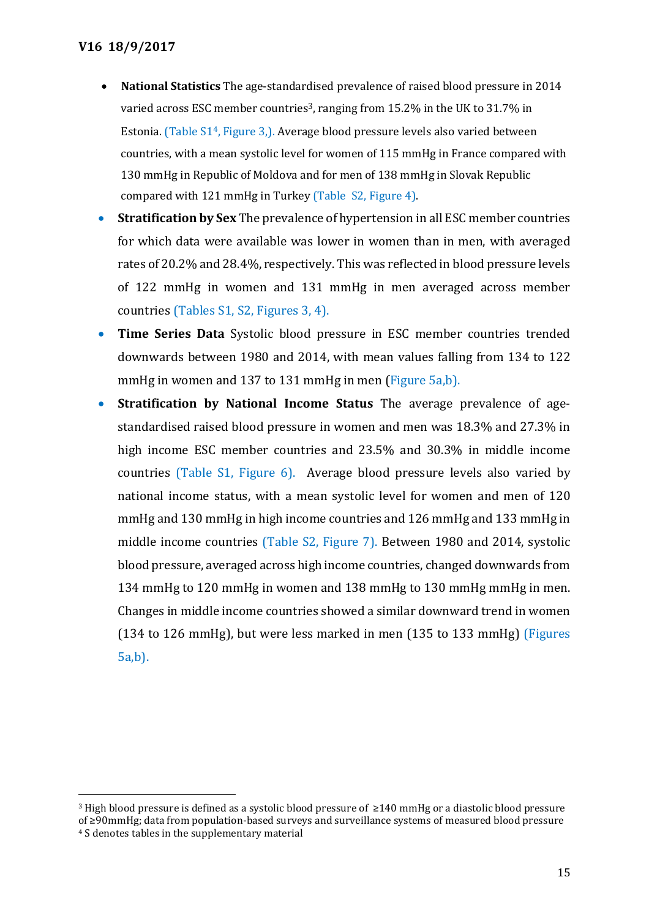- **National Statistics** The age-standardised prevalence of raised blood pressure in 2014 varied across ESC member countries[3], ranging from 15.2% in the UK to 31.7% in Estonia. (Table S1[4], Figure 3,). Average blood pressure levels also varied between countries, with a mean systolic level for women of 115 mmHg in France compared with 130 mmHg in Republic of Moldova and for men of 138 mmHg in Slovak Republic compared with 121 mmHg in Turkey (Table S2, Figure 4).
- **Stratification by Sex** The prevalence of hypertension in all ESC member countries for which data were available was lower in women than in men, with averaged rates of 20.2% and 28.4%, respectively. This was reflected in blood pressure levels of 122 mmHg in women and 131 mmHg in men averaged across member countries (Tables S1, S2, Figures 3, 4).
- **Time Series Data** Systolic blood pressure in ESC member countries trended downwards between 1980 and 2014, with mean values falling from 134 to 122 mmHg in women and 137 to 131 mmHg in men (Figure 5a,b).
- **Stratification by National Income Status** The average prevalence of age-standardised raised blood pressure in women and men was 18.3% and 27.3% in high income ESC member countries and 23.5% and 30.3% in middle income countries (Table S1, Figure 6). Average blood pressure levels also varied by national income status, with a mean systolic level for women and men of 120 mmHg and 130 mmHg in high income countries and 126 mmHg and 133 mmHg in middle income countries (Table S2, Figure 7). Between 1980 and 2014, systolic blood pressure, averaged across high income countries, changed downwards from 134 mmHg to 120 mmHg in women and 138 mmHg to 130 mmHg mmHg in men. Changes in middle income countries showed a similar downward trend in women (134 to 126 mmHg), but were less marked in men (135 to 133 mmHg) (Figures 5a,b).

[3] High blood pressure is defined as a systolic blood pressure of ≥140 mmHg or a diastolic blood pressure of ≥90mmHg; data from population-based surveys and surveillance systems of measured blood pressure

[4] S denotes tables in the supplementary material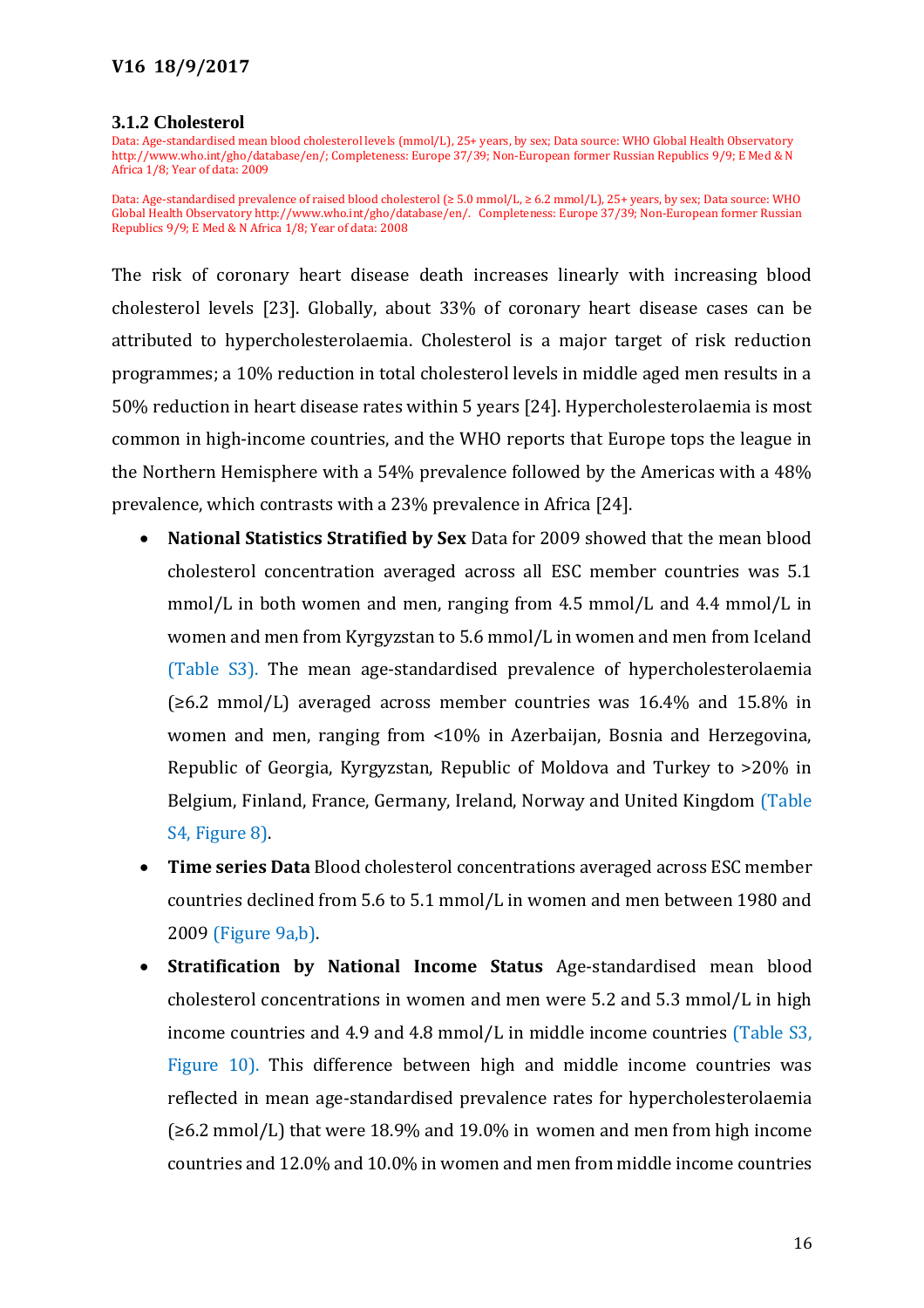### 3.1.2 Cholesterol

Data: Age-standardised mean blood cholesterol levels (mmol/L), 25+ years, by sex; Data source: WHO Global Health Observatory http://www.who.int/gho/database/en/; Completeness: Europe 37/39; Non-European former Russian Republics 9/9; E Med & N Africa 1/8; Year of data: 2009

Data: Age-standardised prevalence of raised blood cholesterol (≥ 5.0 mmol/L, ≥ 6.2 mmol/L), 25+ years, by sex; Data source: WHO Global Health Observatory http://www.who.int/gho/database/en/. Completeness: Europe 37/39; Non-European former Russian Republics 9/9; E Med & N Africa 1/8; Year of data: 2008

The risk of coronary heart disease death increases linearly with increasing blood cholesterol levels [23]. Globally, about 33% of coronary heart disease cases can be attributed to hypercholesterolaemia. Cholesterol is a major target of risk reduction programmes; a 10% reduction in total cholesterol levels in middle aged men results in a 50% reduction in heart disease rates within 5 years [24]. Hypercholesterolaemia is most common in high-income countries, and the WHO reports that Europe tops the league in the Northern Hemisphere with a 54% prevalence followed by the Americas with a 48% prevalence, which contrasts with a 23% prevalence in Africa [24].

- **National Statistics Stratified by Sex** Data for 2009 showed that the mean blood cholesterol concentration averaged across all ESC member countries was 5.1 mmol/L in both women and men, ranging from 4.5 mmol/L and 4.4 mmol/L in women and men from Kyrgyzstan to 5.6 mmol/L in women and men from Iceland (Table S3). The mean age-standardised prevalence of hypercholesterolaemia (≥6.2 mmol/L) averaged across member countries was 16.4% and 15.8% in women and men, ranging from <10% in Azerbaijan, Bosnia and Herzegovina, Republic of Georgia, Kyrgyzstan, Republic of Moldova and Turkey to >20% in Belgium, Finland, France, Germany, Ireland, Norway and United Kingdom (Table S4, Figure 8).
- **Time series Data** Blood cholesterol concentrations averaged across ESC member countries declined from 5.6 to 5.1 mmol/L in women and men between 1980 and 2009 (Figure 9a,b).
- **Stratification by National Income Status** Age-standardised mean blood cholesterol concentrations in women and men were 5.2 and 5.3 mmol/L in high income countries and 4.9 and 4.8 mmol/L in middle income countries (Table S3, Figure 10). This difference between high and middle income countries was reflected in mean age-standardised prevalence rates for hypercholesterolaemia (≥6.2 mmol/L) that were 18.9% and 19.0% in women and men from high income countries and 12.0% and 10.0% in women and men from middle income countries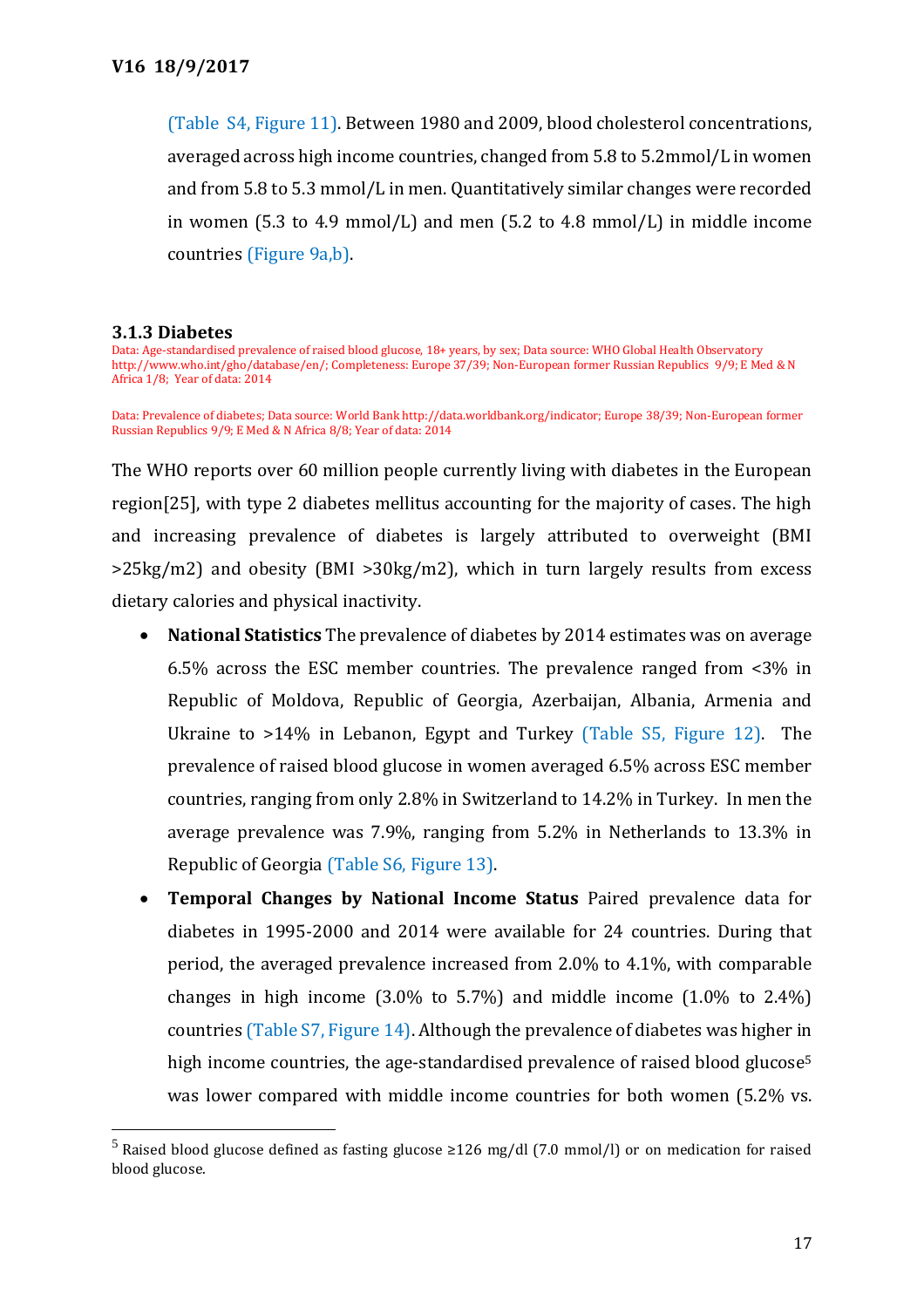(Table S4, Figure 11). Between 1980 and 2009, blood cholesterol concentrations, averaged across high income countries, changed from 5.8 to 5.2mmol/L in women and from 5.8 to 5.3 mmol/L in men. Quantitatively similar changes were recorded in women (5.3 to 4.9 mmol/L) and men (5.2 to 4.8 mmol/L) in middle income countries (Figure 9a,b).

### 3.1.3 Diabetes

Data: Age-standardised prevalence of raised blood glucose, 18+ years, by sex; Data source: WHO Global Health Observatory http://www.who.int/gho/database/en/; Completeness: Europe 37/39; Non-European former Russian Republics 9/9; E Med & N Africa 1/8; Year of data: 2014

Data: Prevalence of diabetes; Data source: World Bank http://data.worldbank.org/indicator; Europe 38/39; Non-European former Russian Republics 9/9; E Med & N Africa 8/8; Year of data: 2014

The WHO reports over 60 million people currently living with diabetes in the European region[25], with type 2 diabetes mellitus accounting for the majority of cases. The high and increasing prevalence of diabetes is largely attributed to overweight (BMI >25kg/m2) and obesity (BMI >30kg/m2), which in turn largely results from excess dietary calories and physical inactivity.

- **National Statistics** The prevalence of diabetes by 2014 estimates was on average 6.5% across the ESC member countries. The prevalence ranged from <3% in Republic of Moldova, Republic of Georgia, Azerbaijan, Albania, Armenia and Ukraine to >14% in Lebanon, Egypt and Turkey (Table S5, Figure 12). The prevalence of raised blood glucose in women averaged 6.5% across ESC member countries, ranging from only 2.8% in Switzerland to 14.2% in Turkey. In men the average prevalence was 7.9%, ranging from 5.2% in Netherlands to 13.3% in Republic of Georgia (Table S6, Figure 13).
- **Temporal Changes by National Income Status** Paired prevalence data for diabetes in 1995-2000 and 2014 were available for 24 countries. During that period, the averaged prevalence increased from 2.0% to 4.1%, with comparable changes in high income (3.0% to 5.7%) and middle income (1.0% to 2.4%) countries (Table S7, Figure 14). Although the prevalence of diabetes was higher in high income countries, the age-standardised prevalence of raised blood glucose[5] was lower compared with middle income countries for both women (5.2% vs.

[5] Raised blood glucose defined as fasting glucose ≥126 mg/dl (7.0 mmol/l) or on medication for raised blood glucose.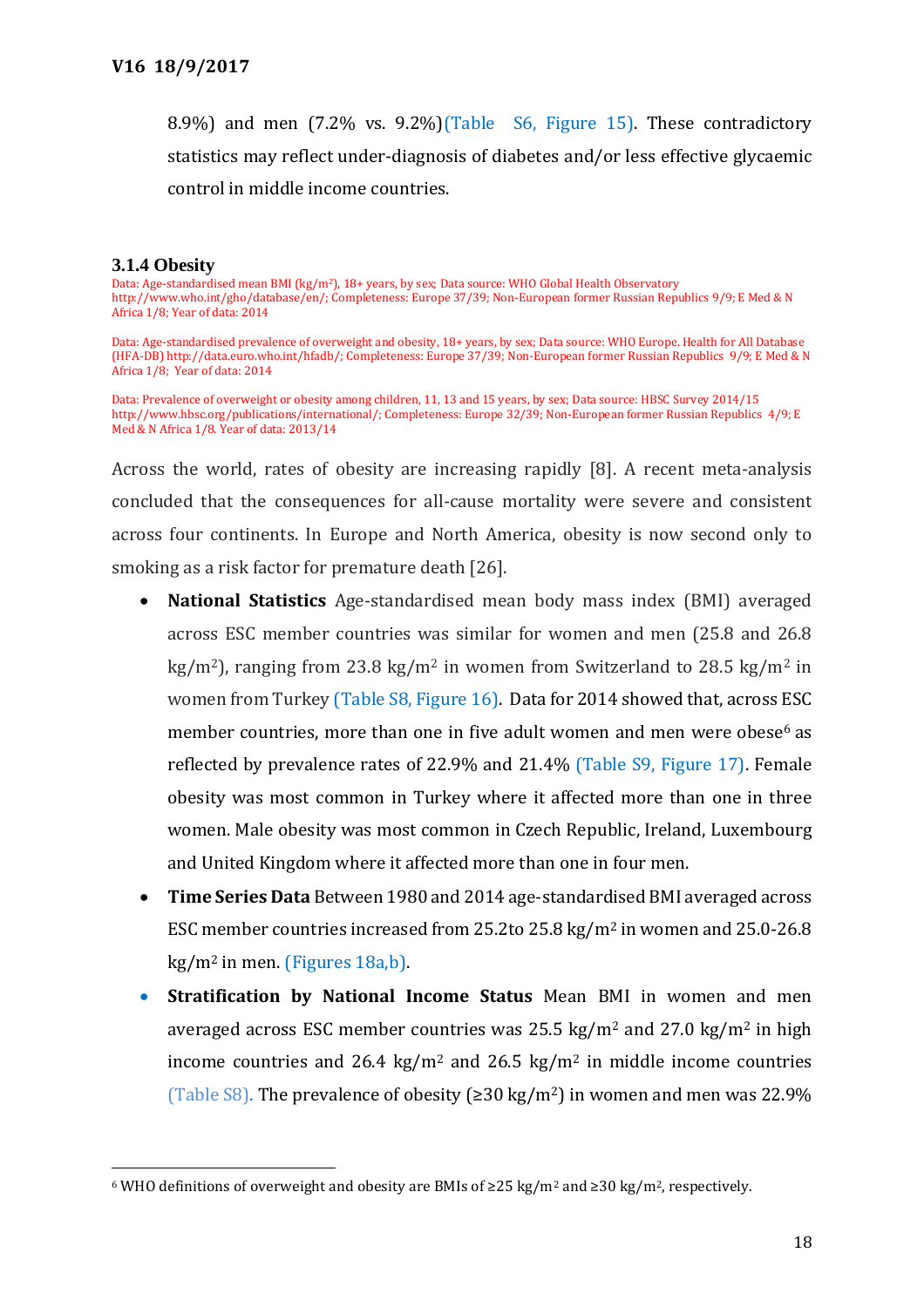8.9%) and men (7.2% vs. 9.2%)(Table S6, Figure 15). These contradictory statistics may reflect under-diagnosis of diabetes and/or less effective glycaemic control in middle income countries.

### 3.1.4 Obesity

Data: Age-standardised mean BMI (kg/m$^2$), 18+ years, by sex; Data source: WHO Global Health Observatory http://www.who.int/gho/database/en/; Completeness: Europe 37/39; Non-European former Russian Republics 9/9; E Med & N Africa 1/8; Year of data: 2014

Data: Age-standardised prevalence of overweight and obesity, 18+ years, by sex; Data source: WHO Europe. Health for All Database (HFA-DB) http://data.euro.who.int/hfadb/; Completeness: Europe 37/39; Non-European former Russian Republics 9/9; E Med & N Africa 1/8; Year of data: 2014

Data: Prevalence of overweight or obesity among children, 11, 13 and 15 years, by sex; Data source: HBSC Survey 2014/15 http://www.hbsc.org/publications/international/; Completeness: Europe 32/39; Non-European former Russian Republics 4/9; E Med & N Africa 1/8. Year of data: 2013/14

Across the world, rates of obesity are increasing rapidly [8]. A recent meta-analysis concluded that the consequences for all-cause mortality were severe and consistent across four continents. In Europe and North America, obesity is now second only to smoking as a risk factor for premature death [26].

- **National Statistics** Age-standardised mean body mass index (BMI) averaged across ESC member countries was similar for women and men (25.8 and 26.8 kg/m$^2$), ranging from 23.8 kg/m$^2$ in women from Switzerland to 28.5 kg/m$^2$ in women from Turkey (Table S8, Figure 16). Data for 2014 showed that, across ESC member countries, more than one in five adult women and men were obese[6] as reflected by prevalence rates of 22.9% and 21.4% (Table S9, Figure 17). Female obesity was most common in Turkey where it affected more than one in three women. Male obesity was most common in Czech Republic, Ireland, Luxembourg and United Kingdom where it affected more than one in four men.
- **Time Series Data** Between 1980 and 2014 age-standardised BMI averaged across ESC member countries increased from 25.2to 25.8 kg/m$^2$ in women and 25.0-26.8 kg/m$^2$ in men. (Figures 18a,b).
- **Stratification by National Income Status** Mean BMI in women and men averaged across ESC member countries was 25.5 kg/m$^2$ and 27.0 kg/m$^2$ in high income countries and 26.4 kg/m$^2$ and 26.5 kg/m$^2$ in middle income countries (Table S8). The prevalence of obesity (≥30 kg/m$^2$) in women and men was 22.9%

[6] WHO definitions of overweight and obesity are BMIs of ≥25 kg/m$^2$ and ≥30 kg/m$^2$, respectively.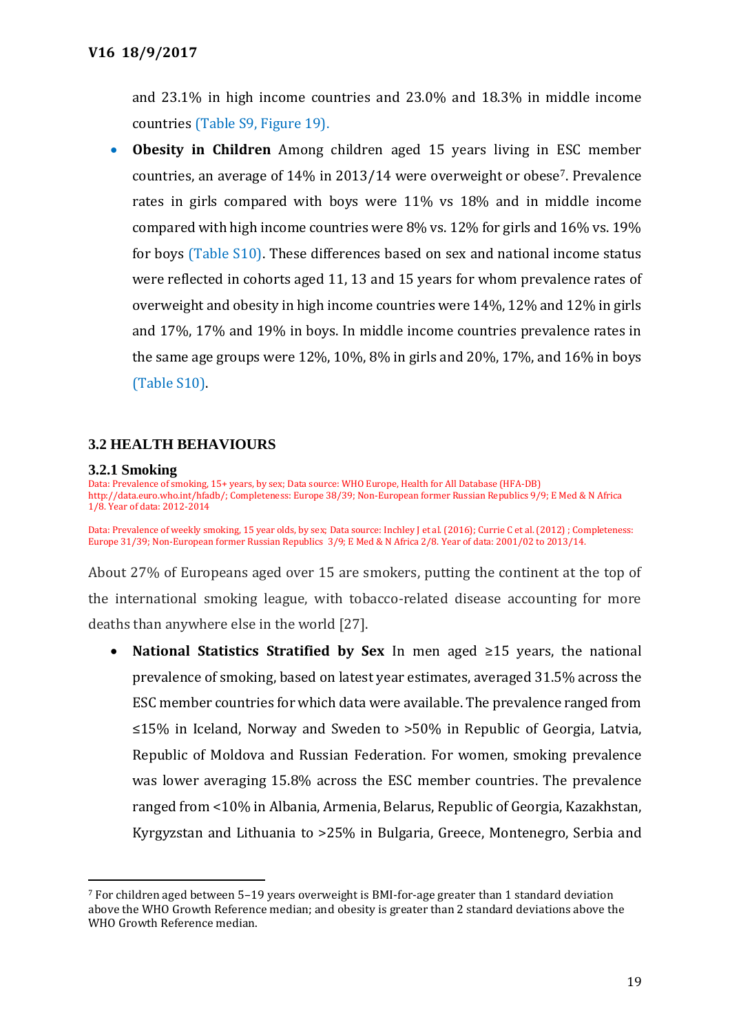and 23.1% in high income countries and 23.0% and 18.3% in middle income countries (Table S9, Figure 19).

- **Obesity in Children** Among children aged 15 years living in ESC member countries, an average of 14% in 2013/14 were overweight or obese[7]. Prevalence rates in girls compared with boys were 11% vs 18% and in middle income compared with high income countries were 8% vs. 12% for girls and 16% vs. 19% for boys (Table S10). These differences based on sex and national income status were reflected in cohorts aged 11, 13 and 15 years for whom prevalence rates of overweight and obesity in high income countries were 14%, 12% and 12% in girls and 17%, 17% and 19% in boys. In middle income countries prevalence rates in the same age groups were 12%, 10%, 8% in girls and 20%, 17%, and 16% in boys (Table S10).

## 3.2 HEALTH BEHAVIOURS

### 3.2.1 Smoking

Data: Prevalence of smoking, 15+ years, by sex; Data source: WHO Europe, Health for All Database (HFA-DB) http://data.euro.who.int/hfadb/; Completeness: Europe 38/39; Non-European former Russian Republics 9/9; E Med & N Africa 1/8. Year of data: 2012-2014

Data: Prevalence of weekly smoking, 15 year olds, by sex; Data source: Inchley J et al. (2016); Currie C et al. (2012) ; Completeness: Europe 31/39; Non-European former Russian Republics 3/9; E Med & N Africa 2/8. Year of data: 2001/02 to 2013/14.

About 27% of Europeans aged over 15 are smokers, putting the continent at the top of the international smoking league, with tobacco-related disease accounting for more deaths than anywhere else in the world [27].

- **National Statistics Stratified by Sex** In men aged ≥15 years, the national prevalence of smoking, based on latest year estimates, averaged 31.5% across the ESC member countries for which data were available. The prevalence ranged from ≤15% in Iceland, Norway and Sweden to >50% in Republic of Georgia, Latvia, Republic of Moldova and Russian Federation. For women, smoking prevalence was lower averaging 15.8% across the ESC member countries. The prevalence ranged from <10% in Albania, Armenia, Belarus, Republic of Georgia, Kazakhstan, Kyrgyzstan and Lithuania to >25% in Bulgaria, Greece, Montenegro, Serbia and

---

[7] For children aged between 5–19 years overweight is BMI-for-age greater than 1 standard deviation above the WHO Growth Reference median; and obesity is greater than 2 standard deviations above the WHO Growth Reference median.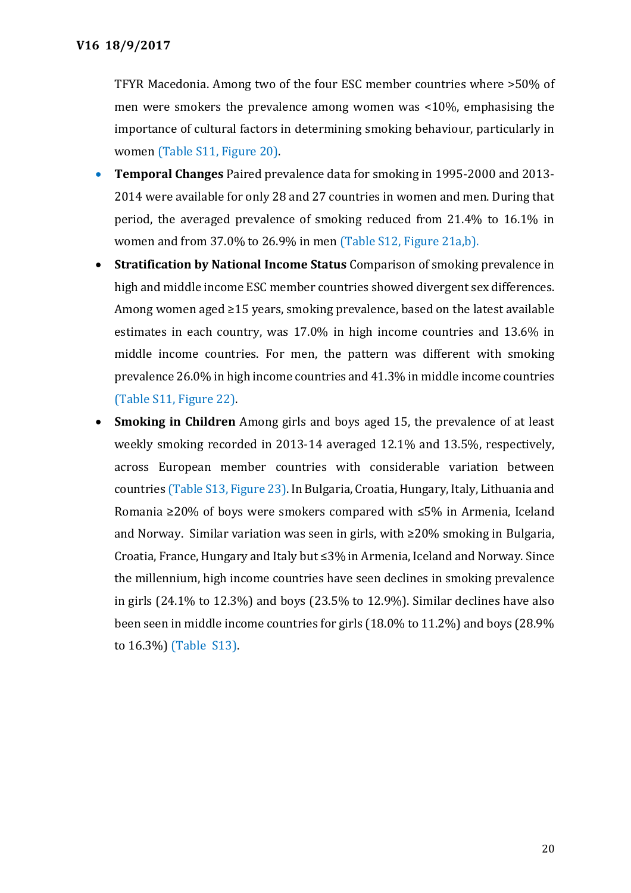TFYR Macedonia. Among two of the four ESC member countries where >50% of men were smokers the prevalence among women was <10%, emphasising the importance of cultural factors in determining smoking behaviour, particularly in women (Table S11, Figure 20).

- **Temporal Changes** Paired prevalence data for smoking in 1995-2000 and 2013-2014 were available for only 28 and 27 countries in women and men. During that period, the averaged prevalence of smoking reduced from 21.4% to 16.1% in women and from 37.0% to 26.9% in men (Table S12, Figure 21a,b).
- **Stratification by National Income Status** Comparison of smoking prevalence in high and middle income ESC member countries showed divergent sex differences. Among women aged ≥15 years, smoking prevalence, based on the latest available estimates in each country, was 17.0% in high income countries and 13.6% in middle income countries. For men, the pattern was different with smoking prevalence 26.0% in high income countries and 41.3% in middle income countries (Table S11, Figure 22).
- **Smoking in Children** Among girls and boys aged 15, the prevalence of at least weekly smoking recorded in 2013-14 averaged 12.1% and 13.5%, respectively, across European member countries with considerable variation between countries (Table S13, Figure 23). In Bulgaria, Croatia, Hungary, Italy, Lithuania and Romania ≥20% of boys were smokers compared with ≤5% in Armenia, Iceland and Norway. Similar variation was seen in girls, with ≥20% smoking in Bulgaria, Croatia, France, Hungary and Italy but ≤3% in Armenia, Iceland and Norway. Since the millennium, high income countries have seen declines in smoking prevalence in girls (24.1% to 12.3%) and boys (23.5% to 12.9%). Similar declines have also been seen in middle income countries for girls (18.0% to 11.2%) and boys (28.9% to 16.3%) (Table S13).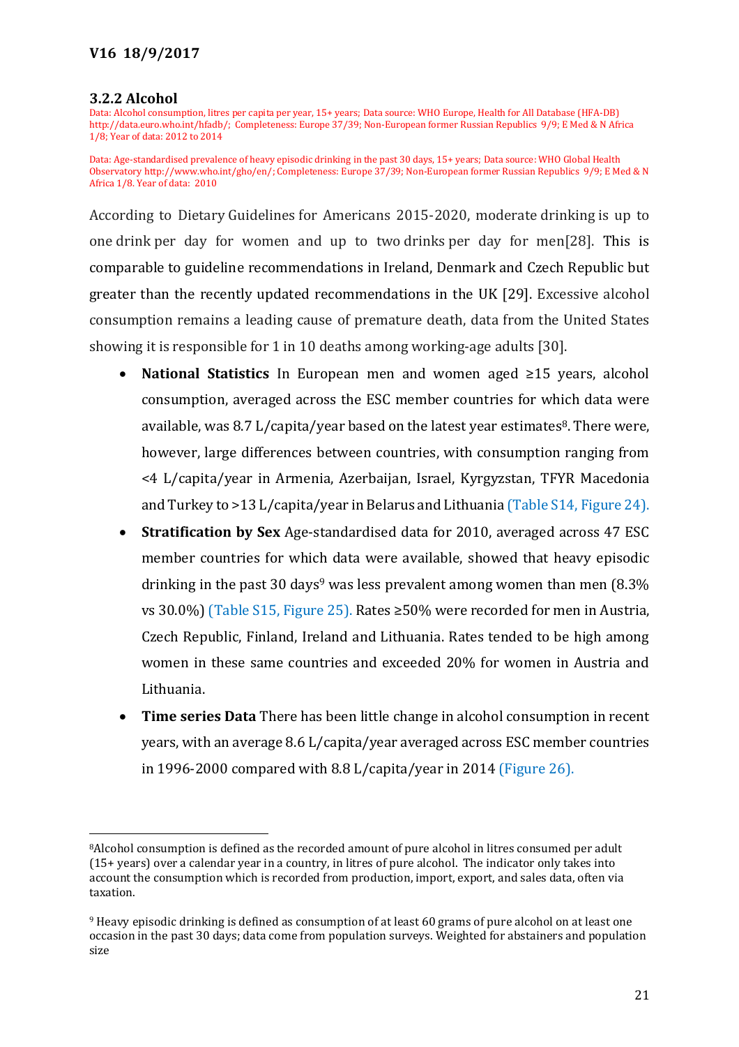V16 18/9/2017

### 3.2.2 Alcohol

Data: Alcohol consumption, litres per capita per year, 15+ years; Data source: WHO Europe, Health for All Database (HFA-DB) http://data.euro.who.int/hfadb/; Completeness: Europe 37/39; Non-European former Russian Republics 9/9; E Med & N Africa 1/8; Year of data: 2012 to 2014

Data: Age-standardised prevalence of heavy episodic drinking in the past 30 days, 15+ years; Data source: WHO Global Health Observatory http://www.who.int/gho/en/; Completeness: Europe 37/39; Non-European former Russian Republics 9/9; E Med & N Africa 1/8. Year of data: 2010

According to Dietary Guidelines for Americans 2015-2020, moderate drinking is up to one drink per day for women and up to two drinks per day for men[28]. This is comparable to guideline recommendations in Ireland, Denmark and Czech Republic but greater than the recently updated recommendations in the UK [29]. Excessive alcohol consumption remains a leading cause of premature death, data from the United States showing it is responsible for 1 in 10 deaths among working-age adults [30].

- **National Statistics** In European men and women aged ≥15 years, alcohol consumption, averaged across the ESC member countries for which data were available, was 8.7 L/capita/year based on the latest year estimates[8]. There were, however, large differences between countries, with consumption ranging from <4 L/capita/year in Armenia, Azerbaijan, Israel, Kyrgyzstan, TFYR Macedonia and Turkey to >13 L/capita/year in Belarus and Lithuania (Table S14, Figure 24).
- **Stratification by Sex** Age-standardised data for 2010, averaged across 47 ESC member countries for which data were available, showed that heavy episodic drinking in the past 30 days[9] was less prevalent among women than men (8.3% vs 30.0%) (Table S15, Figure 25). Rates ≥50% were recorded for men in Austria, Czech Republic, Finland, Ireland and Lithuania. Rates tended to be high among women in these same countries and exceeded 20% for women in Austria and Lithuania.
- **Time series Data** There has been little change in alcohol consumption in recent years, with an average 8.6 L/capita/year averaged across ESC member countries in 1996-2000 compared with 8.8 L/capita/year in 2014 (Figure 26).

---

[8] Alcohol consumption is defined as the recorded amount of pure alcohol in litres consumed per adult (15+ years) over a calendar year in a country, in litres of pure alcohol. The indicator only takes into account the consumption which is recorded from production, import, export, and sales data, often via taxation.

[9] Heavy episodic drinking is defined as consumption of at least 60 grams of pure alcohol on at least one occasion in the past 30 days; data come from population surveys. Weighted for abstainers and population size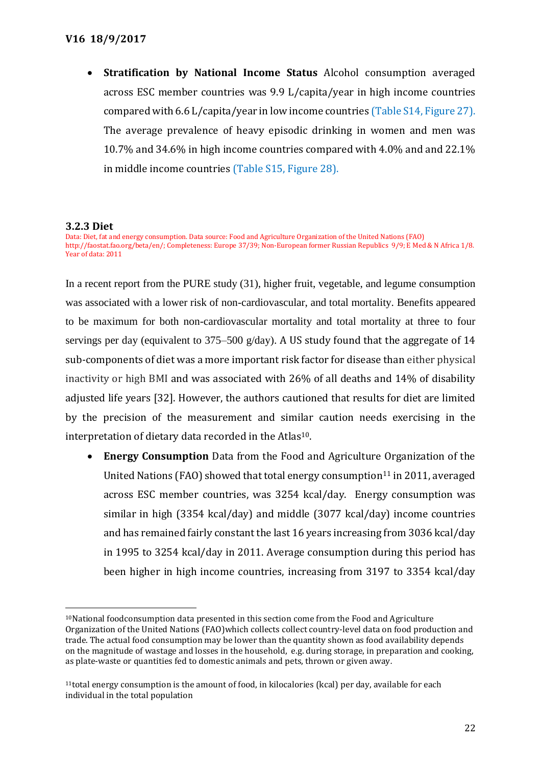- **Stratification by National Income Status** Alcohol consumption averaged across ESC member countries was 9.9 L/capita/year in high income countries compared with 6.6 L/capita/year in low income countries (Table S14, Figure 27). The average prevalence of heavy episodic drinking in women and men was 10.7% and 34.6% in high income countries compared with 4.0% and and 22.1% in middle income countries (Table S15, Figure 28).

### 3.2.3 Diet

Data: Diet, fat and energy consumption. Data source: Food and Agriculture Organization of the United Nations (FAO) http://faostat.fao.org/beta/en/; Completeness: Europe 37/39; Non-European former Russian Republics 9/9; E Med & N Africa 1/8. Year of data: 2011

In a recent report from the PURE study (31), higher fruit, vegetable, and legume consumption was associated with a lower risk of non-cardiovascular, and total mortality. Benefits appeared to be maximum for both non-cardiovascular mortality and total mortality at three to four servings per day (equivalent to 375–500 g/day). A US study found that the aggregate of 14 sub-components of diet was a more important risk factor for disease than either physical inactivity or high BMI and was associated with 26% of all deaths and 14% of disability adjusted life years [32]. However, the authors cautioned that results for diet are limited by the precision of the measurement and similar caution needs exercising in the interpretation of dietary data recorded in the Atlas[10].

- **Energy Consumption** Data from the Food and Agriculture Organization of the United Nations (FAO) showed that total energy consumption[11] in 2011, averaged across ESC member countries, was 3254 kcal/day. Energy consumption was similar in high (3354 kcal/day) and middle (3077 kcal/day) income countries and has remained fairly constant the last 16 years increasing from 3036 kcal/day in 1995 to 3254 kcal/day in 2011. Average consumption during this period has been higher in high income countries, increasing from 3197 to 3354 kcal/day

---

[10] National foodconsumption data presented in this section come from the Food and Agriculture Organization of the United Nations (FAO)which collects collect country-level data on food production and trade. The actual food consumption may be lower than the quantity shown as food availability depends on the magnitude of wastage and losses in the household, e.g. during storage, in preparation and cooking, as plate-waste or quantities fed to domestic animals and pets, thrown or given away.

[11] total energy consumption is the amount of food, in kilocalories (kcal) per day, available for each individual in the total population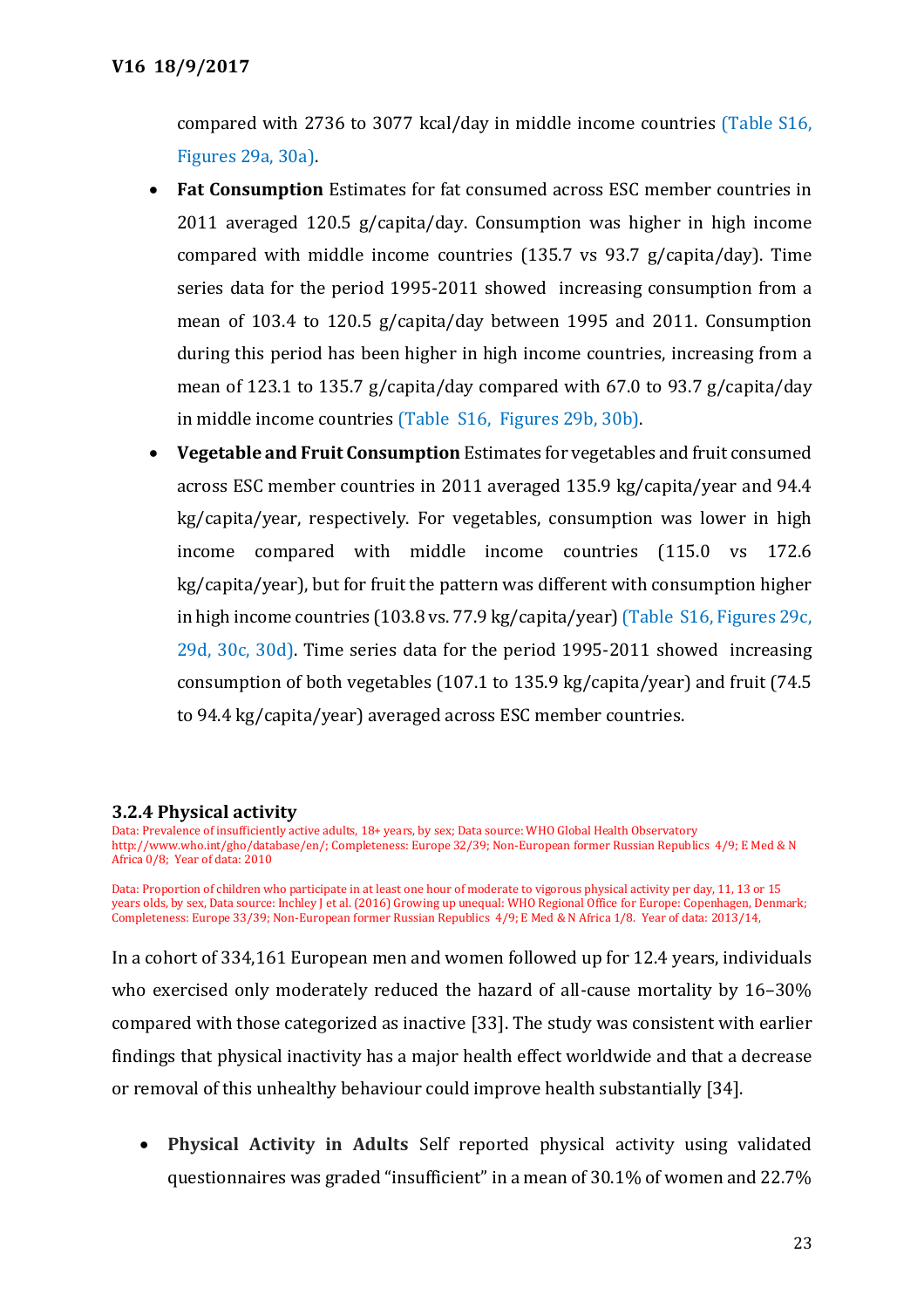compared with 2736 to 3077 kcal/day in middle income countries (Table S16, Figures 29a, 30a).

- **Fat Consumption** Estimates for fat consumed across ESC member countries in 2011 averaged 120.5 g/capita/day. Consumption was higher in high income compared with middle income countries (135.7 vs 93.7 g/capita/day). Time series data for the period 1995-2011 showed increasing consumption from a mean of 103.4 to 120.5 g/capita/day between 1995 and 2011. Consumption during this period has been higher in high income countries, increasing from a mean of 123.1 to 135.7 g/capita/day compared with 67.0 to 93.7 g/capita/day in middle income countries (Table S16, Figures 29b, 30b).
- **Vegetable and Fruit Consumption** Estimates for vegetables and fruit consumed across ESC member countries in 2011 averaged 135.9 kg/capita/year and 94.4 kg/capita/year, respectively. For vegetables, consumption was lower in high income compared with middle income countries (115.0 vs 172.6 kg/capita/year), but for fruit the pattern was different with consumption higher in high income countries (103.8 vs. 77.9 kg/capita/year) (Table S16, Figures 29c, 29d, 30c, 30d). Time series data for the period 1995-2011 showed increasing consumption of both vegetables (107.1 to 135.9 kg/capita/year) and fruit (74.5 to 94.4 kg/capita/year) averaged across ESC member countries.

### 3.2.4 Physical activity

Data: Prevalence of insufficiently active adults, 18+ years, by sex; Data source: WHO Global Health Observatory http://www.who.int/gho/database/en/; Completeness: Europe 32/39; Non-European former Russian Republics 4/9; E Med & N Africa 0/8; Year of data: 2010

Data: Proportion of children who participate in at least one hour of moderate to vigorous physical activity per day, 11, 13 or 15 years olds, by sex, Data source: Inchley J et al. (2016) Growing up unequal: WHO Regional Office for Europe: Copenhagen, Denmark; Completeness: Europe 33/39; Non-European former Russian Republics 4/9; E Med & N Africa 1/8. Year of data: 2013/14,

In a cohort of 334,161 European men and women followed up for 12.4 years, individuals who exercised only moderately reduced the hazard of all-cause mortality by 16–30% compared with those categorized as inactive [33]. The study was consistent with earlier findings that physical inactivity has a major health effect worldwide and that a decrease or removal of this unhealthy behaviour could improve health substantially [34].

- **Physical Activity in Adults** Self reported physical activity using validated questionnaires was graded "insufficient" in a mean of 30.1% of women and 22.7%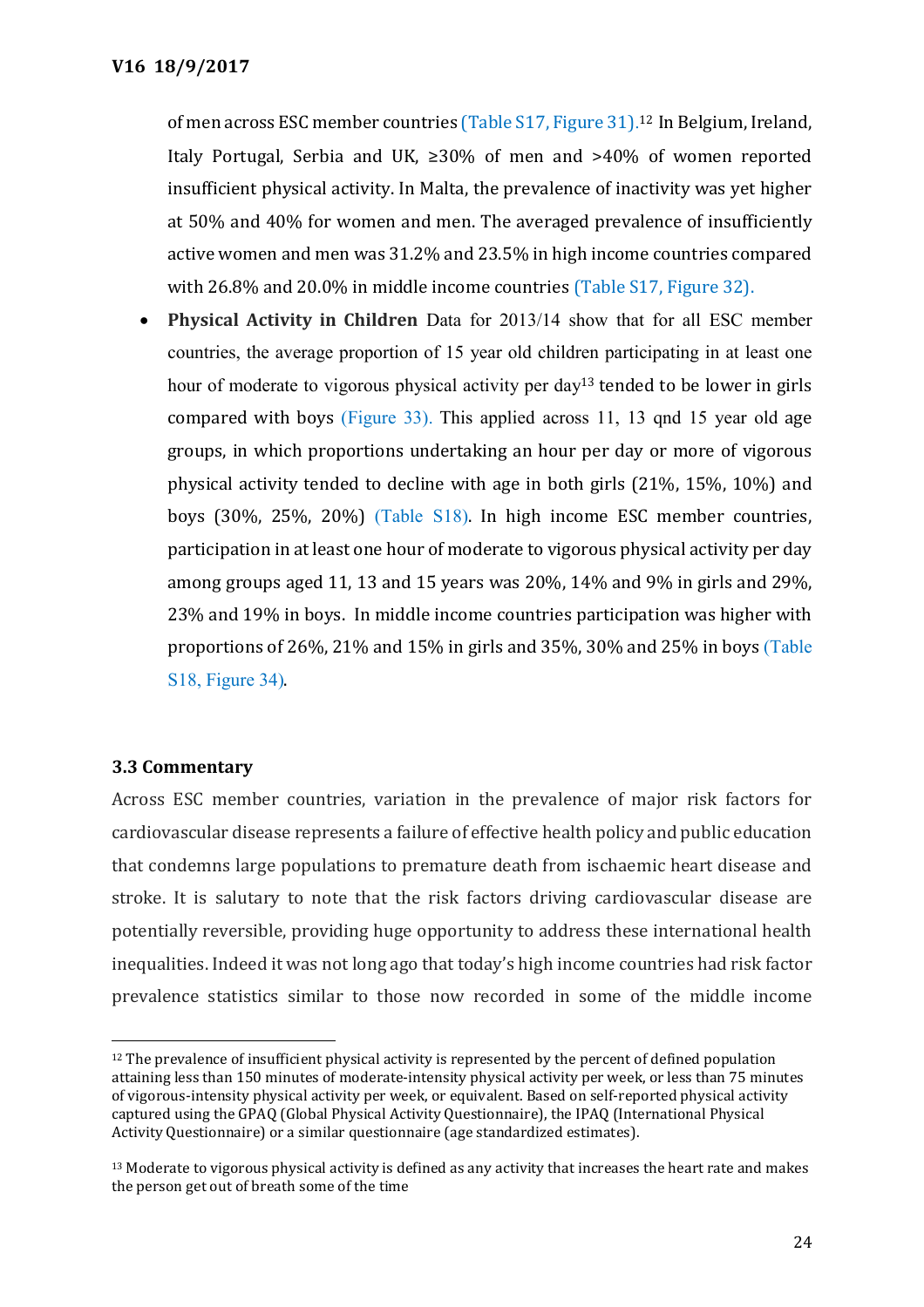of men across ESC member countries (Table S17, Figure 31).[12] In Belgium, Ireland, Italy Portugal, Serbia and UK, ≥30% of men and >40% of women reported insufficient physical activity. In Malta, the prevalence of inactivity was yet higher at 50% and 40% for women and men. The averaged prevalence of insufficiently active women and men was 31.2% and 23.5% in high income countries compared with 26.8% and 20.0% in middle income countries (Table S17, Figure 32).

- **Physical Activity in Children** Data for 2013/14 show that for all ESC member countries, the average proportion of 15 year old children participating in at least one hour of moderate to vigorous physical activity per day[13] tended to be lower in girls compared with boys (Figure 33). This applied across 11, 13 qnd 15 year old age groups, in which proportions undertaking an hour per day or more of vigorous physical activity tended to decline with age in both girls (21%, 15%, 10%) and boys (30%, 25%, 20%) (Table S18). In high income ESC member countries, participation in at least one hour of moderate to vigorous physical activity per day among groups aged 11, 13 and 15 years was 20%, 14% and 9% in girls and 29%, 23% and 19% in boys. In middle income countries participation was higher with proportions of 26%, 21% and 15% in girls and 35%, 30% and 25% in boys (Table S18, Figure 34).

### 3.3 Commentary

Across ESC member countries, variation in the prevalence of major risk factors for cardiovascular disease represents a failure of effective health policy and public education that condemns large populations to premature death from ischaemic heart disease and stroke. It is salutary to note that the risk factors driving cardiovascular disease are potentially reversible, providing huge opportunity to address these international health inequalities. Indeed it was not long ago that today's high income countries had risk factor prevalence statistics similar to those now recorded in some of the middle income

[12] The prevalence of insufficient physical activity is represented by the percent of defined population attaining less than 150 minutes of moderate-intensity physical activity per week, or less than 75 minutes of vigorous-intensity physical activity per week, or equivalent. Based on self-reported physical activity captured using the GPAQ (Global Physical Activity Questionnaire), the IPAQ (International Physical Activity Questionnaire) or a similar questionnaire (age standardized estimates).

[13] Moderate to vigorous physical activity is defined as any activity that increases the heart rate and makes the person get out of breath some of the time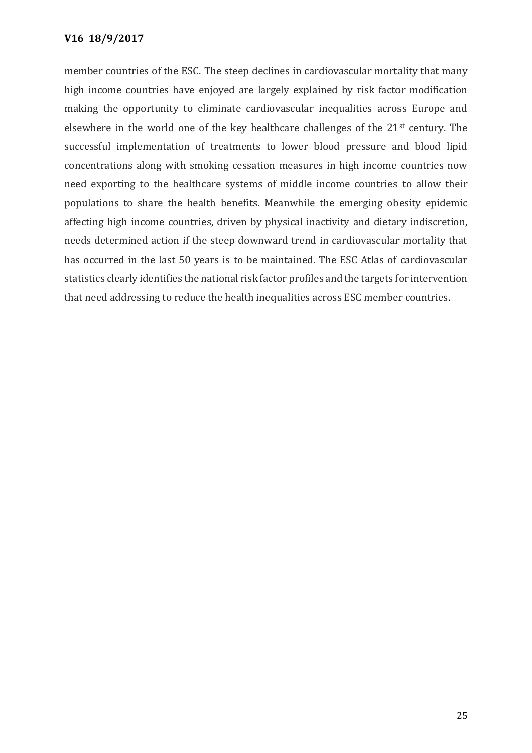member countries of the ESC. The steep declines in cardiovascular mortality that many high income countries have enjoyed are largely explained by risk factor modification making the opportunity to eliminate cardiovascular inequalities across Europe and elsewhere in the world one of the key healthcare challenges of the 21st century. The successful implementation of treatments to lower blood pressure and blood lipid concentrations along with smoking cessation measures in high income countries now need exporting to the healthcare systems of middle income countries to allow their populations to share the health benefits. Meanwhile the emerging obesity epidemic affecting high income countries, driven by physical inactivity and dietary indiscretion, needs determined action if the steep downward trend in cardiovascular mortality that has occurred in the last 50 years is to be maintained. The ESC Atlas of cardiovascular statistics clearly identifies the national risk factor profiles and the targets for intervention that need addressing to reduce the health inequalities across ESC member countries.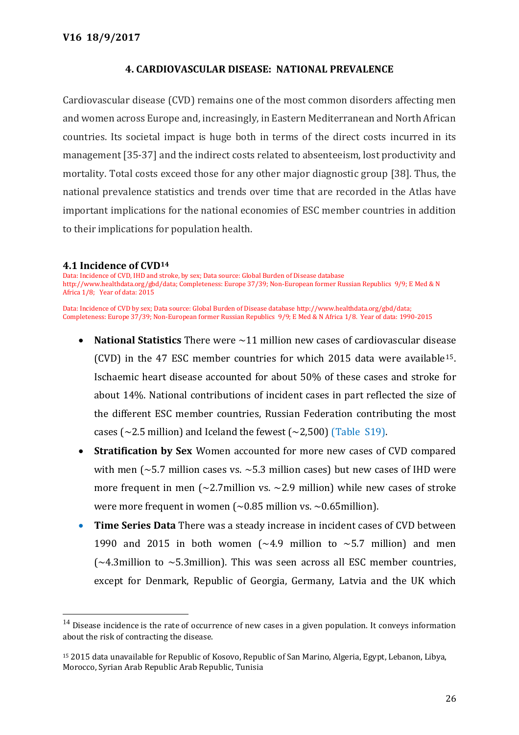V16 18/9/2017

## 4. CARDIOVASCULAR DISEASE: NATIONAL PREVALENCE

Cardiovascular disease (CVD) remains one of the most common disorders affecting men and women across Europe and, increasingly, in Eastern Mediterranean and North African countries. Its societal impact is huge both in terms of the direct costs incurred in its management [35-37] and the indirect costs related to absenteeism, lost productivity and mortality. Total costs exceed those for any other major diagnostic group [38]. Thus, the national prevalence statistics and trends over time that are recorded in the Atlas have important implications for the national economies of ESC member countries in addition to their implications for population health.

### 4.1 Incidence of CVD[14]

Data: Incidence of CVD, IHD and stroke, by sex; Data source: Global Burden of Disease database http://www.healthdata.org/gbd/data; Completeness: Europe 37/39; Non-European former Russian Republics 9/9; E Med & N Africa 1/8; Year of data: 2015

Data: Incidence of CVD by sex; Data source: Global Burden of Disease database http://www.healthdata.org/gbd/data; Completeness: Europe 37/39; Non-European former Russian Republics 9/9; E Med & N Africa 1/8. Year of data: 1990-2015

- **National Statistics** There were ~11 million new cases of cardiovascular disease (CVD) in the 47 ESC member countries for which 2015 data were available[15]. Ischaemic heart disease accounted for about 50% of these cases and stroke for about 14%. National contributions of incident cases in part reflected the size of the different ESC member countries, Russian Federation contributing the most cases (~2.5 million) and Iceland the fewest (~2,500) (Table S19).
- **Stratification by Sex** Women accounted for more new cases of CVD compared with men (~5.7 million cases vs. ~5.3 million cases) but new cases of IHD were more frequent in men (~2.7million vs. ~2.9 million) while new cases of stroke were more frequent in women (~0.85 million vs. ~0.65million).
- **Time Series Data** There was a steady increase in incident cases of CVD between 1990 and 2015 in both women (~4.9 million to ~5.7 million) and men (~4.3million to ~5.3million). This was seen across all ESC member countries, except for Denmark, Republic of Georgia, Germany, Latvia and the UK which

---

[14] Disease incidence is the rate of occurrence of new cases in a given population. It conveys information about the risk of contracting the disease.

[15] 2015 data unavailable for Republic of Kosovo, Republic of San Marino, Algeria, Egypt, Lebanon, Libya, Morocco, Syrian Arab Republic Arab Republic, Tunisia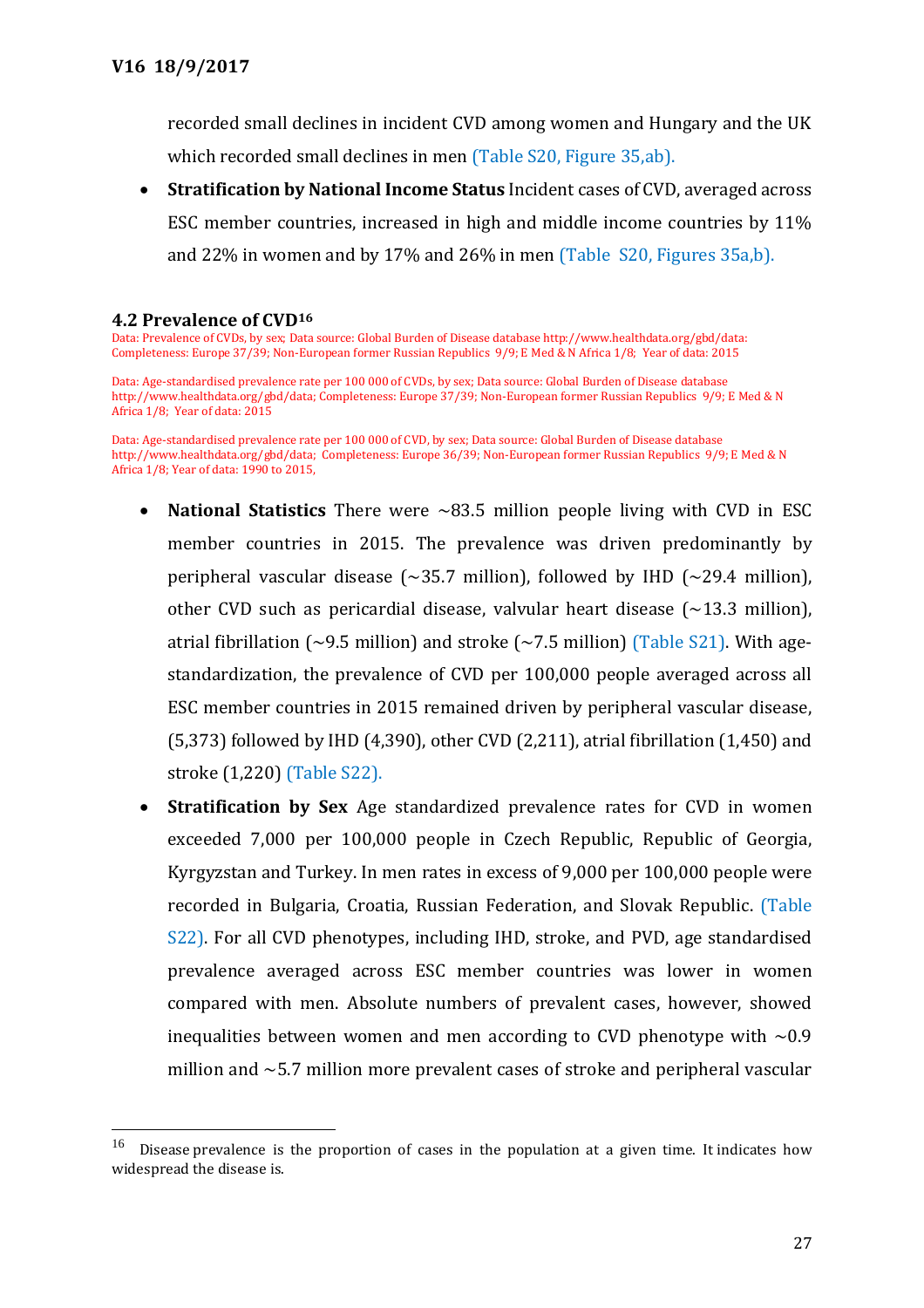recorded small declines in incident CVD among women and Hungary and the UK which recorded small declines in men (Table S20, Figure 35,ab).

- **Stratification by National Income Status** Incident cases of CVD, averaged across ESC member countries, increased in high and middle income countries by 11% and 22% in women and by 17% and 26% in men (Table S20, Figures 35a,b).

### 4.2 Prevalence of CVD[16]

Data: Prevalence of CVDs, by sex; Data source: Global Burden of Disease database http://www.healthdata.org/gbd/data: Completeness: Europe 37/39; Non-European former Russian Republics 9/9; E Med & N Africa 1/8; Year of data: 2015

Data: Age-standardised prevalence rate per 100 000 of CVDs, by sex; Data source: Global Burden of Disease database http://www.healthdata.org/gbd/data; Completeness: Europe 37/39; Non-European former Russian Republics 9/9; E Med & N Africa 1/8; Year of data: 2015

Data: Age-standardised prevalence rate per 100 000 of CVD, by sex; Data source: Global Burden of Disease database http://www.healthdata.org/gbd/data; Completeness: Europe 36/39; Non-European former Russian Republics 9/9; E Med & N Africa 1/8; Year of data: 1990 to 2015,

- **National Statistics** There were ~83.5 million people living with CVD in ESC member countries in 2015. The prevalence was driven predominantly by peripheral vascular disease (~35.7 million), followed by IHD (~29.4 million), other CVD such as pericardial disease, valvular heart disease (~13.3 million), atrial fibrillation (~9.5 million) and stroke (~7.5 million) (Table S21). With age-standardization, the prevalence of CVD per 100,000 people averaged across all ESC member countries in 2015 remained driven by peripheral vascular disease, (5,373) followed by IHD (4,390), other CVD (2,211), atrial fibrillation (1,450) and stroke (1,220) (Table S22).
- **Stratification by Sex** Age standardized prevalence rates for CVD in women exceeded 7,000 per 100,000 people in Czech Republic, Republic of Georgia, Kyrgyzstan and Turkey. In men rates in excess of 9,000 per 100,000 people were recorded in Bulgaria, Croatia, Russian Federation, and Slovak Republic. (Table S22). For all CVD phenotypes, including IHD, stroke, and PVD, age standardised prevalence averaged across ESC member countries was lower in women compared with men. Absolute numbers of prevalent cases, however, showed inequalities between women and men according to CVD phenotype with ~0.9 million and ~5.7 million more prevalent cases of stroke and peripheral vascular

---

[16] Disease prevalence is the proportion of cases in the population at a given time. It indicates how widespread the disease is.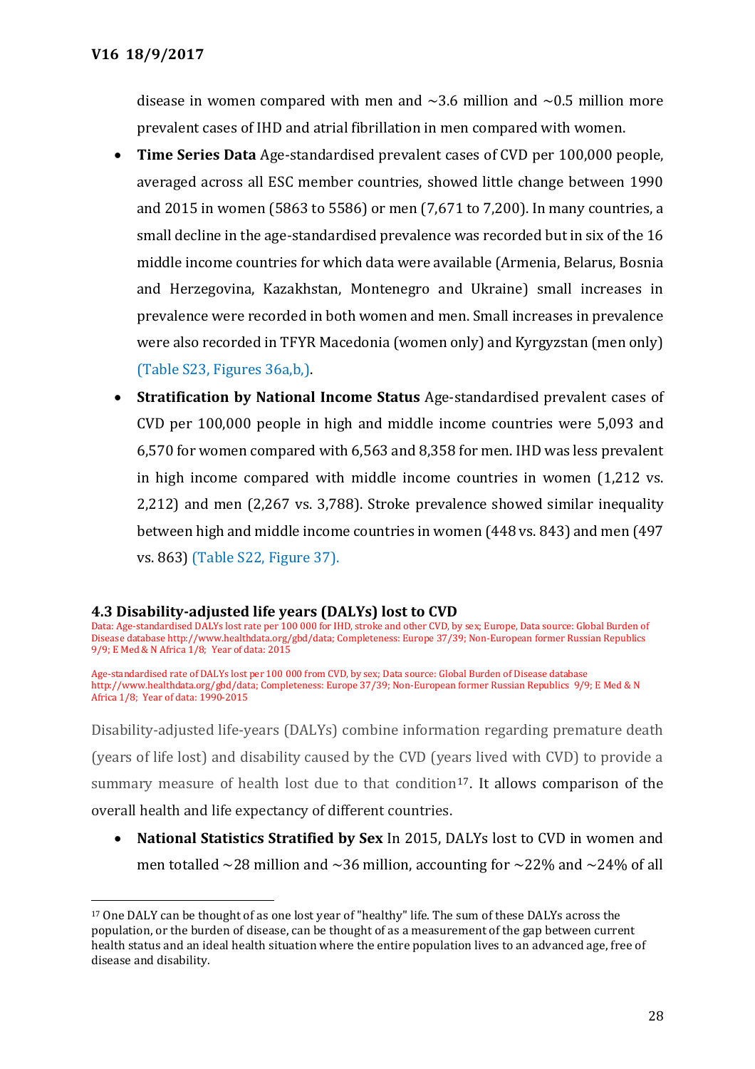disease in women compared with men and ~3.6 million and ~0.5 million more prevalent cases of IHD and atrial fibrillation in men compared with women.

- **Time Series Data** Age-standardised prevalent cases of CVD per 100,000 people, averaged across all ESC member countries, showed little change between 1990 and 2015 in women (5863 to 5586) or men (7,671 to 7,200). In many countries, a small decline in the age-standardised prevalence was recorded but in six of the 16 middle income countries for which data were available (Armenia, Belarus, Bosnia and Herzegovina, Kazakhstan, Montenegro and Ukraine) small increases in prevalence were recorded in both women and men. Small increases in prevalence were also recorded in TFYR Macedonia (women only) and Kyrgyzstan (men only) (Table S23, Figures 36a,b,).
- **Stratification by National Income Status** Age-standardised prevalent cases of CVD per 100,000 people in high and middle income countries were 5,093 and 6,570 for women compared with 6,563 and 8,358 for men. IHD was less prevalent in high income compared with middle income countries in women (1,212 vs. 2,212) and men (2,267 vs. 3,788). Stroke prevalence showed similar inequality between high and middle income countries in women (448 vs. 843) and men (497 vs. 863) (Table S22, Figure 37).

## 4.3 Disability-adjusted life years (DALYs) lost to CVD

Data: Age-standardised DALYs lost rate per 100 000 for IHD, stroke and other CVD, by sex; Europe, Data source: Global Burden of Disease database http://www.healthdata.org/gbd/data; Completeness: Europe 37/39; Non-European former Russian Republics 9/9; E Med & N Africa 1/8; Year of data: 2015

Age-standardised rate of DALYs lost per 100 000 from CVD, by sex; Data source: Global Burden of Disease database http://www.healthdata.org/gbd/data; Completeness: Europe 37/39; Non-European former Russian Republics 9/9; E Med & N Africa 1/8; Year of data: 1990-2015

Disability-adjusted life-years (DALYs) combine information regarding premature death (years of life lost) and disability caused by the CVD (years lived with CVD) to provide a summary measure of health lost due to that condition[17]. It allows comparison of the overall health and life expectancy of different countries.

- **National Statistics Stratified by Sex** In 2015, DALYs lost to CVD in women and men totalled ~28 million and ~36 million, accounting for ~22% and ~24% of all

[17] One DALY can be thought of as one lost year of "healthy" life. The sum of these DALYs across the population, or the burden of disease, can be thought of as a measurement of the gap between current health status and an ideal health situation where the entire population lives to an advanced age, free of disease and disability.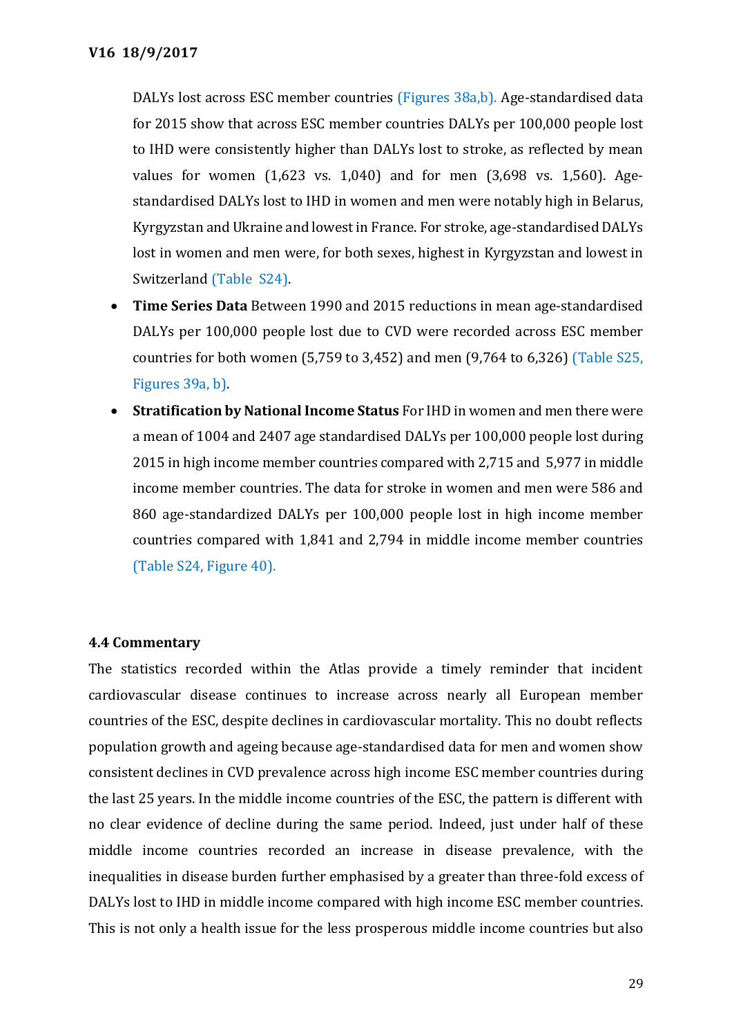DALYs lost across ESC member countries (Figures 38a,b). Age-standardised data for 2015 show that across ESC member countries DALYs per 100,000 people lost to IHD were consistently higher than DALYs lost to stroke, as reflected by mean values for women (1,623 vs. 1,040) and for men (3,698 vs. 1,560). Age-standardised DALYs lost to IHD in women and men were notably high in Belarus, Kyrgyzstan and Ukraine and lowest in France. For stroke, age-standardised DALYs lost in women and men were, for both sexes, highest in Kyrgyzstan and lowest in Switzerland (Table S24).

- **Time Series Data** Between 1990 and 2015 reductions in mean age-standardised DALYs per 100,000 people lost due to CVD were recorded across ESC member countries for both women (5,759 to 3,452) and men (9,764 to 6,326) (Table S25, Figures 39a, b).
- **Stratification by National Income Status** For IHD in women and men there were a mean of 1004 and 2407 age standardised DALYs per 100,000 people lost during 2015 in high income member countries compared with 2,715 and 5,977 in middle income member countries. The data for stroke in women and men were 586 and 860 age-standardized DALYs per 100,000 people lost in high income member countries compared with 1,841 and 2,794 in middle income member countries (Table S24, Figure 40).

### 4.4 Commentary

The statistics recorded within the Atlas provide a timely reminder that incident cardiovascular disease continues to increase across nearly all European member countries of the ESC, despite declines in cardiovascular mortality. This no doubt reflects population growth and ageing because age-standardised data for men and women show consistent declines in CVD prevalence across high income ESC member countries during the last 25 years. In the middle income countries of the ESC, the pattern is different with no clear evidence of decline during the same period. Indeed, just under half of these middle income countries recorded an increase in disease prevalence, with the inequalities in disease burden further emphasised by a greater than three-fold excess of DALYs lost to IHD in middle income compared with high income ESC member countries. This is not only a health issue for the less prosperous middle income countries but also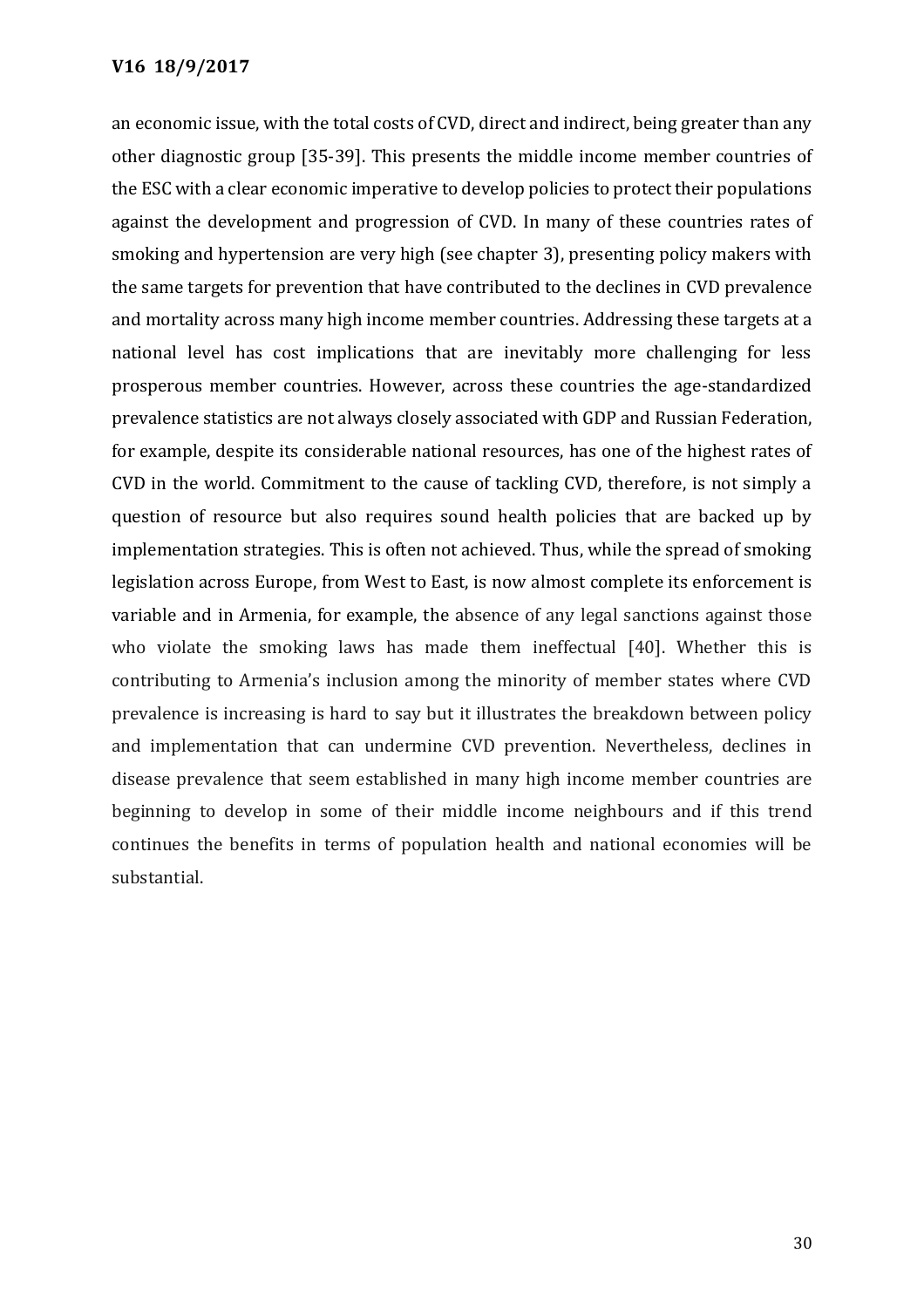an economic issue, with the total costs of CVD, direct and indirect, being greater than any other diagnostic group [35-39]. This presents the middle income member countries of the ESC with a clear economic imperative to develop policies to protect their populations against the development and progression of CVD. In many of these countries rates of smoking and hypertension are very high (see chapter 3), presenting policy makers with the same targets for prevention that have contributed to the declines in CVD prevalence and mortality across many high income member countries. Addressing these targets at a national level has cost implications that are inevitably more challenging for less prosperous member countries. However, across these countries the age-standardized prevalence statistics are not always closely associated with GDP and Russian Federation, for example, despite its considerable national resources, has one of the highest rates of CVD in the world. Commitment to the cause of tackling CVD, therefore, is not simply a question of resource but also requires sound health policies that are backed up by implementation strategies. This is often not achieved. Thus, while the spread of smoking legislation across Europe, from West to East, is now almost complete its enforcement is variable and in Armenia, for example, the absence of any legal sanctions against those who violate the smoking laws has made them ineffectual [40]. Whether this is contributing to Armenia's inclusion among the minority of member states where CVD prevalence is increasing is hard to say but it illustrates the breakdown between policy and implementation that can undermine CVD prevention. Nevertheless, declines in disease prevalence that seem established in many high income member countries are beginning to develop in some of their middle income neighbours and if this trend continues the benefits in terms of population health and national economies will be substantial.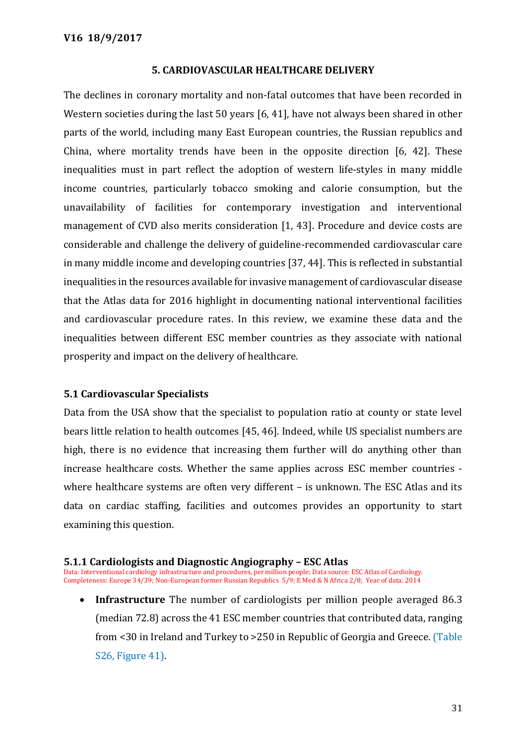## 5. CARDIOVASCULAR HEALTHCARE DELIVERY

The declines in coronary mortality and non-fatal outcomes that have been recorded in Western societies during the last 50 years [6, 41], have not always been shared in other parts of the world, including many East European countries, the Russian republics and China, where mortality trends have been in the opposite direction [6, 42]. These inequalities must in part reflect the adoption of western life-styles in many middle income countries, particularly tobacco smoking and calorie consumption, but the unavailability of facilities for contemporary investigation and interventional management of CVD also merits consideration [1, 43]. Procedure and device costs are considerable and challenge the delivery of guideline-recommended cardiovascular care in many middle income and developing countries [37, 44]. This is reflected in substantial inequalities in the resources available for invasive management of cardiovascular disease that the Atlas data for 2016 highlight in documenting national interventional facilities and cardiovascular procedure rates. In this review, we examine these data and the inequalities between different ESC member countries as they associate with national prosperity and impact on the delivery of healthcare.

### 5.1 Cardiovascular Specialists

Data from the USA show that the specialist to population ratio at county or state level bears little relation to health outcomes [45, 46]. Indeed, while US specialist numbers are high, there is no evidence that increasing them further will do anything other than increase healthcare costs. Whether the same applies across ESC member countries - where healthcare systems are often very different – is unknown. The ESC Atlas and its data on cardiac staffing, facilities and outcomes provides an opportunity to start examining this question.

#### 5.1.1 Cardiologists and Diagnostic Angiography – ESC Atlas

Data: Interventional cardiology infrastructure and procedures, per million people; Data source: ESC Atlas of Cardiology. Completeness: Europe 34/39; Non-European former Russian Republics 5/9; E Med & N Africa 2/8; Year of data: 2014

- **Infrastructure** The number of cardiologists per million people averaged 86.3 (median 72.8) across the 41 ESC member countries that contributed data, ranging from <30 in Ireland and Turkey to >250 in Republic of Georgia and Greece. (Table S26, Figure 41).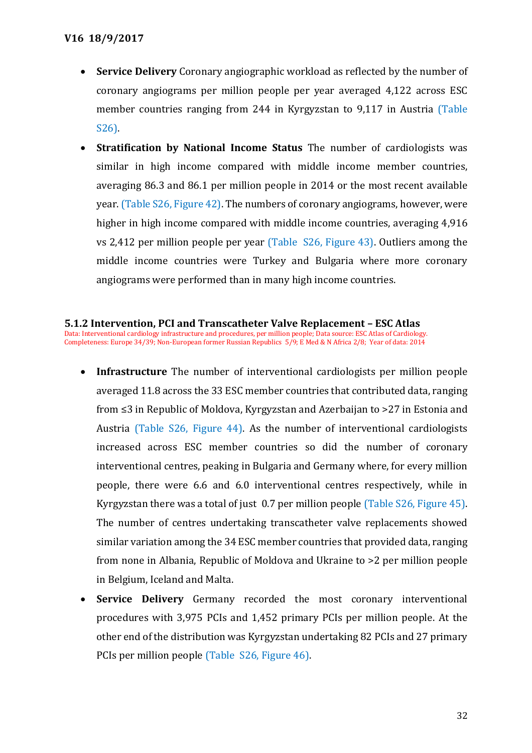- **Service Delivery** Coronary angiographic workload as reflected by the number of coronary angiograms per million people per year averaged 4,122 across ESC member countries ranging from 244 in Kyrgyzstan to 9,117 in Austria (Table S26).
- **Stratification by National Income Status** The number of cardiologists was similar in high income compared with middle income member countries, averaging 86.3 and 86.1 per million people in 2014 or the most recent available year. (Table S26, Figure 42). The numbers of coronary angiograms, however, were higher in high income compared with middle income countries, averaging 4,916 vs 2,412 per million people per year (Table S26, Figure 43). Outliers among the middle income countries were Turkey and Bulgaria where more coronary angiograms were performed than in many high income countries.

### 5.1.2 Intervention, PCI and Transcatheter Valve Replacement – ESC Atlas

Data: Interventional cardiology infrastructure and procedures, per million people; Data source: ESC Atlas of Cardiology. Completeness: Europe 34/39; Non-European former Russian Republics 5/9; E Med & N Africa 2/8; Year of data: 2014

- **Infrastructure** The number of interventional cardiologists per million people averaged 11.8 across the 33 ESC member countries that contributed data, ranging from ≤3 in Republic of Moldova, Kyrgyzstan and Azerbaijan to >27 in Estonia and Austria (Table S26, Figure 44). As the number of interventional cardiologists increased across ESC member countries so did the number of coronary interventional centres, peaking in Bulgaria and Germany where, for every million people, there were 6.6 and 6.0 interventional centres respectively, while in Kyrgyzstan there was a total of just 0.7 per million people (Table S26, Figure 45). The number of centres undertaking transcatheter valve replacements showed similar variation among the 34 ESC member countries that provided data, ranging from none in Albania, Republic of Moldova and Ukraine to >2 per million people in Belgium, Iceland and Malta.
- **Service Delivery** Germany recorded the most coronary interventional procedures with 3,975 PCIs and 1,452 primary PCIs per million people. At the other end of the distribution was Kyrgyzstan undertaking 82 PCIs and 27 primary PCIs per million people (Table S26, Figure 46).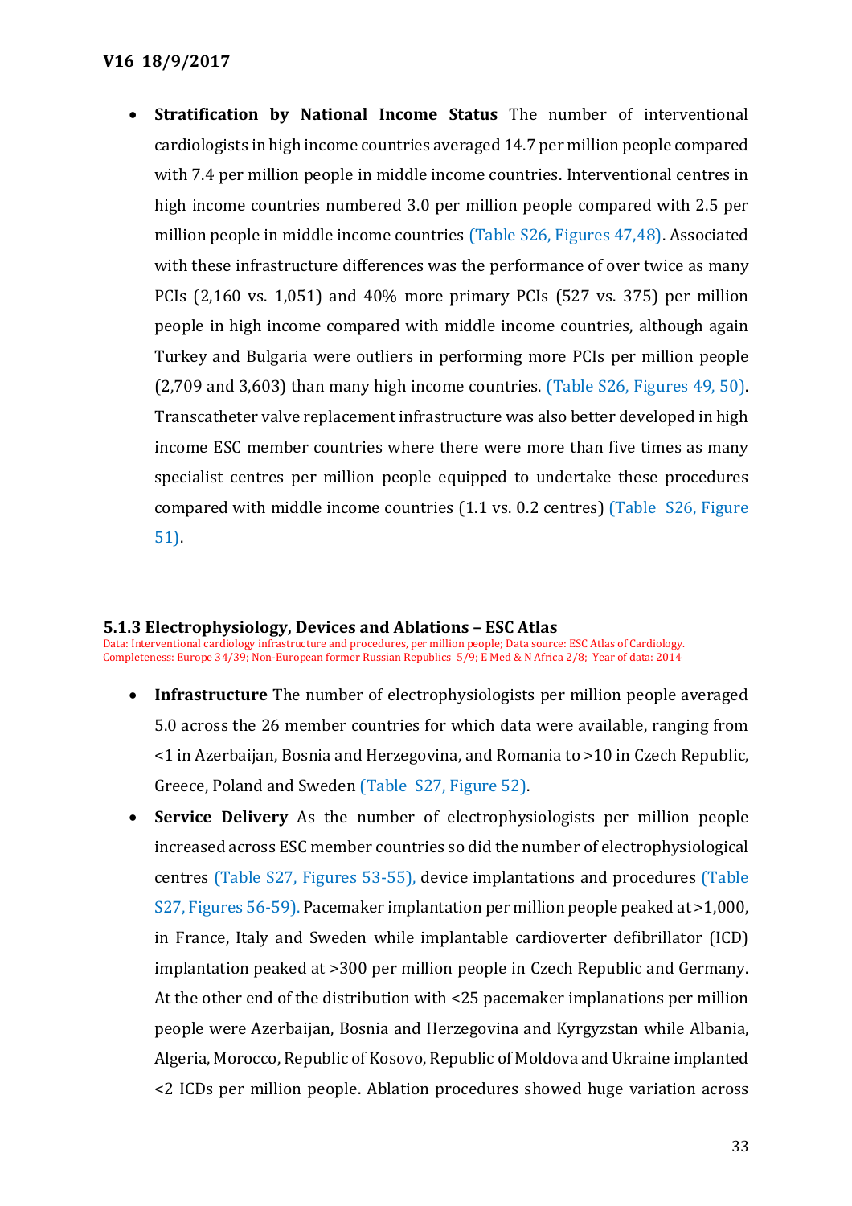- **Stratification by National Income Status** The number of interventional cardiologists in high income countries averaged 14.7 per million people compared with 7.4 per million people in middle income countries. Interventional centres in high income countries numbered 3.0 per million people compared with 2.5 per million people in middle income countries (Table S26, Figures 47,48). Associated with these infrastructure differences was the performance of over twice as many PCIs (2,160 vs. 1,051) and 40% more primary PCIs (527 vs. 375) per million people in high income compared with middle income countries, although again Turkey and Bulgaria were outliers in performing more PCIs per million people (2,709 and 3,603) than many high income countries. (Table S26, Figures 49, 50). Transcatheter valve replacement infrastructure was also better developed in high income ESC member countries where there were more than five times as many specialist centres per million people equipped to undertake these procedures compared with middle income countries (1.1 vs. 0.2 centres) (Table S26, Figure 51).

### 5.1.3 Electrophysiology, Devices and Ablations – ESC Atlas

Data: Interventional cardiology infrastructure and procedures, per million people; Data source: ESC Atlas of Cardiology. Completeness: Europe 34/39; Non-European former Russian Republics 5/9; E Med & N Africa 2/8; Year of data: 2014

- **Infrastructure** The number of electrophysiologists per million people averaged 5.0 across the 26 member countries for which data were available, ranging from <1 in Azerbaijan, Bosnia and Herzegovina, and Romania to >10 in Czech Republic, Greece, Poland and Sweden (Table S27, Figure 52).
- **Service Delivery** As the number of electrophysiologists per million people increased across ESC member countries so did the number of electrophysiological centres (Table S27, Figures 53-55), device implantations and procedures (Table S27, Figures 56-59). Pacemaker implantation per million people peaked at >1,000, in France, Italy and Sweden while implantable cardioverter defibrillator (ICD) implantation peaked at >300 per million people in Czech Republic and Germany. At the other end of the distribution with <25 pacemaker implanations per million people were Azerbaijan, Bosnia and Herzegovina and Kyrgyzstan while Albania, Algeria, Morocco, Republic of Kosovo, Republic of Moldova and Ukraine implanted <2 ICDs per million people. Ablation procedures showed huge variation across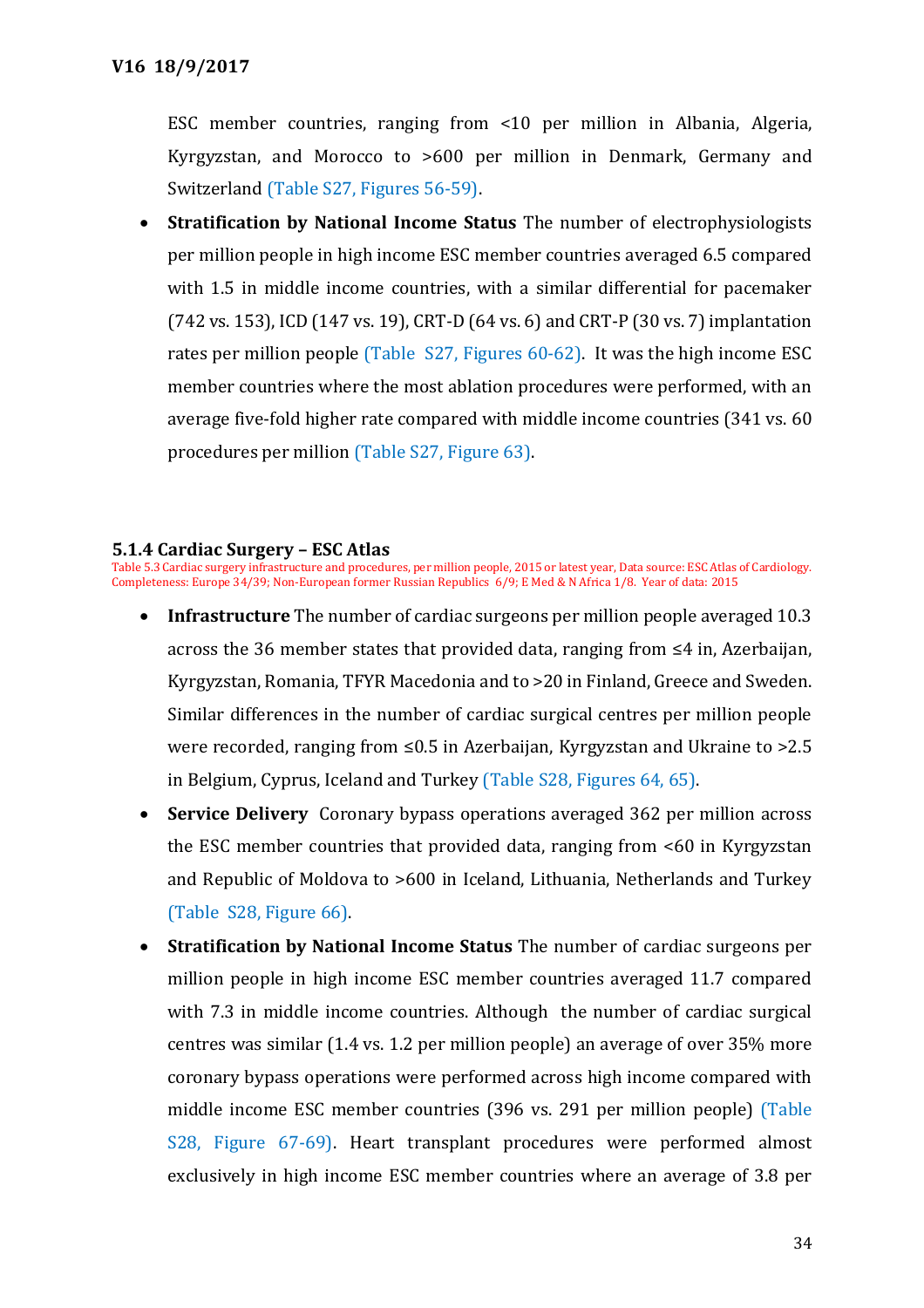ESC member countries, ranging from <10 per million in Albania, Algeria, Kyrgyzstan, and Morocco to >600 per million in Denmark, Germany and Switzerland (Table S27, Figures 56-59).

- **Stratification by National Income Status** The number of electrophysiologists per million people in high income ESC member countries averaged 6.5 compared with 1.5 in middle income countries, with a similar differential for pacemaker (742 vs. 153), ICD (147 vs. 19), CRT-D (64 vs. 6) and CRT-P (30 vs. 7) implantation rates per million people (Table S27, Figures 60-62). It was the high income ESC member countries where the most ablation procedures were performed, with an average five-fold higher rate compared with middle income countries (341 vs. 60 procedures per million (Table S27, Figure 63).

### 5.1.4 Cardiac Surgery – ESC Atlas

Table 5.3 Cardiac surgery infrastructure and procedures, per million people, 2015 or latest year, Data source: ESC Atlas of Cardiology. Completeness: Europe 34/39; Non-European former Russian Republics 6/9; E Med & N Africa 1/8. Year of data: 2015

- **Infrastructure** The number of cardiac surgeons per million people averaged 10.3 across the 36 member states that provided data, ranging from ≤4 in, Azerbaijan, Kyrgyzstan, Romania, TFYR Macedonia and to >20 in Finland, Greece and Sweden. Similar differences in the number of cardiac surgical centres per million people were recorded, ranging from ≤0.5 in Azerbaijan, Kyrgyzstan and Ukraine to >2.5 in Belgium, Cyprus, Iceland and Turkey (Table S28, Figures 64, 65).
- **Service Delivery** Coronary bypass operations averaged 362 per million across the ESC member countries that provided data, ranging from <60 in Kyrgyzstan and Republic of Moldova to >600 in Iceland, Lithuania, Netherlands and Turkey (Table S28, Figure 66).
- **Stratification by National Income Status** The number of cardiac surgeons per million people in high income ESC member countries averaged 11.7 compared with 7.3 in middle income countries. Although the number of cardiac surgical centres was similar (1.4 vs. 1.2 per million people) an average of over 35% more coronary bypass operations were performed across high income compared with middle income ESC member countries (396 vs. 291 per million people) (Table S28, Figure 67-69). Heart transplant procedures were performed almost exclusively in high income ESC member countries where an average of 3.8 per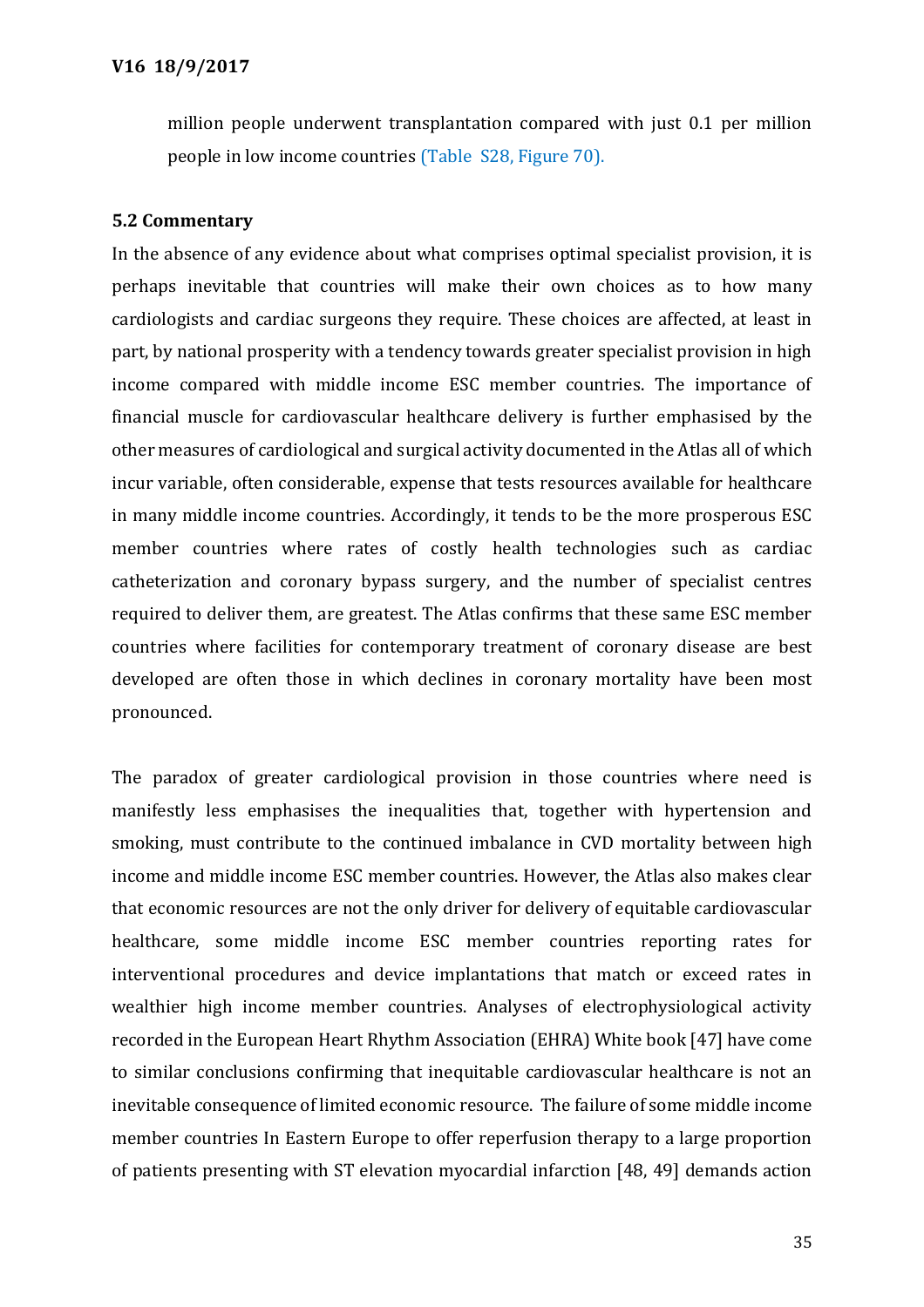million people underwent transplantation compared with just 0.1 per million people in low income countries (Table S28, Figure 70).

### 5.2 Commentary

In the absence of any evidence about what comprises optimal specialist provision, it is perhaps inevitable that countries will make their own choices as to how many cardiologists and cardiac surgeons they require. These choices are affected, at least in part, by national prosperity with a tendency towards greater specialist provision in high income compared with middle income ESC member countries. The importance of financial muscle for cardiovascular healthcare delivery is further emphasised by the other measures of cardiological and surgical activity documented in the Atlas all of which incur variable, often considerable, expense that tests resources available for healthcare in many middle income countries. Accordingly, it tends to be the more prosperous ESC member countries where rates of costly health technologies such as cardiac catheterization and coronary bypass surgery, and the number of specialist centres required to deliver them, are greatest. The Atlas confirms that these same ESC member countries where facilities for contemporary treatment of coronary disease are best developed are often those in which declines in coronary mortality have been most pronounced.

The paradox of greater cardiological provision in those countries where need is manifestly less emphasises the inequalities that, together with hypertension and smoking, must contribute to the continued imbalance in CVD mortality between high income and middle income ESC member countries. However, the Atlas also makes clear that economic resources are not the only driver for delivery of equitable cardiovascular healthcare, some middle income ESC member countries reporting rates for interventional procedures and device implantations that match or exceed rates in wealthier high income member countries. Analyses of electrophysiological activity recorded in the European Heart Rhythm Association (EHRA) White book [47] have come to similar conclusions confirming that inequitable cardiovascular healthcare is not an inevitable consequence of limited economic resource. The failure of some middle income member countries In Eastern Europe to offer reperfusion therapy to a large proportion of patients presenting with ST elevation myocardial infarction [48, 49] demands action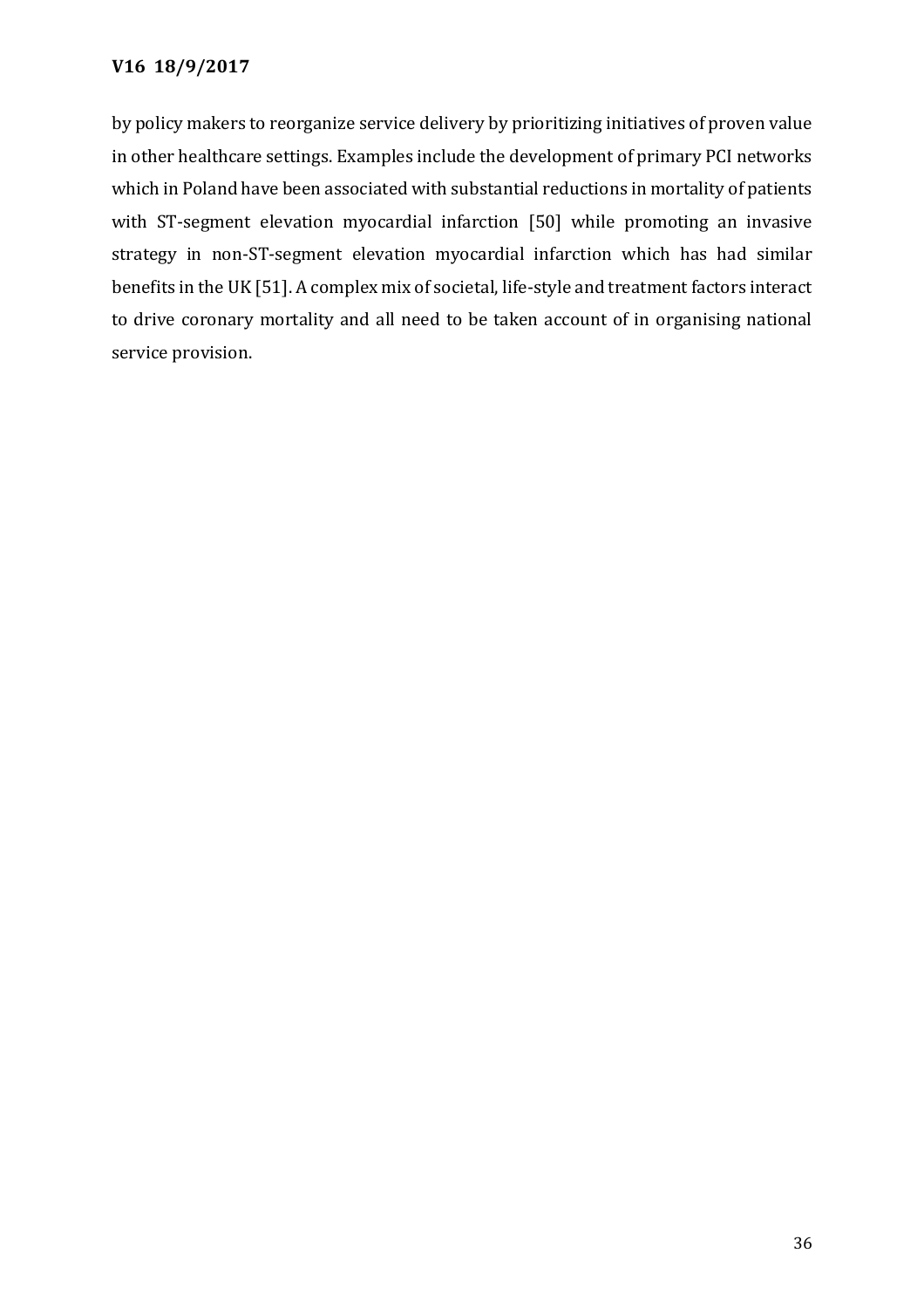by policy makers to reorganize service delivery by prioritizing initiatives of proven value in other healthcare settings. Examples include the development of primary PCI networks which in Poland have been associated with substantial reductions in mortality of patients with ST-segment elevation myocardial infarction [50] while promoting an invasive strategy in non-ST-segment elevation myocardial infarction which has had similar benefits in the UK [51]. A complex mix of societal, life-style and treatment factors interact to drive coronary mortality and all need to be taken account of in organising national service provision.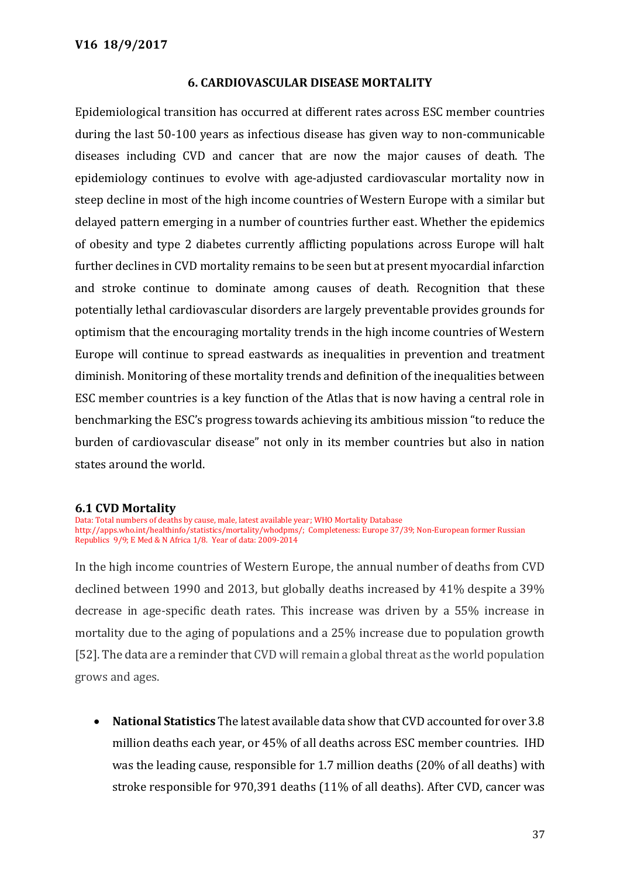## 6. CARDIOVASCULAR DISEASE MORTALITY

Epidemiological transition has occurred at different rates across ESC member countries during the last 50-100 years as infectious disease has given way to non-communicable diseases including CVD and cancer that are now the major causes of death. The epidemiology continues to evolve with age-adjusted cardiovascular mortality now in steep decline in most of the high income countries of Western Europe with a similar but delayed pattern emerging in a number of countries further east. Whether the epidemics of obesity and type 2 diabetes currently afflicting populations across Europe will halt further declines in CVD mortality remains to be seen but at present myocardial infarction and stroke continue to dominate among causes of death. Recognition that these potentially lethal cardiovascular disorders are largely preventable provides grounds for optimism that the encouraging mortality trends in the high income countries of Western Europe will continue to spread eastwards as inequalities in prevention and treatment diminish. Monitoring of these mortality trends and definition of the inequalities between ESC member countries is a key function of the Atlas that is now having a central role in benchmarking the ESC's progress towards achieving its ambitious mission "to reduce the burden of cardiovascular disease" not only in its member countries but also in nation states around the world.

### 6.1 CVD Mortality

Data: Total numbers of deaths by cause, male, latest available year; WHO Mortality Database http://apps.who.int/healthinfo/statistics/mortality/whodpms/; Completeness: Europe 37/39; Non-European former Russian Republics 9/9; E Med & N Africa 1/8. Year of data: 2009-2014

In the high income countries of Western Europe, the annual number of deaths from CVD declined between 1990 and 2013, but globally deaths increased by 41% despite a 39% decrease in age-specific death rates. This increase was driven by a 55% increase in mortality due to the aging of populations and a 25% increase due to population growth [52]. The data are a reminder that CVD will remain a global threat as the world population grows and ages.

- **National Statistics** The latest available data show that CVD accounted for over 3.8 million deaths each year, or 45% of all deaths across ESC member countries. IHD was the leading cause, responsible for 1.7 million deaths (20% of all deaths) with stroke responsible for 970,391 deaths (11% of all deaths). After CVD, cancer was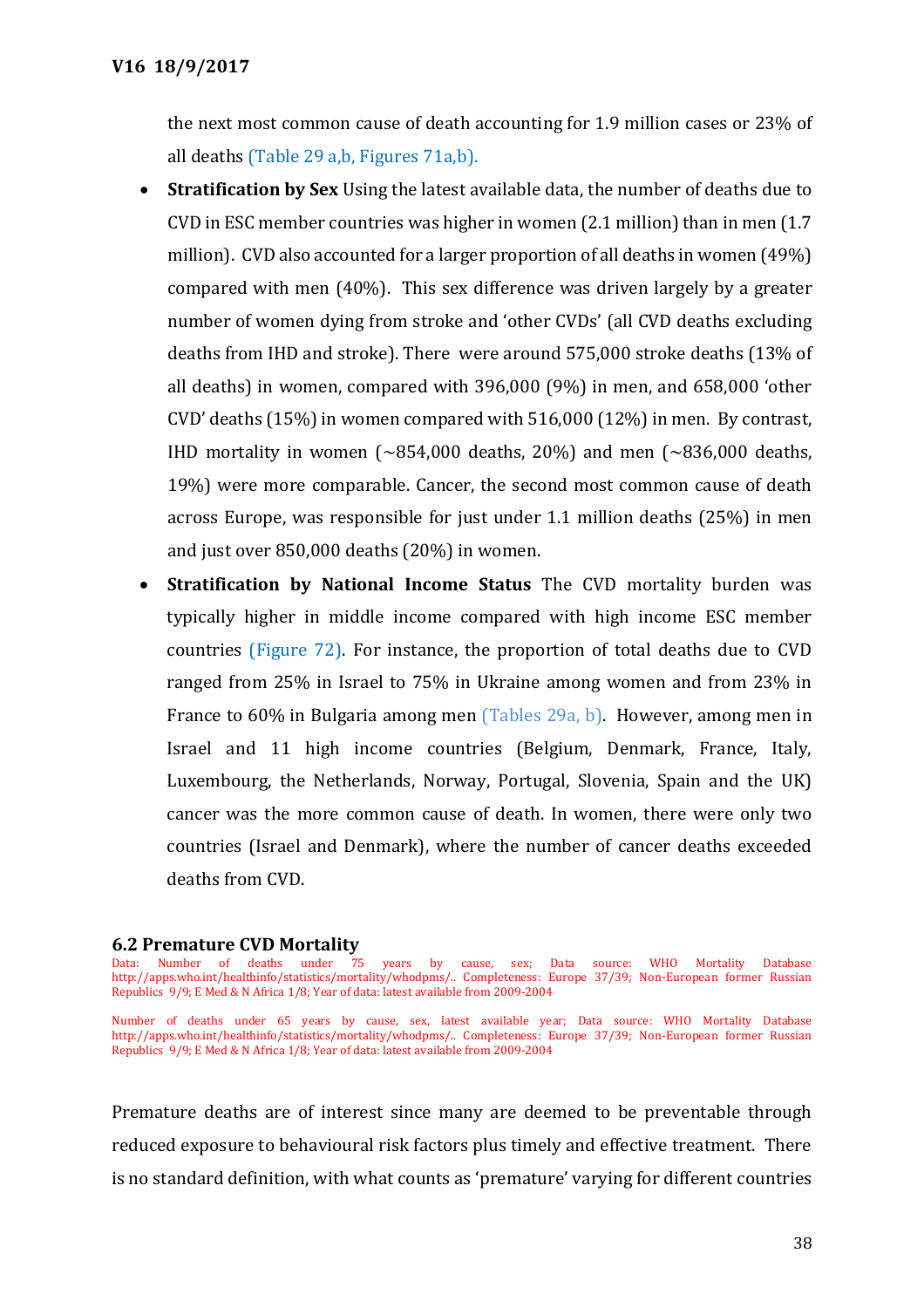the next most common cause of death accounting for 1.9 million cases or 23% of all deaths (Table 29 a,b, Figures 71a,b).

- **Stratification by Sex** Using the latest available data, the number of deaths due to CVD in ESC member countries was higher in women (2.1 million) than in men (1.7 million). CVD also accounted for a larger proportion of all deaths in women (49%) compared with men (40%). This sex difference was driven largely by a greater number of women dying from stroke and 'other CVDs' (all CVD deaths excluding deaths from IHD and stroke). There were around 575,000 stroke deaths (13% of all deaths) in women, compared with 396,000 (9%) in men, and 658,000 'other CVD' deaths (15%) in women compared with 516,000 (12%) in men. By contrast, IHD mortality in women (~854,000 deaths, 20%) and men (~836,000 deaths, 19%) were more comparable. Cancer, the second most common cause of death across Europe, was responsible for just under 1.1 million deaths (25%) in men and just over 850,000 deaths (20%) in women.
- **Stratification by National Income Status** The CVD mortality burden was typically higher in middle income compared with high income ESC member countries (Figure 72). For instance, the proportion of total deaths due to CVD ranged from 25% in Israel to 75% in Ukraine among women and from 23% in France to 60% in Bulgaria among men (Tables 29a, b). However, among men in Israel and 11 high income countries (Belgium, Denmark, France, Italy, Luxembourg, the Netherlands, Norway, Portugal, Slovenia, Spain and the UK) cancer was the more common cause of death. In women, there were only two countries (Israel and Denmark), where the number of cancer deaths exceeded deaths from CVD.

### 6.2 Premature CVD Mortality

Data: Number of deaths under 75 years by cause, sex; Data source: WHO Mortality Database http://apps.who.int/healthinfo/statistics/mortality/whodpms/.. Completeness: Europe 37/39; Non-European former Russian Republics 9/9; E Med & N Africa 1/8; Year of data: latest available from 2009-2004

Number of deaths under 65 years by cause, sex, latest available year; Data source: WHO Mortality Database http://apps.who.int/healthinfo/statistics/mortality/whodpms/.. Completeness: Europe 37/39; Non-European former Russian Republics 9/9; E Med & N Africa 1/8; Year of data: latest available from 2009-2004

Premature deaths are of interest since many are deemed to be preventable through reduced exposure to behavioural risk factors plus timely and effective treatment. There is no standard definition, with what counts as 'premature' varying for different countries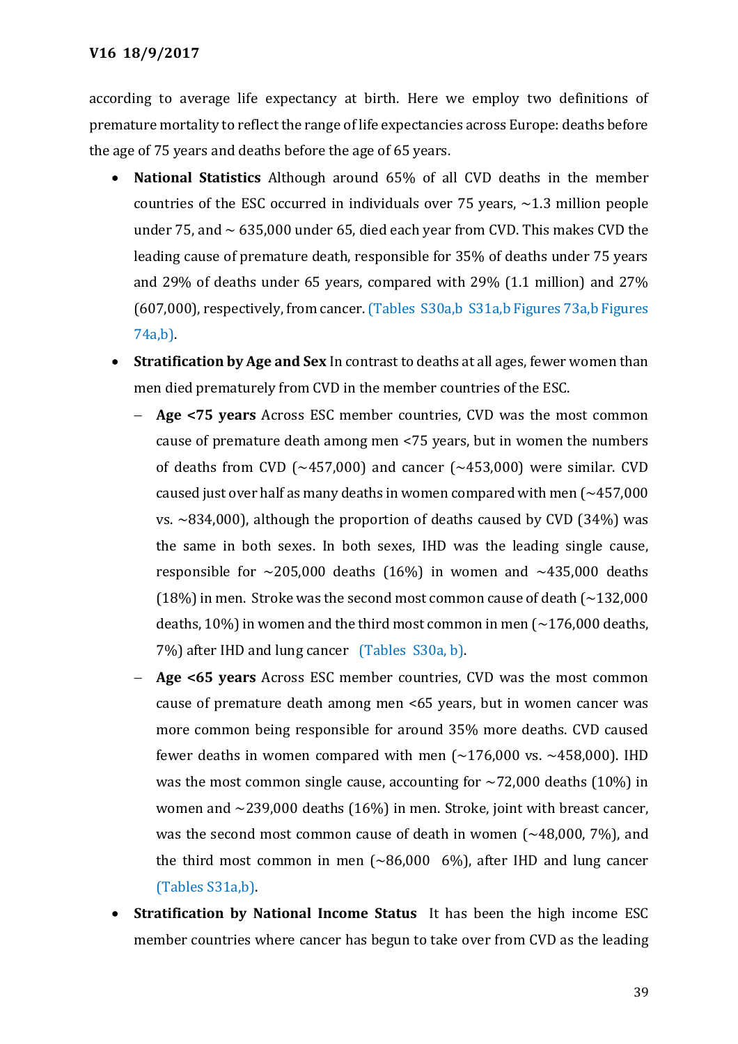according to average life expectancy at birth. Here we employ two definitions of premature mortality to reflect the range of life expectancies across Europe: deaths before the age of 75 years and deaths before the age of 65 years.

- **National Statistics** Although around 65% of all CVD deaths in the member countries of the ESC occurred in individuals over 75 years, ~1.3 million people under 75, and ~ 635,000 under 65, died each year from CVD. This makes CVD the leading cause of premature death, responsible for 35% of deaths under 75 years and 29% of deaths under 65 years, compared with 29% (1.1 million) and 27% (607,000), respectively, from cancer. (Tables S30a,b S31a,b Figures 73a,b Figures 74a,b).
- **Stratification by Age and Sex** In contrast to deaths at all ages, fewer women than men died prematurely from CVD in the member countries of the ESC.
    - **Age <75 years** Across ESC member countries, CVD was the most common cause of premature death among men <75 years, but in women the numbers of deaths from CVD (~457,000) and cancer (~453,000) were similar. CVD caused just over half as many deaths in women compared with men (~457,000 vs. ~834,000), although the proportion of deaths caused by CVD (34%) was the same in both sexes. In both sexes, IHD was the leading single cause, responsible for ~205,000 deaths (16%) in women and ~435,000 deaths (18%) in men. Stroke was the second most common cause of death (~132,000 deaths, 10%) in women and the third most common in men (~176,000 deaths, 7%) after IHD and lung cancer (Tables S30a, b).
    - **Age <65 years** Across ESC member countries, CVD was the most common cause of premature death among men <65 years, but in women cancer was more common being responsible for around 35% more deaths. CVD caused fewer deaths in women compared with men (~176,000 vs. ~458,000). IHD was the most common single cause, accounting for ~72,000 deaths (10%) in women and ~239,000 deaths (16%) in men. Stroke, joint with breast cancer, was the second most common cause of death in women (~48,000, 7%), and the third most common in men (~86,000 6%), after IHD and lung cancer (Tables S31a,b).
- **Stratification by National Income Status** It has been the high income ESC member countries where cancer has begun to take over from CVD as the leading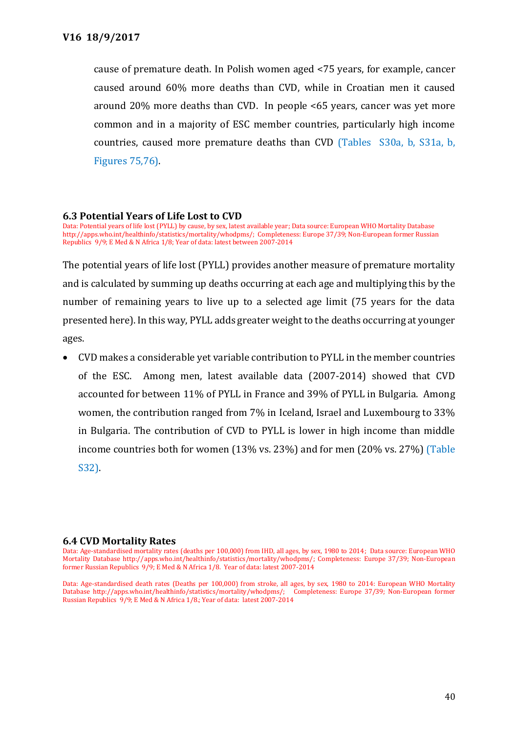cause of premature death. In Polish women aged <75 years, for example, cancer caused around 60% more deaths than CVD, while in Croatian men it caused around 20% more deaths than CVD. In people <65 years, cancer was yet more common and in a majority of ESC member countries, particularly high income countries, caused more premature deaths than CVD (Tables S30a, b, S31a, b, Figures 75,76).

### 6.3 Potential Years of Life Lost to CVD

Data: Potential years of life lost (PYLL) by cause, by sex, latest available year; Data source: European WHO Mortality Database http://apps.who.int/healthinfo/statistics/mortality/whodpms/; Completeness: Europe 37/39; Non-European former Russian Republics 9/9; E Med & N Africa 1/8; Year of data: latest between 2007-2014

The potential years of life lost (PYLL) provides another measure of premature mortality and is calculated by summing up deaths occurring at each age and multiplying this by the number of remaining years to live up to a selected age limit (75 years for the data presented here). In this way, PYLL adds greater weight to the deaths occurring at younger ages.

- CVD makes a considerable yet variable contribution to PYLL in the member countries of the ESC. Among men, latest available data (2007-2014) showed that CVD accounted for between 11% of PYLL in France and 39% of PYLL in Bulgaria. Among women, the contribution ranged from 7% in Iceland, Israel and Luxembourg to 33% in Bulgaria. The contribution of CVD to PYLL is lower in high income than middle income countries both for women (13% vs. 23%) and for men (20% vs. 27%) (Table S32).

### 6.4 CVD Mortality Rates

Data: Age-standardised mortality rates (deaths per 100,000) from IHD, all ages, by sex, 1980 to 2014; Data source: European WHO Mortality Database http://apps.who.int/healthinfo/statistics/mortality/whodpms/; Completeness: Europe 37/39; Non-European former Russian Republics 9/9; E Med & N Africa 1/8. Year of data: latest 2007-2014

Data: Age-standardised death rates (Deaths per 100,000) from stroke, all ages, by sex, 1980 to 2014: European WHO Mortality Database http://apps.who.int/healthinfo/statistics/mortality/whodpms/; Completeness: Europe 37/39; Non-European former Russian Republics 9/9; E Med & N Africa 1/8.; Year of data: latest 2007-2014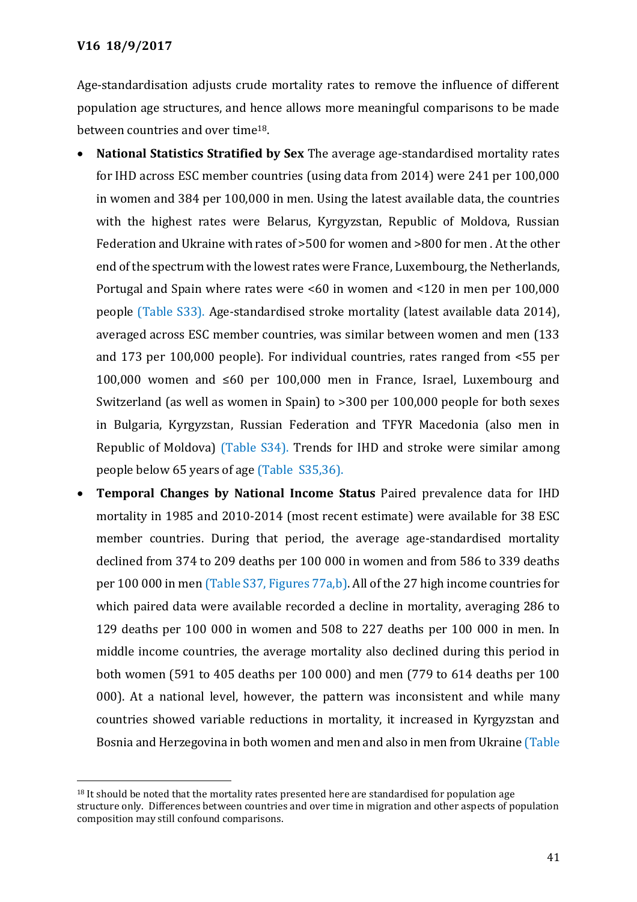Age-standardisation adjusts crude mortality rates to remove the influence of different population age structures, and hence allows more meaningful comparisons to be made between countries and over time[18].

- **National Statistics Stratified by Sex** The average age-standardised mortality rates for IHD across ESC member countries (using data from 2014) were 241 per 100,000 in women and 384 per 100,000 in men. Using the latest available data, the countries with the highest rates were Belarus, Kyrgyzstan, Republic of Moldova, Russian Federation and Ukraine with rates of >500 for women and >800 for men . At the other end of the spectrum with the lowest rates were France, Luxembourg, the Netherlands, Portugal and Spain where rates were <60 in women and <120 in men per 100,000 people (Table S33). Age-standardised stroke mortality (latest available data 2014), averaged across ESC member countries, was similar between women and men (133 and 173 per 100,000 people). For individual countries, rates ranged from <55 per 100,000 women and ≤60 per 100,000 men in France, Israel, Luxembourg and Switzerland (as well as women in Spain) to >300 per 100,000 people for both sexes in Bulgaria, Kyrgyzstan, Russian Federation and TFYR Macedonia (also men in Republic of Moldova) (Table S34). Trends for IHD and stroke were similar among people below 65 years of age (Table S35,36).
- **Temporal Changes by National Income Status** Paired prevalence data for IHD mortality in 1985 and 2010-2014 (most recent estimate) were available for 38 ESC member countries. During that period, the average age-standardised mortality declined from 374 to 209 deaths per 100 000 in women and from 586 to 339 deaths per 100 000 in men (Table S37, Figures 77a,b). All of the 27 high income countries for which paired data were available recorded a decline in mortality, averaging 286 to 129 deaths per 100 000 in women and 508 to 227 deaths per 100 000 in men. In middle income countries, the average mortality also declined during this period in both women (591 to 405 deaths per 100 000) and men (779 to 614 deaths per 100 000). At a national level, however, the pattern was inconsistent and while many countries showed variable reductions in mortality, it increased in Kyrgyzstan and Bosnia and Herzegovina in both women and men and also in men from Ukraine (Table

[18] It should be noted that the mortality rates presented here are standardised for population age structure only. Differences between countries and over time in migration and other aspects of population composition may still confound comparisons.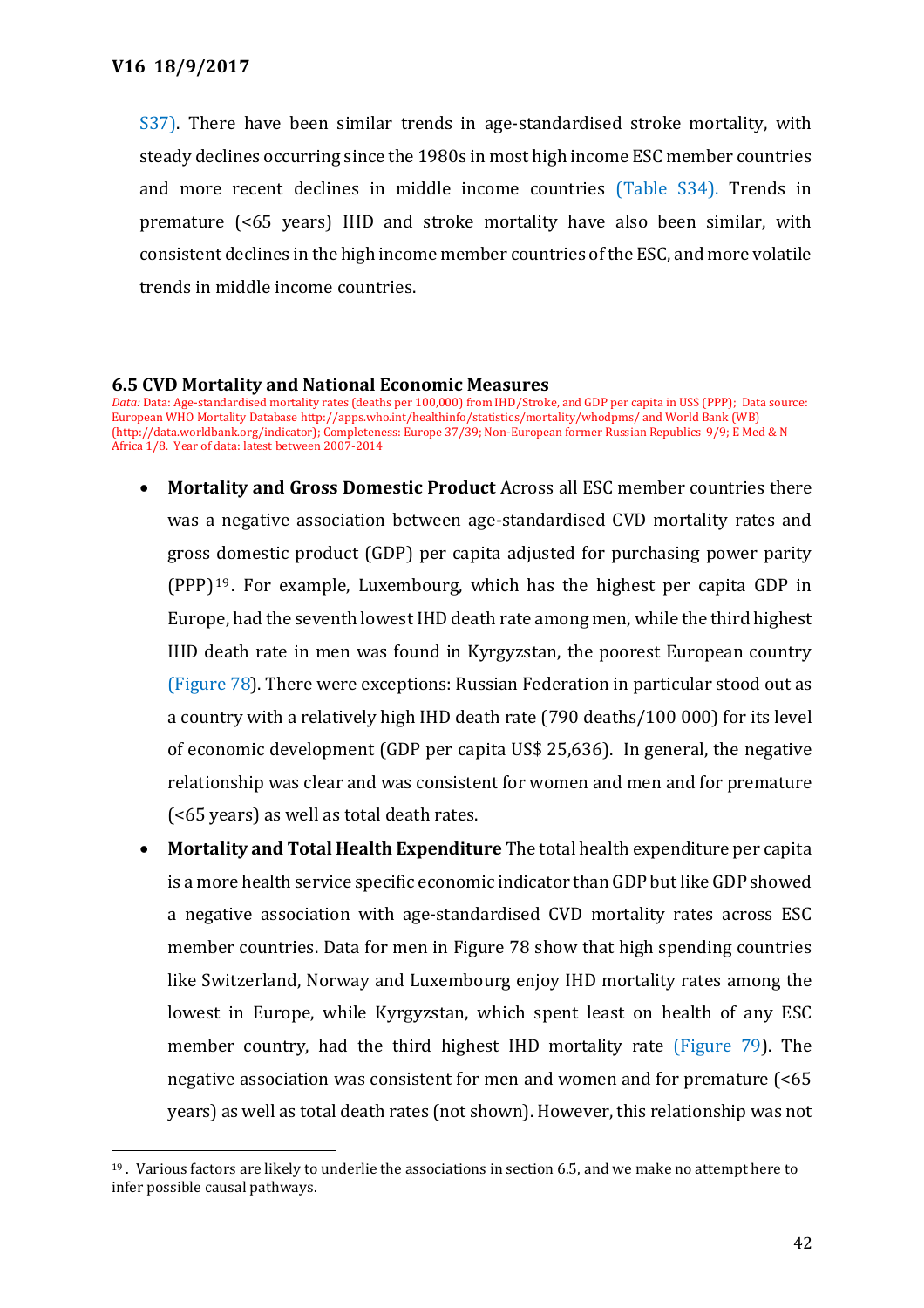S37). There have been similar trends in age-standardised stroke mortality, with steady declines occurring since the 1980s in most high income ESC member countries and more recent declines in middle income countries (Table S34). Trends in premature (<65 years) IHD and stroke mortality have also been similar, with consistent declines in the high income member countries of the ESC, and more volatile trends in middle income countries.

### 6.5 CVD Mortality and National Economic Measures

*Data:* Data: Age-standardised mortality rates (deaths per 100,000) from IHD/Stroke, and GDP per capita in US$ (PPP); Data source: European WHO Mortality Database http://apps.who.int/healthinfo/statistics/mortality/whodpms/ and World Bank (WB) (http://data.worldbank.org/indicator); Completeness: Europe 37/39; Non-European former Russian Republics 9/9; E Med & N Africa 1/8. Year of data: latest between 2007-2014

- **Mortality and Gross Domestic Product** Across all ESC member countries there was a negative association between age-standardised CVD mortality rates and gross domestic product (GDP) per capita adjusted for purchasing power parity (PPP)[19]. For example, Luxembourg, which has the highest per capita GDP in Europe, had the seventh lowest IHD death rate among men, while the third highest IHD death rate in men was found in Kyrgyzstan, the poorest European country (Figure 78). There were exceptions: Russian Federation in particular stood out as a country with a relatively high IHD death rate (790 deaths/100 000) for its level of economic development (GDP per capita US$ 25,636). In general, the negative relationship was clear and was consistent for women and men and for premature (<65 years) as well as total death rates.
- **Mortality and Total Health Expenditure** The total health expenditure per capita is a more health service specific economic indicator than GDP but like GDP showed a negative association with age-standardised CVD mortality rates across ESC member countries. Data for men in Figure 78 show that high spending countries like Switzerland, Norway and Luxembourg enjoy IHD mortality rates among the lowest in Europe, while Kyrgyzstan, which spent least on health of any ESC member country, had the third highest IHD mortality rate (Figure 79). The negative association was consistent for men and women and for premature (<65 years) as well as total death rates (not shown). However, this relationship was not

[19]. Various factors are likely to underlie the associations in section 6.5, and we make no attempt here to infer possible causal pathways.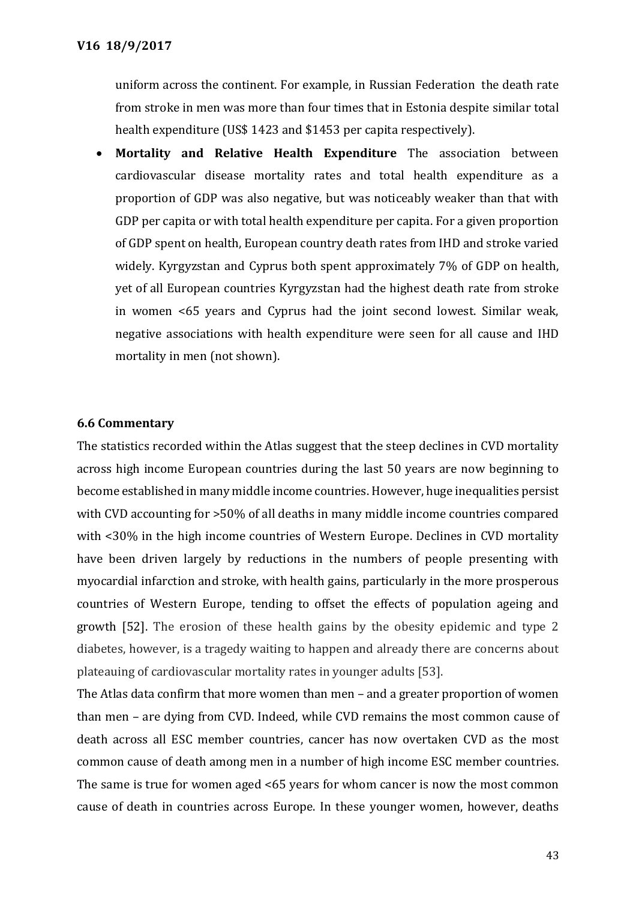uniform across the continent. For example, in Russian Federation the death rate from stroke in men was more than four times that in Estonia despite similar total health expenditure (US$ 1423 and $1453 per capita respectively).

- **Mortality and Relative Health Expenditure** The association between cardiovascular disease mortality rates and total health expenditure as a proportion of GDP was also negative, but was noticeably weaker than that with GDP per capita or with total health expenditure per capita. For a given proportion of GDP spent on health, European country death rates from IHD and stroke varied widely. Kyrgyzstan and Cyprus both spent approximately 7% of GDP on health, yet of all European countries Kyrgyzstan had the highest death rate from stroke in women <65 years and Cyprus had the joint second lowest. Similar weak, negative associations with health expenditure were seen for all cause and IHD mortality in men (not shown).

### 6.6 Commentary

The statistics recorded within the Atlas suggest that the steep declines in CVD mortality across high income European countries during the last 50 years are now beginning to become established in many middle income countries. However, huge inequalities persist with CVD accounting for >50% of all deaths in many middle income countries compared with <30% in the high income countries of Western Europe. Declines in CVD mortality have been driven largely by reductions in the numbers of people presenting with myocardial infarction and stroke, with health gains, particularly in the more prosperous countries of Western Europe, tending to offset the effects of population ageing and growth [52]. The erosion of these health gains by the obesity epidemic and type 2 diabetes, however, is a tragedy waiting to happen and already there are concerns about plateauing of cardiovascular mortality rates in younger adults [53].

The Atlas data confirm that more women than men – and a greater proportion of women than men – are dying from CVD. Indeed, while CVD remains the most common cause of death across all ESC member countries, cancer has now overtaken CVD as the most common cause of death among men in a number of high income ESC member countries. The same is true for women aged <65 years for whom cancer is now the most common cause of death in countries across Europe. In these younger women, however, deaths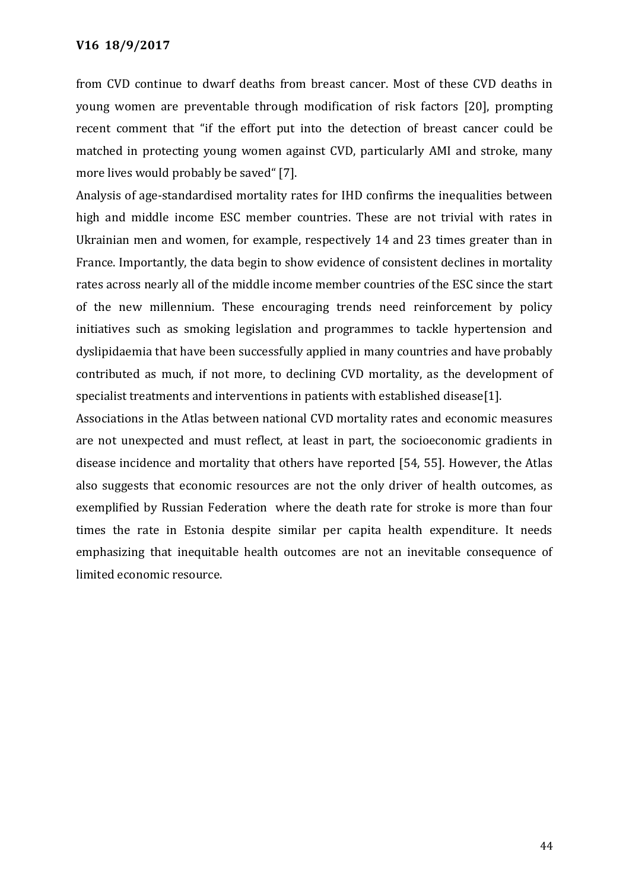from CVD continue to dwarf deaths from breast cancer. Most of these CVD deaths in young women are preventable through modification of risk factors [20], prompting recent comment that “if the effort put into the detection of breast cancer could be matched in protecting young women against CVD, particularly AMI and stroke, many more lives would probably be saved“ [7].

Analysis of age-standardised mortality rates for IHD confirms the inequalities between high and middle income ESC member countries. These are not trivial with rates in Ukrainian men and women, for example, respectively 14 and 23 times greater than in France. Importantly, the data begin to show evidence of consistent declines in mortality rates across nearly all of the middle income member countries of the ESC since the start of the new millennium. These encouraging trends need reinforcement by policy initiatives such as smoking legislation and programmes to tackle hypertension and dyslipidaemia that have been successfully applied in many countries and have probably contributed as much, if not more, to declining CVD mortality, as the development of specialist treatments and interventions in patients with established disease[1].

Associations in the Atlas between national CVD mortality rates and economic measures are not unexpected and must reflect, at least in part, the socioeconomic gradients in disease incidence and mortality that others have reported [54, 55]. However, the Atlas also suggests that economic resources are not the only driver of health outcomes, as exemplified by Russian Federation where the death rate for stroke is more than four times the rate in Estonia despite similar per capita health expenditure. It needs emphasizing that inequitable health outcomes are not an inevitable consequence of limited economic resource.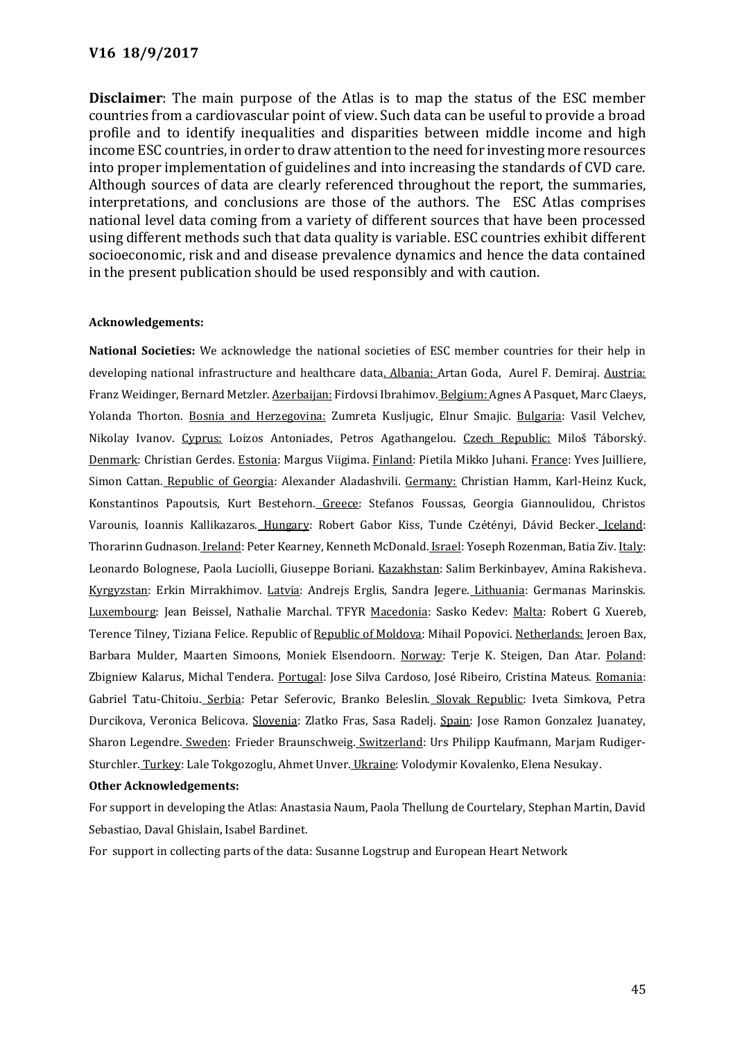**V16 18/9/2017**

**Disclaimer**: The main purpose of the Atlas is to map the status of the ESC member countries from a cardiovascular point of view. Such data can be useful to provide a broad profile and to identify inequalities and disparities between middle income and high income ESC countries, in order to draw attention to the need for investing more resources into proper implementation of guidelines and into increasing the standards of CVD care. Although sources of data are clearly referenced throughout the report, the summaries, interpretations, and conclusions are those of the authors. The ESC Atlas comprises national level data coming from a variety of different sources that have been processed using different methods such that data quality is variable. ESC countries exhibit different socioeconomic, risk and and disease prevalence dynamics and hence the data contained in the present publication should be used responsibly and with caution.

**Acknowledgements:**

**National Societies:** We acknowledge the national societies of ESC member countries for their help in developing national infrastructure and healthcare data. Albania: Artan Goda, Aurel F. Demiraj. Austria: Franz Weidinger, Bernard Metzler. Azerbaijan: Firdovsi Ibrahimov. Belgium: Agnes A Pasquet, Marc Claeys, Yolanda Thorton. Bosnia and Herzegovina: Zumreta Kusljugic, Elnur Smajic. Bulgaria: Vasil Velchev, Nikolay Ivanov. Cyprus: Loizos Antoniades, Petros Agathangelou. Czech Republic: Miloš Táborský. Denmark: Christian Gerdes. Estonia: Margus Viigima. Finland: Pietila Mikko Juhani. France: Yves Juilliere, Simon Cattan. Republic of Georgia: Alexander Aladashvili. Germany: Christian Hamm, Karl-Heinz Kuck, Konstantinos Papoutsis, Kurt Bestehorn. Greece: Stefanos Foussas, Georgia Giannoulidou, Christos Varounis, Ioannis Kallikazaros. Hungary: Robert Gabor Kiss, Tunde Czétényi, Dávid Becker. Iceland: Thorarinn Gudnason. Ireland: Peter Kearney, Kenneth McDonald. Israel: Yoseph Rozenman, Batia Ziv. Italy: Leonardo Bolognese, Paola Luciolli, Giuseppe Boriani. Kazakhstan: Salim Berkinbayev, Amina Rakisheva. Kyrgyzstan: Erkin Mirrakhimov. Latvia: Andrejs Erglis, Sandra Jegere. Lithuania: Germanas Marinskis. Luxembourg: Jean Beissel, Nathalie Marchal. TFYR Macedonia: Sasko Kedev: Malta: Robert G Xuereb, Terence Tilney, Tiziana Felice. Republic of Republic of Moldova: Mihail Popovici. Netherlands: Jeroen Bax, Barbara Mulder, Maarten Simoons, Moniek Elsendoorn. Norway: Terje K. Steigen, Dan Atar. Poland: Zbigniew Kalarus, Michal Tendera. Portugal: Jose Silva Cardoso, José Ribeiro, Cristina Mateus. Romania: Gabriel Tatu-Chitoiu. Serbia: Petar Seferovic, Branko Beleslin. Slovak Republic: Iveta Simkova, Petra Durcikova, Veronica Belicova. Slovenia: Zlatko Fras, Sasa Radelj. Spain: Jose Ramon Gonzalez Juanatey, Sharon Legendre. Sweden: Frieder Braunschweig. Switzerland: Urs Philipp Kaufmann, Marjam Rudiger-Sturchler. Turkey: Lale Tokgozoglu, Ahmet Unver. Ukraine: Volodymir Kovalenko, Elena Nesukay.

**Other Acknowledgements:**

For support in developing the Atlas: Anastasia Naum, Paola Thellung de Courtelary, Stephan Martin, David Sebastiao, Daval Ghislain, Isabel Bardinet.

For support in collecting parts of the data: Susanne Logstrup and European Heart Network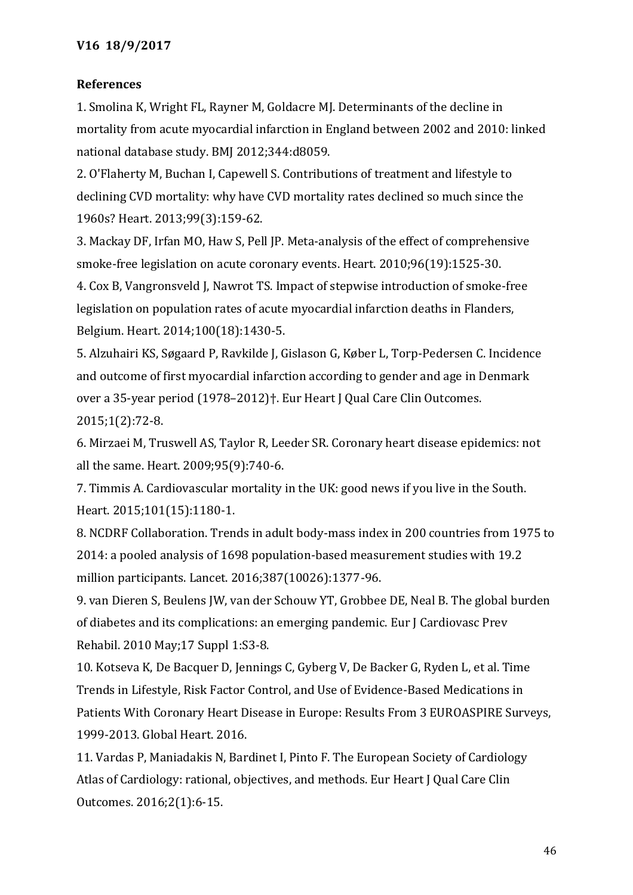**References**

1. Smolina K, Wright FL, Rayner M, Goldacre MJ. Determinants of the decline in mortality from acute myocardial infarction in England between 2002 and 2010: linked national database study. BMJ 2012;344:d8059.
2. O'Flaherty M, Buchan I, Capewell S. Contributions of treatment and lifestyle to declining CVD mortality: why have CVD mortality rates declined so much since the 1960s? Heart. 2013;99(3):159-62.
3. Mackay DF, Irfan MO, Haw S, Pell JP. Meta-analysis of the effect of comprehensive smoke-free legislation on acute coronary events. Heart. 2010;96(19):1525-30.
4. Cox B, Vangronsveld J, Nawrot TS. Impact of stepwise introduction of smoke-free legislation on population rates of acute myocardial infarction deaths in Flanders, Belgium. Heart. 2014;100(18):1430-5.
5. Alzuhairi KS, Søgaard P, Ravkilde J, Gislason G, Køber L, Torp-Pedersen C. Incidence and outcome of first myocardial infarction according to gender and age in Denmark over a 35-year period (1978–2012)†. Eur Heart J Qual Care Clin Outcomes. 2015;1(2):72-8.
6. Mirzaei M, Truswell AS, Taylor R, Leeder SR. Coronary heart disease epidemics: not all the same. Heart. 2009;95(9):740-6.
7. Timmis A. Cardiovascular mortality in the UK: good news if you live in the South. Heart. 2015;101(15):1180-1.
8. NCDRF Collaboration. Trends in adult body-mass index in 200 countries from 1975 to 2014: a pooled analysis of 1698 population-based measurement studies with 19.2 million participants. Lancet. 2016;387(10026):1377-96.
9. van Dieren S, Beulens JW, van der Schouw YT, Grobbee DE, Neal B. The global burden of diabetes and its complications: an emerging pandemic. Eur J Cardiovasc Prev Rehabil. 2010 May;17 Suppl 1:S3-8.
10. Kotseva K, De Bacquer D, Jennings C, Gyberg V, De Backer G, Ryden L, et al. Time Trends in Lifestyle, Risk Factor Control, and Use of Evidence-Based Medications in Patients With Coronary Heart Disease in Europe: Results From 3 EUROASPIRE Surveys, 1999-2013. Global Heart. 2016.
11. Vardas P, Maniadakis N, Bardinet I, Pinto F. The European Society of Cardiology Atlas of Cardiology: rational, objectives, and methods. Eur Heart J Qual Care Clin Outcomes. 2016;2(1):6-15.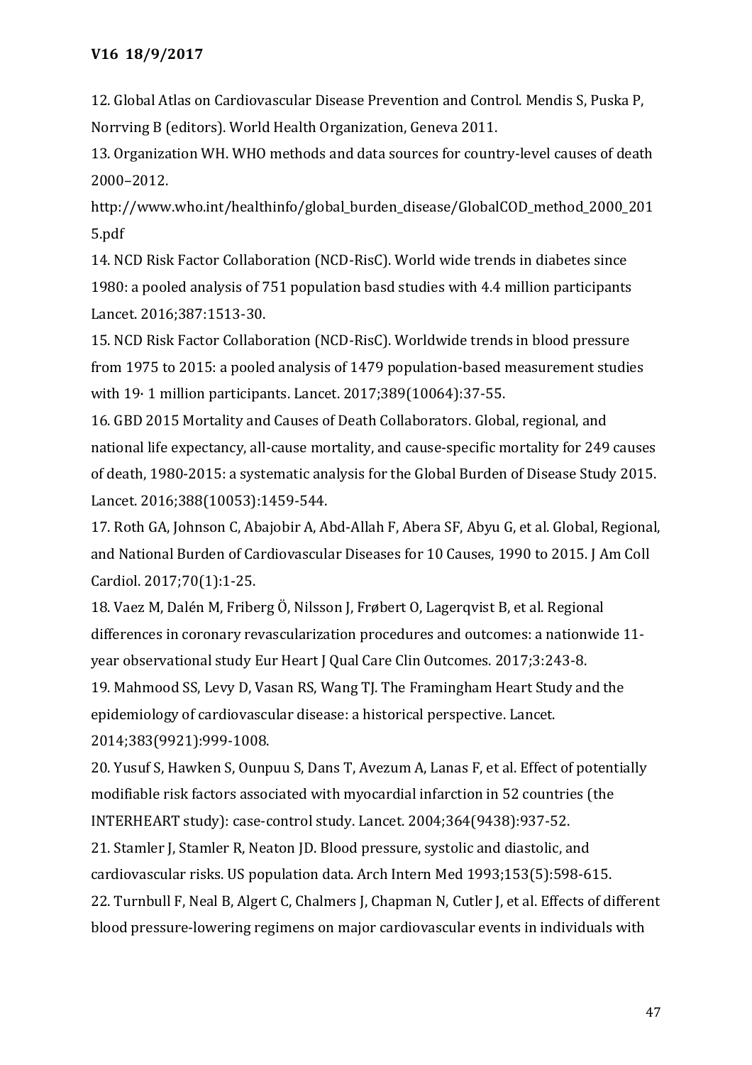12. Global Atlas on Cardiovascular Disease Prevention and Control. Mendis S, Puska P, Norrving B (editors). World Health Organization, Geneva 2011.

13. Organization WH. WHO methods and data sources for country-level causes of death 2000–2012.
http://www.who.int/healthinfo/global_burden_disease/GlobalCOD_method_2000_2015.pdf

14. NCD Risk Factor Collaboration (NCD-RisC). World wide trends in diabetes since 1980: a pooled analysis of 751 population basd studies with 4.4 million participants Lancet. 2016;387:1513-30.

15. NCD Risk Factor Collaboration (NCD-RisC). Worldwide trends in blood pressure from 1975 to 2015: a pooled analysis of 1479 population-based measurement studies with 19· 1 million participants. Lancet. 2017;389(10064):37-55.

16. GBD 2015 Mortality and Causes of Death Collaborators. Global, regional, and national life expectancy, all-cause mortality, and cause-specific mortality for 249 causes of death, 1980-2015: a systematic analysis for the Global Burden of Disease Study 2015. Lancet. 2016;388(10053):1459-544.

17. Roth GA, Johnson C, Abajobir A, Abd-Allah F, Abera SF, Abyu G, et al. Global, Regional, and National Burden of Cardiovascular Diseases for 10 Causes, 1990 to 2015. J Am Coll Cardiol. 2017;70(1):1-25.

18. Vaez M, Dalén M, Friberg Ö, Nilsson J, Frøbert O, Lagerqvist B, et al. Regional differences in coronary revascularization procedures and outcomes: a nationwide 11-year observational study Eur Heart J Qual Care Clin Outcomes. 2017;3:243-8.

19. Mahmood SS, Levy D, Vasan RS, Wang TJ. The Framingham Heart Study and the epidemiology of cardiovascular disease: a historical perspective. Lancet. 2014;383(9921):999-1008.

20. Yusuf S, Hawken S, Ounpuu S, Dans T, Avezum A, Lanas F, et al. Effect of potentially modifiable risk factors associated with myocardial infarction in 52 countries (the INTERHEART study): case-control study. Lancet. 2004;364(9438):937-52.

21. Stamler J, Stamler R, Neaton JD. Blood pressure, systolic and diastolic, and cardiovascular risks. US population data. Arch Intern Med 1993;153(5):598-615.

22. Turnbull F, Neal B, Algert C, Chalmers J, Chapman N, Cutler J, et al. Effects of different blood pressure-lowering regimens on major cardiovascular events in individuals with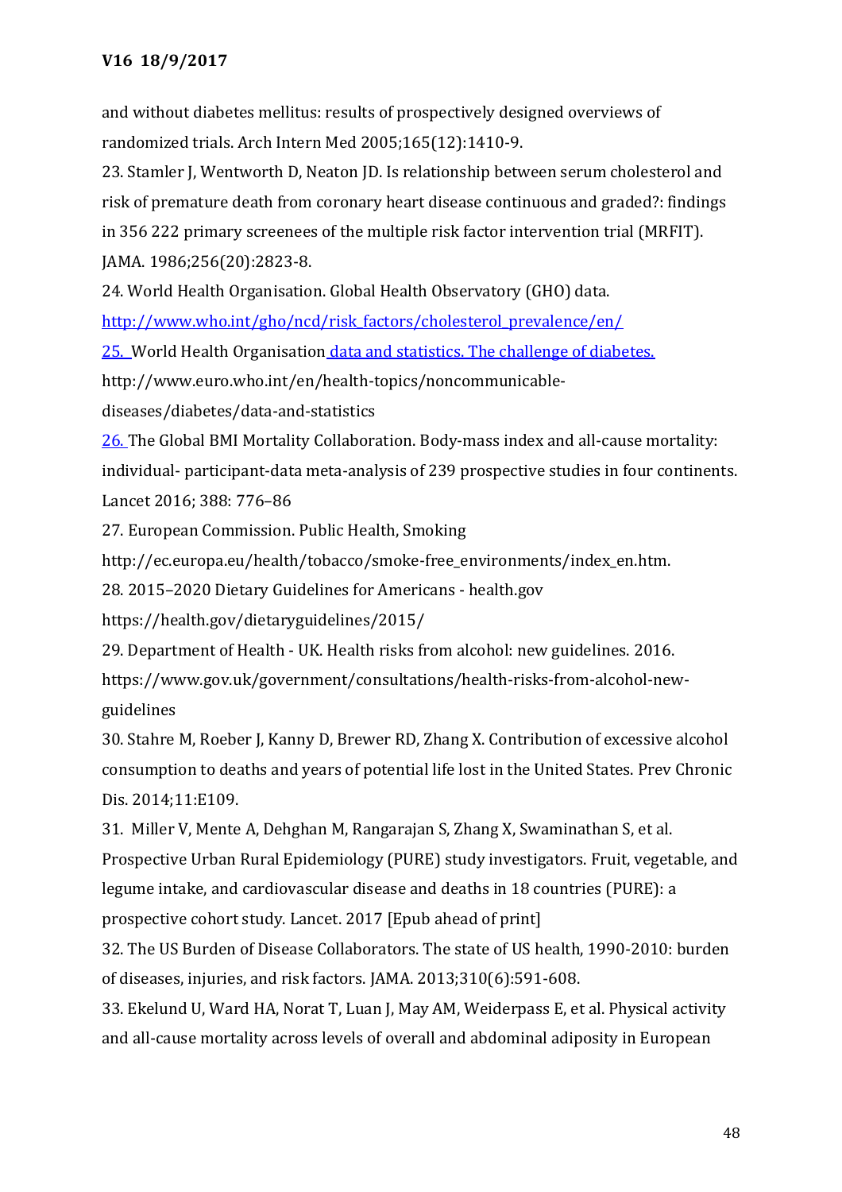and without diabetes mellitus: results of prospectively designed overviews of randomized trials. Arch Intern Med 2005;165(12):1410-9.

23. Stamler J, Wentworth D, Neaton JD. Is relationship between serum cholesterol and risk of premature death from coronary heart disease continuous and graded?: findings in 356 222 primary screenees of the multiple risk factor intervention trial (MRFIT). JAMA. 1986;256(20):2823-8.

24. World Health Organisation. Global Health Observatory (GHO) data. http://www.who.int/gho/ncd/risk_factors/cholesterol_prevalence/en/

25. World Health Organisation data and statistics. The challenge of diabetes. http://www.euro.who.int/en/health-topics/noncommunicable-diseases/diabetes/data-and-statistics

26. The Global BMI Mortality Collaboration. Body-mass index and all-cause mortality: individual- participant-data meta-analysis of 239 prospective studies in four continents. Lancet 2016; 388: 776–86

27. European Commission. Public Health, Smoking http://ec.europa.eu/health/tobacco/smoke-free_environments/index_en.htm.

28. 2015–2020 Dietary Guidelines for Americans - health.gov https://health.gov/dietaryguidelines/2015/

29. Department of Health - UK. Health risks from alcohol: new guidelines. 2016. https://www.gov.uk/government/consultations/health-risks-from-alcohol-new-guidelines

30. Stahre M, Roeber J, Kanny D, Brewer RD, Zhang X. Contribution of excessive alcohol consumption to deaths and years of potential life lost in the United States. Prev Chronic Dis. 2014;11:E109.

31. Miller V, Mente A, Dehghan M, Rangarajan S, Zhang X, Swaminathan S, et al. Prospective Urban Rural Epidemiology (PURE) study investigators. Fruit, vegetable, and legume intake, and cardiovascular disease and deaths in 18 countries (PURE): a prospective cohort study. Lancet. 2017 [Epub ahead of print]

32. The US Burden of Disease Collaborators. The state of US health, 1990-2010: burden of diseases, injuries, and risk factors. JAMA. 2013;310(6):591-608.

33. Ekelund U, Ward HA, Norat T, Luan J, May AM, Weiderpass E, et al. Physical activity and all-cause mortality across levels of overall and abdominal adiposity in European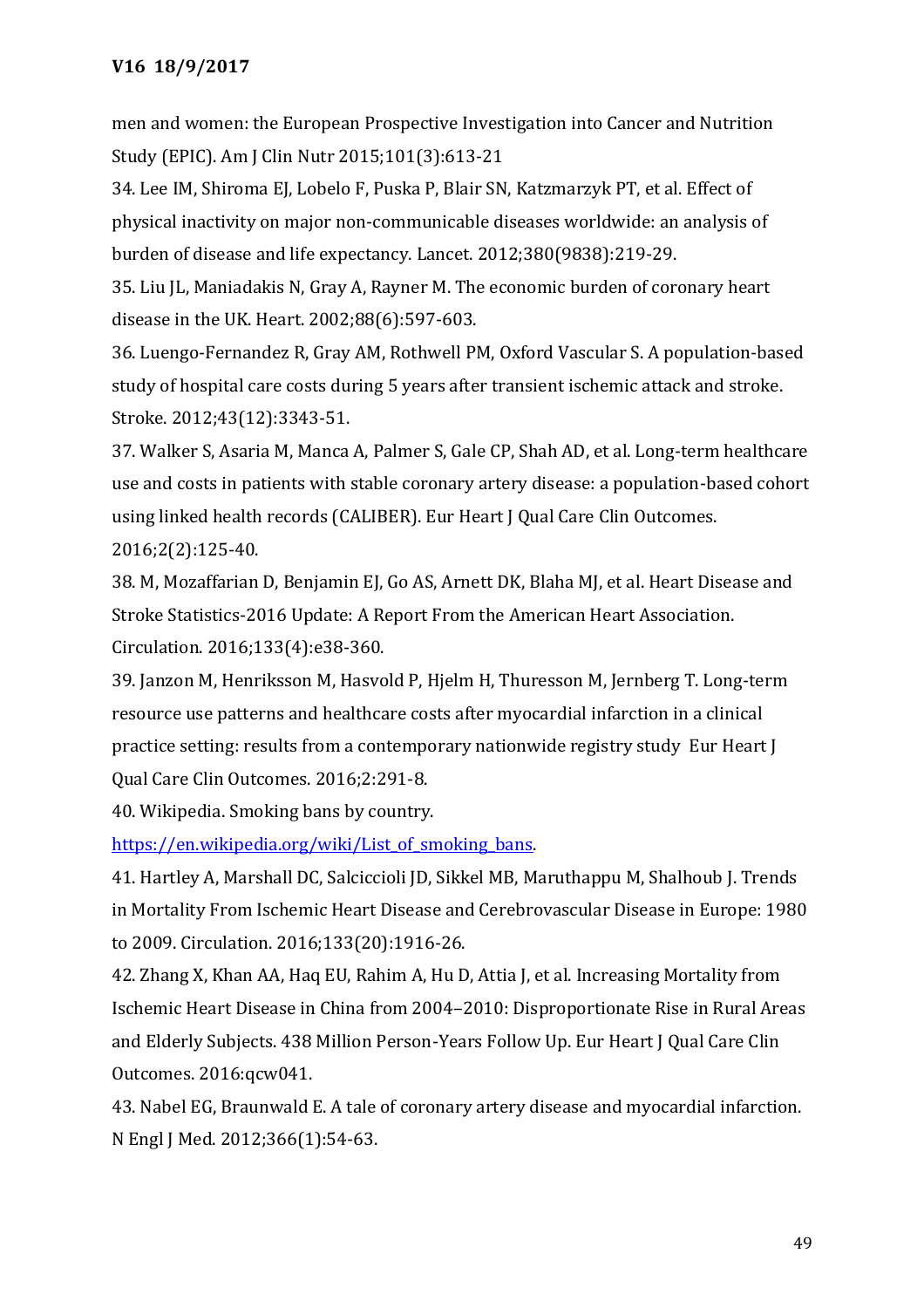men and women: the European Prospective Investigation into Cancer and Nutrition Study (EPIC). Am J Clin Nutr 2015;101(3):613-21

34. Lee IM, Shiroma EJ, Lobelo F, Puska P, Blair SN, Katzmarzyk PT, et al. Effect of physical inactivity on major non-communicable diseases worldwide: an analysis of burden of disease and life expectancy. Lancet. 2012;380(9838):219-29.

35. Liu JL, Maniadakis N, Gray A, Rayner M. The economic burden of coronary heart disease in the UK. Heart. 2002;88(6):597-603.

36. Luengo-Fernandez R, Gray AM, Rothwell PM, Oxford Vascular S. A population-based study of hospital care costs during 5 years after transient ischemic attack and stroke. Stroke. 2012;43(12):3343-51.

37. Walker S, Asaria M, Manca A, Palmer S, Gale CP, Shah AD, et al. Long-term healthcare use and costs in patients with stable coronary artery disease: a population-based cohort using linked health records (CALIBER). Eur Heart J Qual Care Clin Outcomes. 2016;2(2):125-40.

38. M, Mozaffarian D, Benjamin EJ, Go AS, Arnett DK, Blaha MJ, et al. Heart Disease and Stroke Statistics-2016 Update: A Report From the American Heart Association. Circulation. 2016;133(4):e38-360.

39. Janzon M, Henriksson M, Hasvold P, Hjelm H, Thuresson M, Jernberg T. Long-term resource use patterns and healthcare costs after myocardial infarction in a clinical practice setting: results from a contemporary nationwide registry study Eur Heart J Qual Care Clin Outcomes. 2016;2:291-8.

40. Wikipedia. Smoking bans by country. [https://en.wikipedia.org/wiki/List_of_smoking_bans](https://en.wikipedia.org/wiki/List_of_smoking_bans).

41. Hartley A, Marshall DC, Salciccioli JD, Sikkel MB, Maruthappu M, Shalhoub J. Trends in Mortality From Ischemic Heart Disease and Cerebrovascular Disease in Europe: 1980 to 2009. Circulation. 2016;133(20):1916-26.

42. Zhang X, Khan AA, Haq EU, Rahim A, Hu D, Attia J, et al. Increasing Mortality from Ischemic Heart Disease in China from 2004–2010: Disproportionate Rise in Rural Areas and Elderly Subjects. 438 Million Person-Years Follow Up. Eur Heart J Qual Care Clin Outcomes. 2016:qcw041.

43. Nabel EG, Braunwald E. A tale of coronary artery disease and myocardial infarction. N Engl J Med. 2012;366(1):54-63.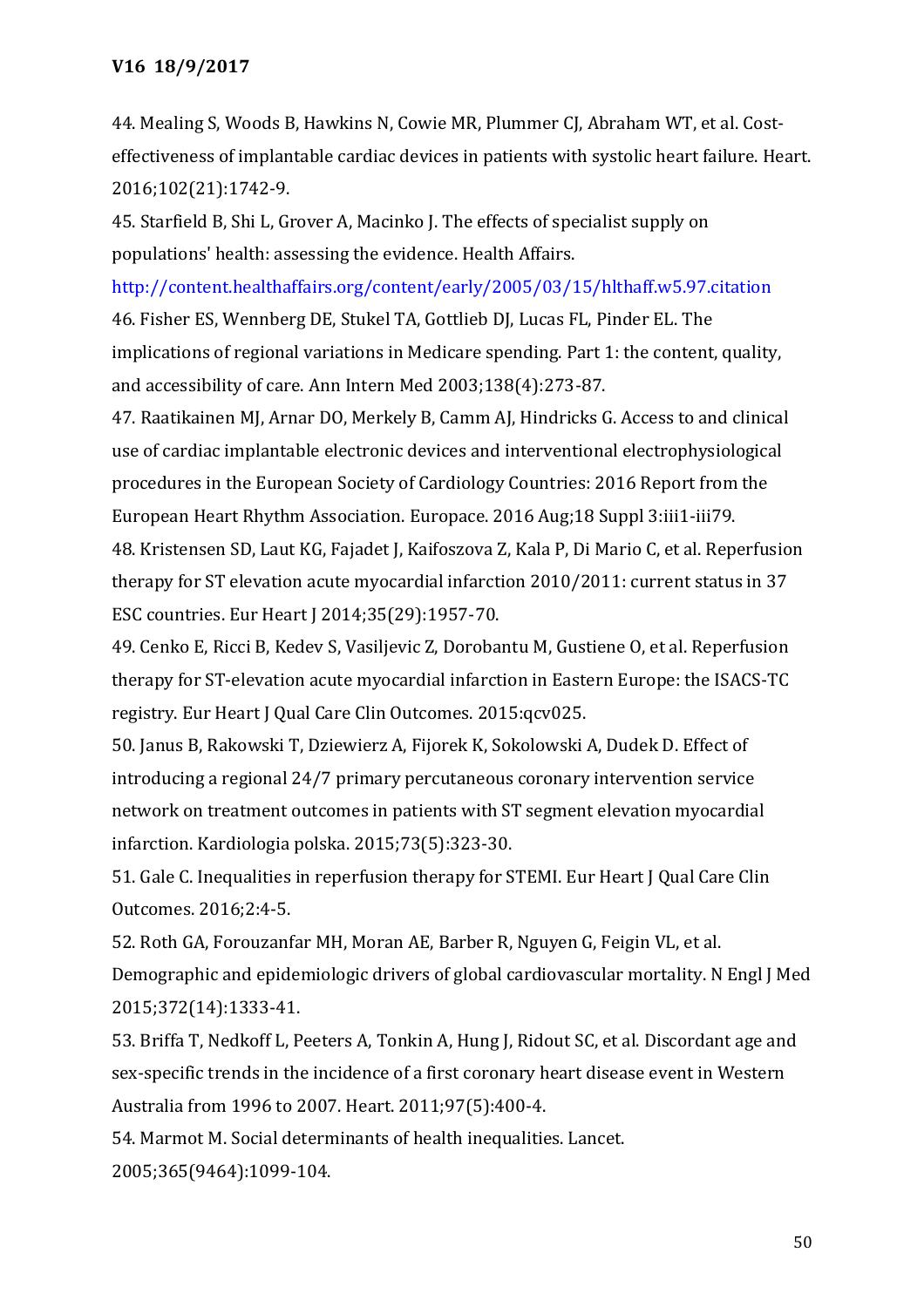44. Mealing S, Woods B, Hawkins N, Cowie MR, Plummer CJ, Abraham WT, et al. Cost-effectiveness of implantable cardiac devices in patients with systolic heart failure. Heart. 2016;102(21):1742-9.

45. Starfield B, Shi L, Grover A, Macinko J. The effects of specialist supply on populations' health: assessing the evidence. Health Affairs. http://content.healthaffairs.org/content/early/2005/03/15/hlthaff.w5.97.citation

46. Fisher ES, Wennberg DE, Stukel TA, Gottlieb DJ, Lucas FL, Pinder EL. The implications of regional variations in Medicare spending. Part 1: the content, quality, and accessibility of care. Ann Intern Med 2003;138(4):273-87.

47. Raatikainen MJ, Arnar DO, Merkely B, Camm AJ, Hindricks G. Access to and clinical use of cardiac implantable electronic devices and interventional electrophysiological procedures in the European Society of Cardiology Countries: 2016 Report from the European Heart Rhythm Association. Europace. 2016 Aug;18 Suppl 3:iii1-iii79.

48. Kristensen SD, Laut KG, Fajadet J, Kaifoszova Z, Kala P, Di Mario C, et al. Reperfusion therapy for ST elevation acute myocardial infarction 2010/2011: current status in 37 ESC countries. Eur Heart J 2014;35(29):1957-70.

49. Cenko E, Ricci B, Kedev S, Vasiljevic Z, Dorobantu M, Gustiene O, et al. Reperfusion therapy for ST-elevation acute myocardial infarction in Eastern Europe: the ISACS-TC registry. Eur Heart J Qual Care Clin Outcomes. 2015:qcv025.

50. Janus B, Rakowski T, Dziewierz A, Fijorek K, Sokolowski A, Dudek D. Effect of introducing a regional 24/7 primary percutaneous coronary intervention service network on treatment outcomes in patients with ST segment elevation myocardial infarction. Kardiologia polska. 2015;73(5):323-30.

51. Gale C. Inequalities in reperfusion therapy for STEMI. Eur Heart J Qual Care Clin Outcomes. 2016;2:4-5.

52. Roth GA, Forouzanfar MH, Moran AE, Barber R, Nguyen G, Feigin VL, et al. Demographic and epidemiologic drivers of global cardiovascular mortality. N Engl J Med 2015;372(14):1333-41.

53. Briffa T, Nedkoff L, Peeters A, Tonkin A, Hung J, Ridout SC, et al. Discordant age and sex-specific trends in the incidence of a first coronary heart disease event in Western Australia from 1996 to 2007. Heart. 2011;97(5):400-4.

54. Marmot M. Social determinants of health inequalities. Lancet. 2005;365(9464):1099-104.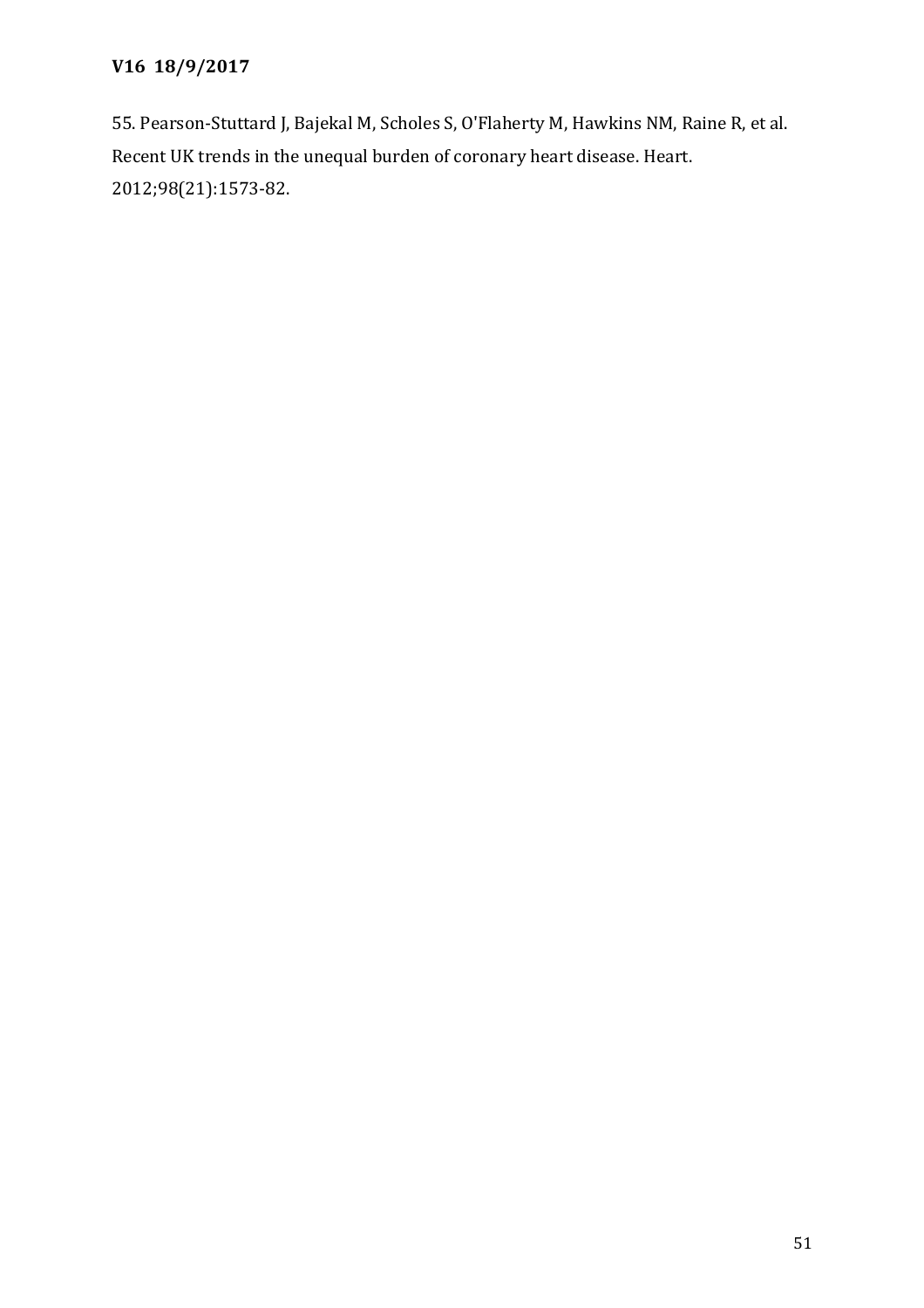55. Pearson-Stuttard J, Bajekal M, Scholes S, O'Flaherty M, Hawkins NM, Raine R, et al. Recent UK trends in the unequal burden of coronary heart disease. Heart. 2012;98(21):1573-82.